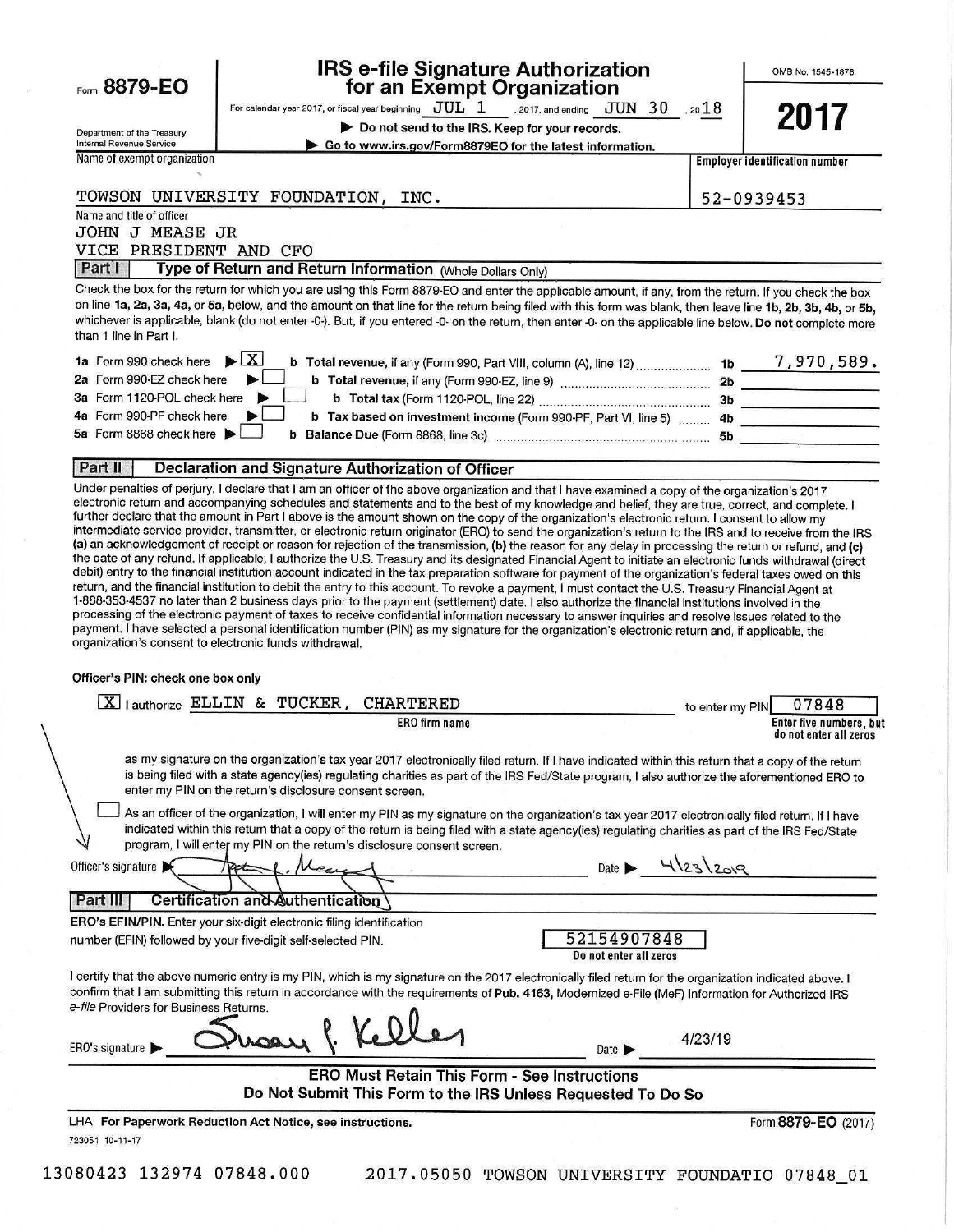Form **8879-EO**

Department of the Treasury
Internal Revenue Service

# IRS e-file Signature Authorization for an Exempt Organization

For calendar year 2017, or fiscal year beginning JUL 1, 2017, and ending JUN 30, 2018

▶ Do not send to the IRS. Keep for your records.

▶ Go to www.irs.gov/Form8879EO for the latest information.

OMB No. 1545-1878

**2017**

Name of exempt organization: TOWSON UNIVERSITY FOUNDATION, INC.

Employer identification number: 52-0939453

Name and title of officer:
JOHN J MEASE JR
VICE PRESIDENT AND CFO

## Part I — Type of Return and Return Information (Whole Dollars Only)

Check the box for the return for which you are using this Form 8879-EO and enter the applicable amount, if any, from the return. If you check the box on line **1a, 2a, 3a, 4a,** or **5a,** below, and the amount on that line for the return being filed with this form was blank, then leave line **1b, 2b, 3b, 4b,** or **5b,** whichever is applicable, blank (do not enter -0-). But, if you entered -0- on the return, then enter -0- on the applicable line below. **Do not** complete more than 1 line in Part I.

| | | | |
|---|---|---|---|
| **1a** Form 990 check here ▶ [X] | **b Total revenue,** if any (Form 990, Part VIII, column (A), line 12) | **1b** | 7,970,589. |
| **2a** Form 990-EZ check here ▶ [ ] | **b Total revenue,** if any (Form 990-EZ, line 9) | **2b** | |
| **3a** Form 1120-POL check here ▶ [ ] | **b Total tax** (Form 1120-POL, line 22) | **3b** | |
| **4a** Form 990-PF check here ▶ [ ] | **b Tax based on investment income** (Form 990-PF, Part VI, line 5) | **4b** | |
| **5a** Form 8868 check here ▶ [ ] | **b Balance Due** (Form 8868, line 3c) | **5b** | |

## Part II — Declaration and Signature Authorization of Officer

Under penalties of perjury, I declare that I am an officer of the above organization and that I have examined a copy of the organization's 2017 electronic return and accompanying schedules and statements and to the best of my knowledge and belief, they are true, correct, and complete. I further declare that the amount in Part I above is the amount shown on the copy of the organization's electronic return. I consent to allow my intermediate service provider, transmitter, or electronic return originator (ERO) to send the organization's return to the IRS and to receive from the IRS **(a)** an acknowledgement of receipt or reason for rejection of the transmission, **(b)** the reason for any delay in processing the return or refund, and **(c)** the date of any refund. If applicable, I authorize the U.S. Treasury and its designated Financial Agent to initiate an electronic funds withdrawal (direct debit) entry to the financial institution account indicated in the tax preparation software for payment of the organization's federal taxes owed on this return, and the financial institution to debit the entry to this account. To revoke a payment, I must contact the U.S. Treasury Financial Agent at 1-888-353-4537 no later than 2 business days prior to the payment (settlement) date. I also authorize the financial institutions involved in the processing of the electronic payment of taxes to receive confidential information necessary to answer inquiries and resolve issues related to the payment. I have selected a personal identification number (PIN) as my signature for the organization's electronic return and, if applicable, the organization's consent to electronic funds withdrawal.

**Officer's PIN: check one box only**

[X] I authorize ELLIN & TUCKER, CHARTERED (ERO firm name) to enter my PIN 07848 (Enter five numbers, but do not enter all zeros)

as my signature on the organization's tax year 2017 electronically filed return. If I have indicated within this return that a copy of the return is being filed with a state agency(ies) regulating charities as part of the IRS Fed/State program, I also authorize the aforementioned ERO to enter my PIN on the return's disclosure consent screen.

[ ] As an officer of the organization, I will enter my PIN as my signature on the organization's tax year 2017 electronically filed return. If I have indicated within this return that a copy of the return is being filed with a state agency(ies) regulating charities as part of the IRS Fed/State program, I will enter my PIN on the return's disclosure consent screen.

Officer's signature ▶ *[signature]* Date ▶ 4\23\2019

## Part III — Certification and Authentication

**ERO's EFIN/PIN.** Enter your six-digit electronic filing identification number (EFIN) followed by your five-digit self-selected PIN.

52154907848
Do not enter all zeros

I certify that the above numeric entry is my PIN, which is my signature on the 2017 electronically filed return for the organization indicated above. I confirm that I am submitting this return in accordance with the requirements of **Pub. 4163,** Modernized e-File (MeF) Information for Authorized IRS *e-file* Providers for Business Returns.

ERO's signature ▶ *Susan P. Keller* Date ▶ 4/23/19

**ERO Must Retain This Form - See Instructions**
**Do Not Submit This Form to the IRS Unless Requested To Do So**

LHA **For Paperwork Reduction Act Notice, see instructions.** Form **8879-EO** (2017)

723051 10-11-17

13080423 132974 07848.000 2017.05050 TOWSON UNIVERSITY FOUNDATIO 07848_01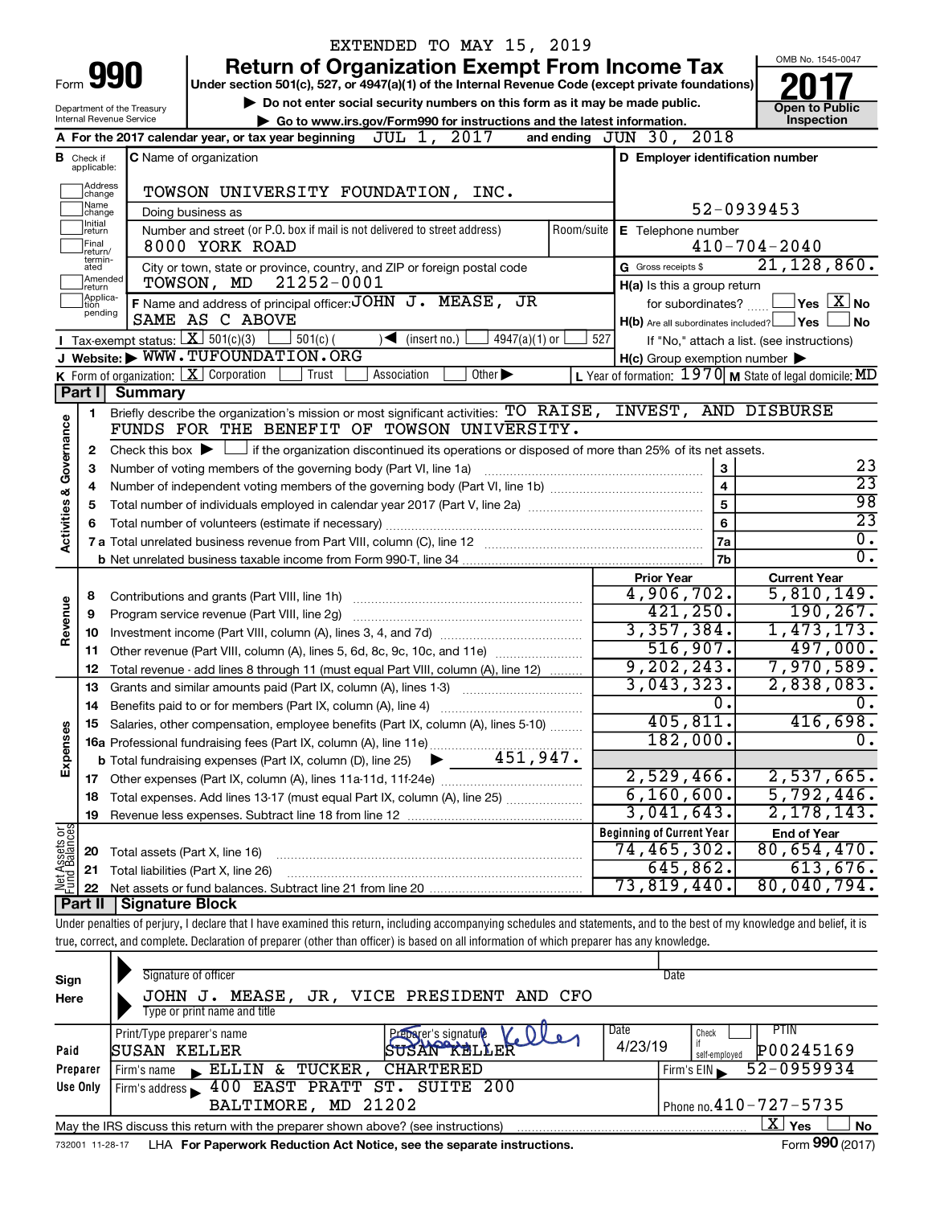EXTENDED TO MAY 15, 2019

# Form 990 — Return of Organization Exempt From Income Tax

Under section 501(c), 527, or 4947(a)(1) of the Internal Revenue Code (except private foundations)

▶ Do not enter social security numbers on this form as it may be made public.

▶ Go to www.irs.gov/Form990 for instructions and the latest information.

Department of the Treasury, Internal Revenue Service

OMB No. 1545-0047

**2017**

Open to Public Inspection

**A** For the 2017 calendar year, or tax year beginning JUL 1, 2017 and ending JUN 30, 2018

**B** Check if applicable: ☐ Address change ☐ Name change ☐ Initial return ☐ Final return/terminated ☐ Amended return ☐ Application pending

**C** Name of organization: TOWSON UNIVERSITY FOUNDATION, INC.

Doing business as

Number and street (or P.O. box if mail is not delivered to street address): 8000 YORK ROAD — Room/suite

City or town, state or province, country, and ZIP or foreign postal code: TOWSON, MD 21252-0001

**D** Employer identification number: 52-0939453

**E** Telephone number: 410-704-2040

**G** Gross receipts $ 21,128,860.

**F** Name and address of principal officer: JOHN J. MEASE, JR — SAME AS C ABOVE

**H(a)** Is this a group return for subordinates? ☐ Yes ☒ No

**H(b)** Are all subordinates included? ☐ Yes ☐ No — If "No," attach a list. (see instructions)

**H(c)** Group exemption number ▶

**I** Tax-exempt status: ☒ 501(c)(3) ☐ 501(c) ( ) ◀ (insert no.) ☐ 4947(a)(1) or ☐ 527

**J** Website: ▶ WWW.TUFOUNDATION.ORG

**K** Form of organization: ☒ Corporation ☐ Trust ☐ Association ☐ Other ▶

**L** Year of formation: 1970 **M** State of legal domicile: MD

## Part I Summary

### Activities & Governance

1 Briefly describe the organization's mission or most significant activities: TO RAISE, INVEST, AND DISBURSE FUNDS FOR THE BENEFIT OF TOWSON UNIVERSITY.

2 Check this box ▶ ☐ if the organization discontinued its operations or disposed of more than 25% of its net assets.

| Line | Description | No. | Value |
|---|---|---|---|
| 3 | Number of voting members of the governing body (Part VI, line 1a) | 3 | 23 |
| 4 | Number of independent voting members of the governing body (Part VI, line 1b) | 4 | 23 |
| 5 | Total number of individuals employed in calendar year 2017 (Part V, line 2a) | 5 | 98 |
| 6 | Total number of volunteers (estimate if necessary) | 6 | 23 |
| 7a | Total unrelated business revenue from Part VIII, column (C), line 12 | 7a | 0. |
| 7b | Net unrelated business taxable income from Form 990-T, line 34 | 7b | 0. |

### Revenue

| Line | Description | Prior Year | Current Year |
|---|---|---|---|
| 8 | Contributions and grants (Part VIII, line 1h) | 4,906,702. | 5,810,149. |
| 9 | Program service revenue (Part VIII, line 2g) | 421,250. | 190,267. |
| 10 | Investment income (Part VIII, column (A), lines 3, 4, and 7d) | 3,357,384. | 1,473,173. |
| 11 | Other revenue (Part VIII, column (A), lines 5, 6d, 8c, 9c, 10c, and 11e) | 516,907. | 497,000. |
| 12 | Total revenue - add lines 8 through 11 (must equal Part VIII, column (A), line 12) | 9,202,243. | 7,970,589. |

### Expenses

| Line | Description | Prior Year | Current Year |
|---|---|---|---|
| 13 | Grants and similar amounts paid (Part IX, column (A), lines 1-3) | 3,043,323. | 2,838,083. |
| 14 | Benefits paid to or for members (Part IX, column (A), line 4) | 0. | 0. |
| 15 | Salaries, other compensation, employee benefits (Part IX, column (A), lines 5-10) | 405,811. | 416,698. |
| 16a | Professional fundraising fees (Part IX, column (A), line 11e) | 182,000. | 0. |
| b | Total fundraising expenses (Part IX, column (D), line 25) ▶ 451,947. | | |
| 17 | Other expenses (Part IX, column (A), lines 11a-11d, 11f-24e) | 2,529,466. | 2,537,665. |
| 18 | Total expenses. Add lines 13-17 (must equal Part IX, column (A), line 25) | 6,160,600. | 5,792,446. |
| 19 | Revenue less expenses. Subtract line 18 from line 12 | 3,041,643. | 2,178,143. |

### Net Assets or Fund Balances

| Line | Description | Beginning of Current Year | End of Year |
|---|---|---|---|
| 20 | Total assets (Part X, line 16) | 74,465,302. | 80,654,470. |
| 21 | Total liabilities (Part X, line 26) | 645,862. | 613,676. |
| 22 | Net assets or fund balances. Subtract line 21 from line 20 | 73,819,440. | 80,040,794. |

## Part II Signature Block

Under penalties of perjury, I declare that I have examined this return, including accompanying schedules and statements, and to the best of my knowledge and belief, it is true, correct, and complete. Declaration of preparer (other than officer) is based on all information of which preparer has any knowledge.

**Sign Here**

Signature of officer — Date

JOHN J. MEASE, JR, VICE PRESIDENT AND CFO

Type or print name and title

**Paid Preparer Use Only**

| Print/Type preparer's name | Preparer's signature | Date | Check ☐ if self-employed | PTIN |
|---|---|---|---|---|
| SUSAN KELLER | SUSAN KELLER | 4/23/19 | | P00245169 |

Firm's name ▶ ELLIN & TUCKER, CHARTERED — Firm's EIN ▶ 52-0959934

Firm's address ▶ 400 EAST PRATT ST. SUITE 200, BALTIMORE, MD 21202 — Phone no. 410-727-5735

May the IRS discuss this return with the preparer shown above? (see instructions) ☒ Yes ☐ No

732001 11-28-17 LHA For Paperwork Reduction Act Notice, see the separate instructions. Form 990 (2017)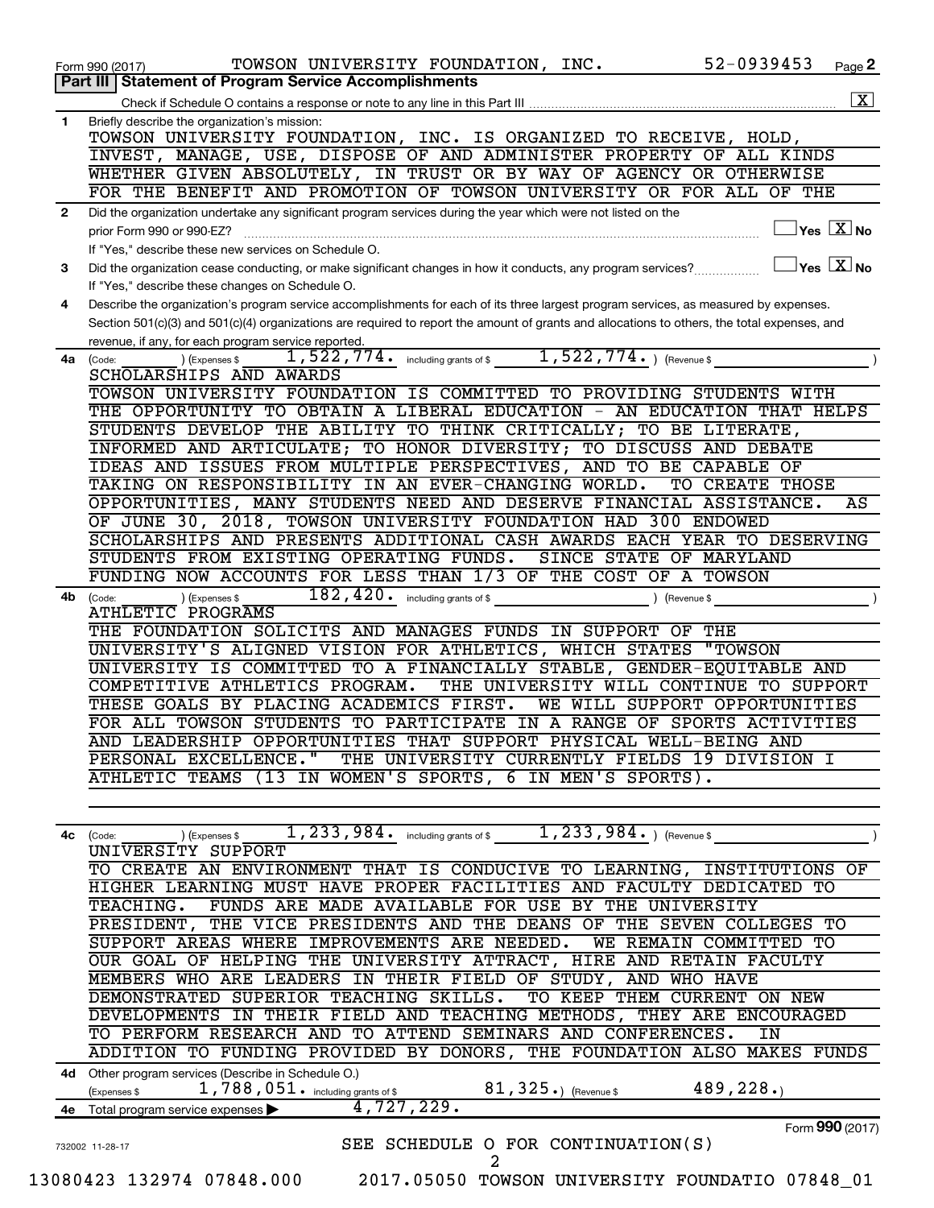Form 990 (2017) TOWSON UNIVERSITY FOUNDATION, INC. 52-0939453 Page 2

## Part III | Statement of Program Service Accomplishments

Check if Schedule O contains a response or note to any line in this Part III .......... [X]

**1** Briefly describe the organization's mission:

TOWSON UNIVERSITY FOUNDATION, INC. IS ORGANIZED TO RECEIVE, HOLD, INVEST, MANAGE, USE, DISPOSE OF AND ADMINISTER PROPERTY OF ALL KINDS WHETHER GIVEN ABSOLUTELY, IN TRUST OR BY WAY OF AGENCY OR OTHERWISE FOR THE BENEFIT AND PROMOTION OF TOWSON UNIVERSITY OR FOR ALL OF THE

**2** Did the organization undertake any significant program services during the year which were not listed on the prior Form 990 or 990-EZ? .......... [ ] Yes [X] No

If "Yes," describe these new services on Schedule O.

**3** Did the organization cease conducting, or make significant changes in how it conducts, any program services? .......... [ ] Yes [X] No

If "Yes," describe these changes on Schedule O.

**4** Describe the organization's program service accomplishments for each of its three largest program services, as measured by expenses. Section 501(c)(3) and 501(c)(4) organizations are required to report the amount of grants and allocations to others, the total expenses, and revenue, if any, for each program service reported.

**4a** (Code: ) (Expenses $ 1,522,774. including grants of $ 1,522,774. ) (Revenue $ )

SCHOLARSHIPS AND AWARDS

TOWSON UNIVERSITY FOUNDATION IS COMMITTED TO PROVIDING STUDENTS WITH THE OPPORTUNITY TO OBTAIN A LIBERAL EDUCATION - AN EDUCATION THAT HELPS STUDENTS DEVELOP THE ABILITY TO THINK CRITICALLY; TO BE LITERATE, INFORMED AND ARTICULATE; TO HONOR DIVERSITY; TO DISCUSS AND DEBATE IDEAS AND ISSUES FROM MULTIPLE PERSPECTIVES, AND TO BE CAPABLE OF TAKING ON RESPONSIBILITY IN AN EVER-CHANGING WORLD. TO CREATE THOSE OPPORTUNITIES, MANY STUDENTS NEED AND DESERVE FINANCIAL ASSISTANCE. AS OF JUNE 30, 2018, TOWSON UNIVERSITY FOUNDATION HAD 300 ENDOWED SCHOLARSHIPS AND PRESENTS ADDITIONAL CASH AWARDS EACH YEAR TO DESERVING STUDENTS FROM EXISTING OPERATING FUNDS. SINCE STATE OF MARYLAND FUNDING NOW ACCOUNTS FOR LESS THAN 1/3 OF THE COST OF A TOWSON

**4b** (Code: ) (Expenses $ 182,420. including grants of $ ) (Revenue $ )

ATHLETIC PROGRAMS

THE FOUNDATION SOLICITS AND MANAGES FUNDS IN SUPPORT OF THE UNIVERSITY'S ALIGNED VISION FOR ATHLETICS, WHICH STATES "TOWSON UNIVERSITY IS COMMITTED TO A FINANCIALLY STABLE, GENDER-EQUITABLE AND COMPETITIVE ATHLETICS PROGRAM. THE UNIVERSITY WILL CONTINUE TO SUPPORT THESE GOALS BY PLACING ACADEMICS FIRST. WE WILL SUPPORT OPPORTUNITIES FOR ALL TOWSON STUDENTS TO PARTICIPATE IN A RANGE OF SPORTS ACTIVITIES AND LEADERSHIP OPPORTUNITIES THAT SUPPORT PHYSICAL WELL-BEING AND PERSONAL EXCELLENCE." THE UNIVERSITY CURRENTLY FIELDS 19 DIVISION I ATHLETIC TEAMS (13 IN WOMEN'S SPORTS, 6 IN MEN'S SPORTS).

**4c** (Code: ) (Expenses $ 1,233,984. including grants of $ 1,233,984. ) (Revenue $ )

UNIVERSITY SUPPORT

TO CREATE AN ENVIRONMENT THAT IS CONDUCIVE TO LEARNING, INSTITUTIONS OF HIGHER LEARNING MUST HAVE PROPER FACILITIES AND FACULTY DEDICATED TO TEACHING. FUNDS ARE MADE AVAILABLE FOR USE BY THE UNIVERSITY PRESIDENT, THE VICE PRESIDENTS AND THE DEANS OF THE SEVEN COLLEGES TO SUPPORT AREAS WHERE IMPROVEMENTS ARE NEEDED. WE REMAIN COMMITTED TO OUR GOAL OF HELPING THE UNIVERSITY ATTRACT, HIRE AND RETAIN FACULTY MEMBERS WHO ARE LEADERS IN THEIR FIELD OF STUDY, AND WHO HAVE DEMONSTRATED SUPERIOR TEACHING SKILLS. TO KEEP THEM CURRENT ON NEW DEVELOPMENTS IN THEIR FIELD AND TEACHING METHODS, THEY ARE ENCOURAGED TO PERFORM RESEARCH AND TO ATTEND SEMINARS AND CONFERENCES. IN ADDITION TO FUNDING PROVIDED BY DONORS, THE FOUNDATION ALSO MAKES FUNDS

**4d** Other program services (Describe in Schedule O.)

(Expenses $ 1,788,051. including grants of $ 81,325. ) (Revenue $ 489,228. )

**4e** Total program service expenses ▶ 4,727,229.

Form **990** (2017)

732002 11-28-17

SEE SCHEDULE O FOR CONTINUATION(S)

13080423 132974 07848.000 2017.05050 TOWSON UNIVERSITY FOUNDATIO 07848_01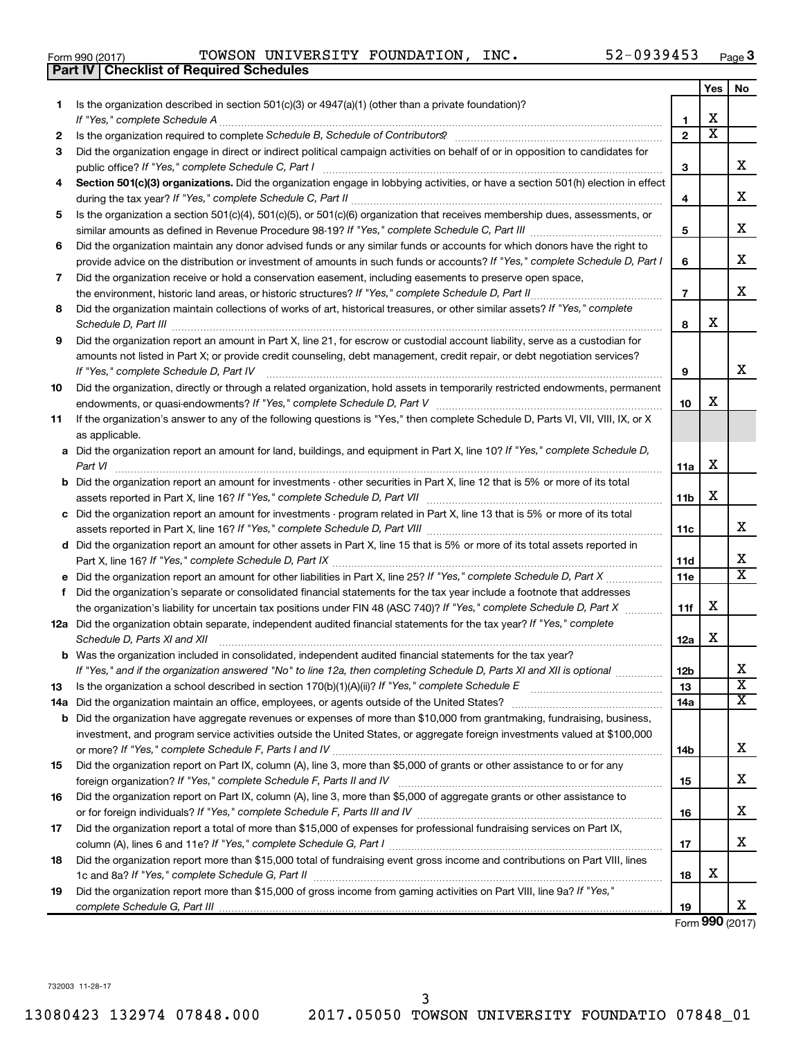Form 990 (2017) TOWSON UNIVERSITY FOUNDATION, INC. 52-0939453

## Part IV | Checklist of Required Schedules

| | | | Yes | No |
|---|---|---|---|---|
| 1 | Is the organization described in section 501(c)(3) or 4947(a)(1) (other than a private foundation)? *If "Yes," complete Schedule A* | 1 | X | |
| 2 | Is the organization required to complete *Schedule B, Schedule of Contributors*? | 2 | X | |
| 3 | Did the organization engage in direct or indirect political campaign activities on behalf of or in opposition to candidates for public office? *If "Yes," complete Schedule C, Part I* | 3 | | X |
| 4 | **Section 501(c)(3) organizations.** Did the organization engage in lobbying activities, or have a section 501(h) election in effect during the tax year? *If "Yes," complete Schedule C, Part II* | 4 | | X |
| 5 | Is the organization a section 501(c)(4), 501(c)(5), or 501(c)(6) organization that receives membership dues, assessments, or similar amounts as defined in Revenue Procedure 98-19? *If "Yes," complete Schedule C, Part III* | 5 | | X |
| 6 | Did the organization maintain any donor advised funds or any similar funds or accounts for which donors have the right to provide advice on the distribution or investment of amounts in such funds or accounts? *If "Yes," complete Schedule D, Part I* | 6 | | X |
| 7 | Did the organization receive or hold a conservation easement, including easements to preserve open space, the environment, historic land areas, or historic structures? *If "Yes," complete Schedule D, Part II* | 7 | | X |
| 8 | Did the organization maintain collections of works of art, historical treasures, or other similar assets? *If "Yes," complete Schedule D, Part III* | 8 | X | |
| 9 | Did the organization report an amount in Part X, line 21, for escrow or custodial account liability, serve as a custodian for amounts not listed in Part X; or provide credit counseling, debt management, credit repair, or debt negotiation services? *If "Yes," complete Schedule D, Part IV* | 9 | | X |
| 10 | Did the organization, directly or through a related organization, hold assets in temporarily restricted endowments, permanent endowments, or quasi-endowments? *If "Yes," complete Schedule D, Part V* | 10 | X | |
| 11 | If the organization's answer to any of the following questions is "Yes," then complete Schedule D, Parts VI, VII, VIII, IX, or X as applicable. | | | |
| a | Did the organization report an amount for land, buildings, and equipment in Part X, line 10? *If "Yes," complete Schedule D, Part VI* | 11a | X | |
| b | Did the organization report an amount for investments - other securities in Part X, line 12 that is 5% or more of its total assets reported in Part X, line 16? *If "Yes," complete Schedule D, Part VII* | 11b | X | |
| c | Did the organization report an amount for investments - program related in Part X, line 13 that is 5% or more of its total assets reported in Part X, line 16? *If "Yes," complete Schedule D, Part VIII* | 11c | | X |
| d | Did the organization report an amount for other assets in Part X, line 15 that is 5% or more of its total assets reported in Part X, line 16? *If "Yes," complete Schedule D, Part IX* | 11d | | X |
| e | Did the organization report an amount for other liabilities in Part X, line 25? *If "Yes," complete Schedule D, Part X* | 11e | | X |
| f | Did the organization's separate or consolidated financial statements for the tax year include a footnote that addresses the organization's liability for uncertain tax positions under FIN 48 (ASC 740)? *If "Yes," complete Schedule D, Part X* | 11f | X | |
| 12a | Did the organization obtain separate, independent audited financial statements for the tax year? *If "Yes," complete Schedule D, Parts XI and XII* | 12a | X | |
| b | Was the organization included in consolidated, independent audited financial statements for the tax year? *If "Yes," and if the organization answered "No" to line 12a, then completing Schedule D, Parts XI and XII is optional* | 12b | | X |
| 13 | Is the organization a school described in section 170(b)(1)(A)(ii)? *If "Yes," complete Schedule E* | 13 | | X |
| 14a | Did the organization maintain an office, employees, or agents outside of the United States? | 14a | | X |
| b | Did the organization have aggregate revenues or expenses of more than $10,000 from grantmaking, fundraising, business, investment, and program service activities outside the United States, or aggregate foreign investments valued at $100,000 or more? *If "Yes," complete Schedule F, Parts I and IV* | 14b | | X |
| 15 | Did the organization report on Part IX, column (A), line 3, more than $5,000 of grants or other assistance to or for any foreign organization? *If "Yes," complete Schedule F, Parts II and IV* | 15 | | X |
| 16 | Did the organization report on Part IX, column (A), line 3, more than $5,000 of aggregate grants or other assistance to or for foreign individuals? *If "Yes," complete Schedule F, Parts III and IV* | 16 | | X |
| 17 | Did the organization report a total of more than $15,000 of expenses for professional fundraising services on Part IX, column (A), lines 6 and 11e? *If "Yes," complete Schedule G, Part I* | 17 | | X |
| 18 | Did the organization report more than $15,000 total of fundraising event gross income and contributions on Part VIII, lines 1c and 8a? *If "Yes," complete Schedule G, Part II* | 18 | X | |
| 19 | Did the organization report more than $15,000 of gross income from gaming activities on Part VIII, line 9a? *If "Yes," complete Schedule G, Part III* | 19 | | X |

Form **990** (2017)

732003 11-28-17

13080423 132974 07848.000 2017.05050 TOWSON UNIVERSITY FOUNDATIO 07848_01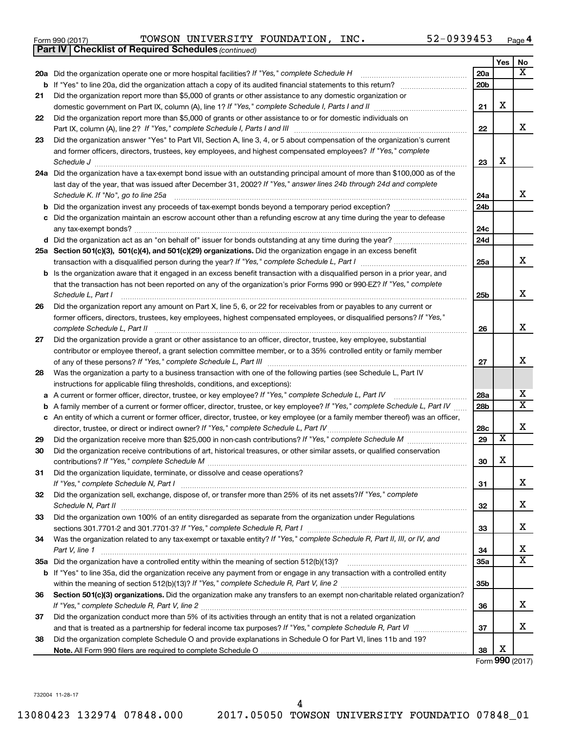Form 990 (2017) TOWSON UNIVERSITY FOUNDATION, INC. 52-0939453 Page 4

**Part IV | Checklist of Required Schedules** *(continued)*

| | | | Yes | No |
|---|---|---|---|---|
| **20a** | Did the organization operate one or more hospital facilities? *If "Yes," complete Schedule H* | **20a** | | X |
| **b** | If "Yes" to line 20a, did the organization attach a copy of its audited financial statements to this return? | **20b** | | |
| **21** | Did the organization report more than $5,000 of grants or other assistance to any domestic organization or domestic government on Part IX, column (A), line 1? *If "Yes," complete Schedule I, Parts I and II* | **21** | X | |
| **22** | Did the organization report more than $5,000 of grants or other assistance to or for domestic individuals on Part IX, column (A), line 2? *If "Yes," complete Schedule I, Parts I and III* | **22** | | X |
| **23** | Did the organization answer "Yes" to Part VII, Section A, line 3, 4, or 5 about compensation of the organization's current and former officers, directors, trustees, key employees, and highest compensated employees? *If "Yes," complete Schedule J* | **23** | X | |
| **24a** | Did the organization have a tax-exempt bond issue with an outstanding principal amount of more than $100,000 as of the last day of the year, that was issued after December 31, 2002? *If "Yes," answer lines 24b through 24d and complete Schedule K. If "No", go to line 25a* | **24a** | | X |
| **b** | Did the organization invest any proceeds of tax-exempt bonds beyond a temporary period exception? | **24b** | | |
| **c** | Did the organization maintain an escrow account other than a refunding escrow at any time during the year to defease any tax-exempt bonds? | **24c** | | |
| **d** | Did the organization act as an "on behalf of" issuer for bonds outstanding at any time during the year? | **24d** | | |
| **25a** | **Section 501(c)(3), 501(c)(4), and 501(c)(29) organizations.** Did the organization engage in an excess benefit transaction with a disqualified person during the year? *If "Yes," complete Schedule L, Part I* | **25a** | | X |
| **b** | Is the organization aware that it engaged in an excess benefit transaction with a disqualified person in a prior year, and that the transaction has not been reported on any of the organization's prior Forms 990 or 990-EZ? *If "Yes," complete Schedule L, Part I* | **25b** | | X |
| **26** | Did the organization report any amount on Part X, line 5, 6, or 22 for receivables from or payables to any current or former officers, directors, trustees, key employees, highest compensated employees, or disqualified persons? *If "Yes," complete Schedule L, Part II* | **26** | | X |
| **27** | Did the organization provide a grant or other assistance to an officer, director, trustee, key employee, substantial contributor or employee thereof, a grant selection committee member, or to a 35% controlled entity or family member of any of these persons? *If "Yes," complete Schedule L, Part III* | **27** | | X |
| **28** | Was the organization a party to a business transaction with one of the following parties (see Schedule L, Part IV instructions for applicable filing thresholds, conditions, and exceptions): | | | |
| **a** | A current or former officer, director, trustee, or key employee? *If "Yes," complete Schedule L, Part IV* | **28a** | | X |
| **b** | A family member of a current or former officer, director, trustee, or key employee? *If "Yes," complete Schedule L, Part IV* | **28b** | | X |
| **c** | An entity of which a current or former officer, director, trustee, or key employee (or a family member thereof) was an officer, director, trustee, or direct or indirect owner? *If "Yes," complete Schedule L, Part IV* | **28c** | | X |
| **29** | Did the organization receive more than $25,000 in non-cash contributions? *If "Yes," complete Schedule M* | **29** | X | |
| **30** | Did the organization receive contributions of art, historical treasures, or other similar assets, or qualified conservation contributions? *If "Yes," complete Schedule M* | **30** | X | |
| **31** | Did the organization liquidate, terminate, or dissolve and cease operations? *If "Yes," complete Schedule N, Part I* | **31** | | X |
| **32** | Did the organization sell, exchange, dispose of, or transfer more than 25% of its net assets? *If "Yes," complete Schedule N, Part II* | **32** | | X |
| **33** | Did the organization own 100% of an entity disregarded as separate from the organization under Regulations sections 301.7701-2 and 301.7701-3? *If "Yes," complete Schedule R, Part I* | **33** | | X |
| **34** | Was the organization related to any tax-exempt or taxable entity? *If "Yes," complete Schedule R, Part II, III, or IV, and Part V, line 1* | **34** | | X |
| **35a** | Did the organization have a controlled entity within the meaning of section 512(b)(13)? | **35a** | | X |
| **b** | If "Yes" to line 35a, did the organization receive any payment from or engage in any transaction with a controlled entity within the meaning of section 512(b)(13)? *If "Yes," complete Schedule R, Part V, line 2* | **35b** | | |
| **36** | **Section 501(c)(3) organizations.** Did the organization make any transfers to an exempt non-charitable related organization? *If "Yes," complete Schedule R, Part V, line 2* | **36** | | X |
| **37** | Did the organization conduct more than 5% of its activities through an entity that is not a related organization and that is treated as a partnership for federal income tax purposes? *If "Yes," complete Schedule R, Part VI* | **37** | | X |
| **38** | Did the organization complete Schedule O and provide explanations in Schedule O for Part VI, lines 11b and 19? **Note.** All Form 990 filers are required to complete Schedule O | **38** | X | |

Form **990** (2017)

732004 11-28-17

13080423 132974 07848.000 2017.05050 TOWSON UNIVERSITY FOUNDATIO 07848_01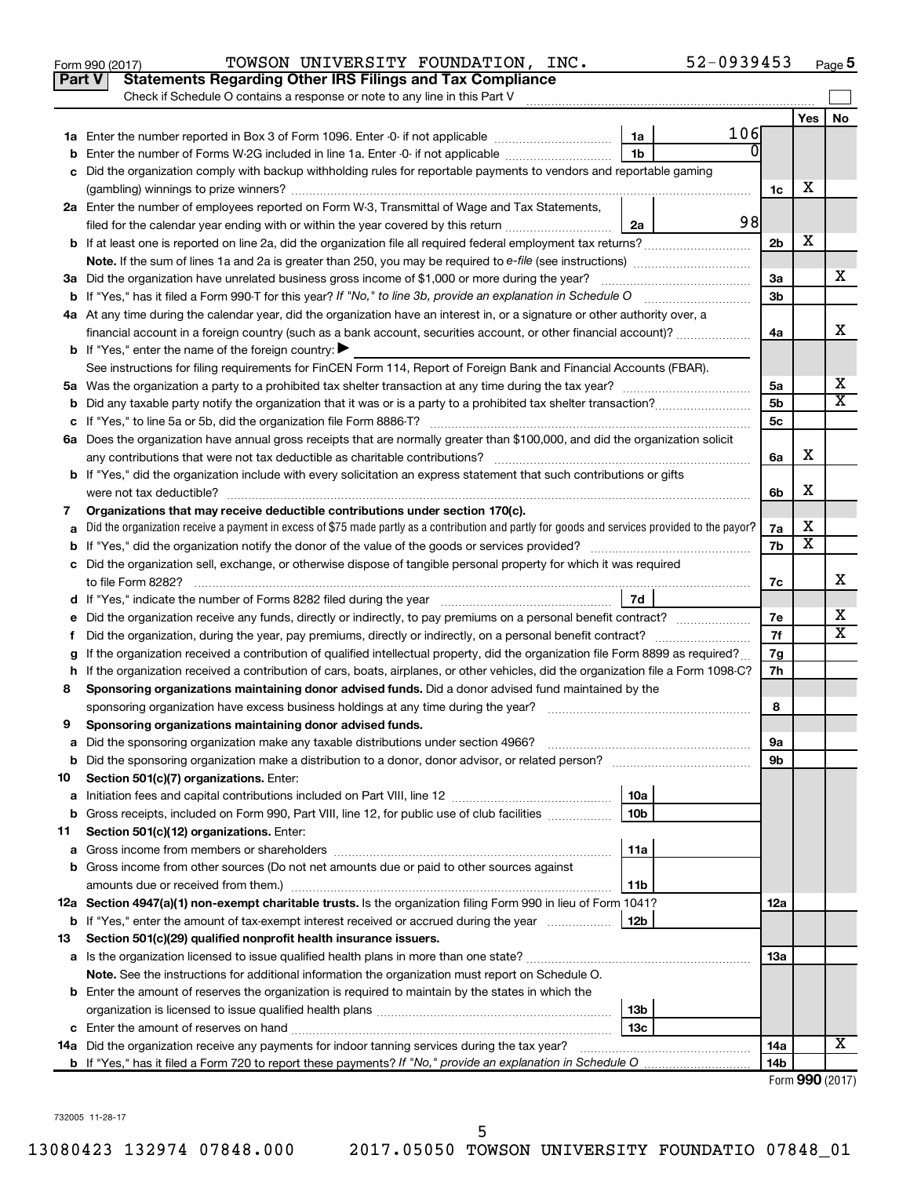Form 990 (2017) TOWSON UNIVERSITY FOUNDATION, INC. 52-0939453 Page 5

## Part V Statements Regarding Other IRS Filings and Tax Compliance

Check if Schedule O contains a response or note to any line in this Part V

| Line | Description | Box | Amount | Line | Yes | No |
|---|---|---|---|---|---|---|
| 1a | Enter the number reported in Box 3 of Form 1096. Enter -0- if not applicable | 1a | 106 | | | |
| b | Enter the number of Forms W-2G included in line 1a. Enter -0- if not applicable | 1b | 0 | | | |
| c | Did the organization comply with backup withholding rules for reportable payments to vendors and reportable gaming (gambling) winnings to prize winners? | | | 1c | X | |
| 2a | Enter the number of employees reported on Form W-3, Transmittal of Wage and Tax Statements, filed for the calendar year ending with or within the year covered by this return | 2a | 98 | | | |
| b | If at least one is reported on line 2a, did the organization file all required federal employment tax returns? | | | 2b | X | |
| | **Note.** If the sum of lines 1a and 2a is greater than 250, you may be required to *e-file* (see instructions) | | | | | |
| 3a | Did the organization have unrelated business gross income of $1,000 or more during the year? | | | 3a | | X |
| b | If "Yes," has it filed a Form 990-T for this year? *If "No," to line 3b, provide an explanation in Schedule O* | | | 3b | | |
| 4a | At any time during the calendar year, did the organization have an interest in, or a signature or other authority over, a financial account in a foreign country (such as a bank account, securities account, or other financial account)? | | | 4a | | X |
| b | If "Yes," enter the name of the foreign country: ▶ | | | | | |
| | See instructions for filing requirements for FinCEN Form 114, Report of Foreign Bank and Financial Accounts (FBAR). | | | | | |
| 5a | Was the organization a party to a prohibited tax shelter transaction at any time during the tax year? | | | 5a | | X |
| b | Did any taxable party notify the organization that it was or is a party to a prohibited tax shelter transaction? | | | 5b | | X |
| c | If "Yes," to line 5a or 5b, did the organization file Form 8886-T? | | | 5c | | |
| 6a | Does the organization have annual gross receipts that are normally greater than $100,000, and did the organization solicit any contributions that were not tax deductible as charitable contributions? | | | 6a | X | |
| b | If "Yes," did the organization include with every solicitation an express statement that such contributions or gifts were not tax deductible? | | | 6b | X | |
| 7 | **Organizations that may receive deductible contributions under section 170(c).** | | | | | |
| a | Did the organization receive a payment in excess of $75 made partly as a contribution and partly for goods and services provided to the payor? | | | 7a | X | |
| b | If "Yes," did the organization notify the donor of the value of the goods or services provided? | | | 7b | X | |
| c | Did the organization sell, exchange, or otherwise dispose of tangible personal property for which it was required to file Form 8282? | | | 7c | | X |
| d | If "Yes," indicate the number of Forms 8282 filed during the year | 7d | | | | |
| e | Did the organization receive any funds, directly or indirectly, to pay premiums on a personal benefit contract? | | | 7e | | X |
| f | Did the organization, during the year, pay premiums, directly or indirectly, on a personal benefit contract? | | | 7f | | X |
| g | If the organization received a contribution of qualified intellectual property, did the organization file Form 8899 as required? | | | 7g | | |
| h | If the organization received a contribution of cars, boats, airplanes, or other vehicles, did the organization file a Form 1098-C? | | | 7h | | |
| 8 | **Sponsoring organizations maintaining donor advised funds.** Did a donor advised fund maintained by the sponsoring organization have excess business holdings at any time during the year? | | | 8 | | |
| 9 | **Sponsoring organizations maintaining donor advised funds.** | | | | | |
| a | Did the sponsoring organization make any taxable distributions under section 4966? | | | 9a | | |
| b | Did the sponsoring organization make a distribution to a donor, donor advisor, or related person? | | | 9b | | |
| 10 | **Section 501(c)(7) organizations.** Enter: | | | | | |
| a | Initiation fees and capital contributions included on Part VIII, line 12 | 10a | | | | |
| b | Gross receipts, included on Form 990, Part VIII, line 12, for public use of club facilities | 10b | | | | |
| 11 | **Section 501(c)(12) organizations.** Enter: | | | | | |
| a | Gross income from members or shareholders | 11a | | | | |
| b | Gross income from other sources (Do not net amounts due or paid to other sources against amounts due or received from them.) | 11b | | | | |
| 12a | **Section 4947(a)(1) non-exempt charitable trusts.** Is the organization filing Form 990 in lieu of Form 1041? | | | 12a | | |
| b | If "Yes," enter the amount of tax-exempt interest received or accrued during the year | 12b | | | | |
| 13 | **Section 501(c)(29) qualified nonprofit health insurance issuers.** | | | | | |
| a | Is the organization licensed to issue qualified health plans in more than one state? | | | 13a | | |
| | **Note.** See the instructions for additional information the organization must report on Schedule O. | | | | | |
| b | Enter the amount of reserves the organization is required to maintain by the states in which the organization is licensed to issue qualified health plans | 13b | | | | |
| c | Enter the amount of reserves on hand | 13c | | | | |
| 14a | Did the organization receive any payments for indoor tanning services during the tax year? | | | 14a | | X |
| b | If "Yes," has it filed a Form 720 to report these payments? *If "No," provide an explanation in Schedule O* | | | 14b | | |

Form **990** (2017)

732005 11-28-17

13080423 132974 07848.000 2017.05050 TOWSON UNIVERSITY FOUNDATIO 07848_01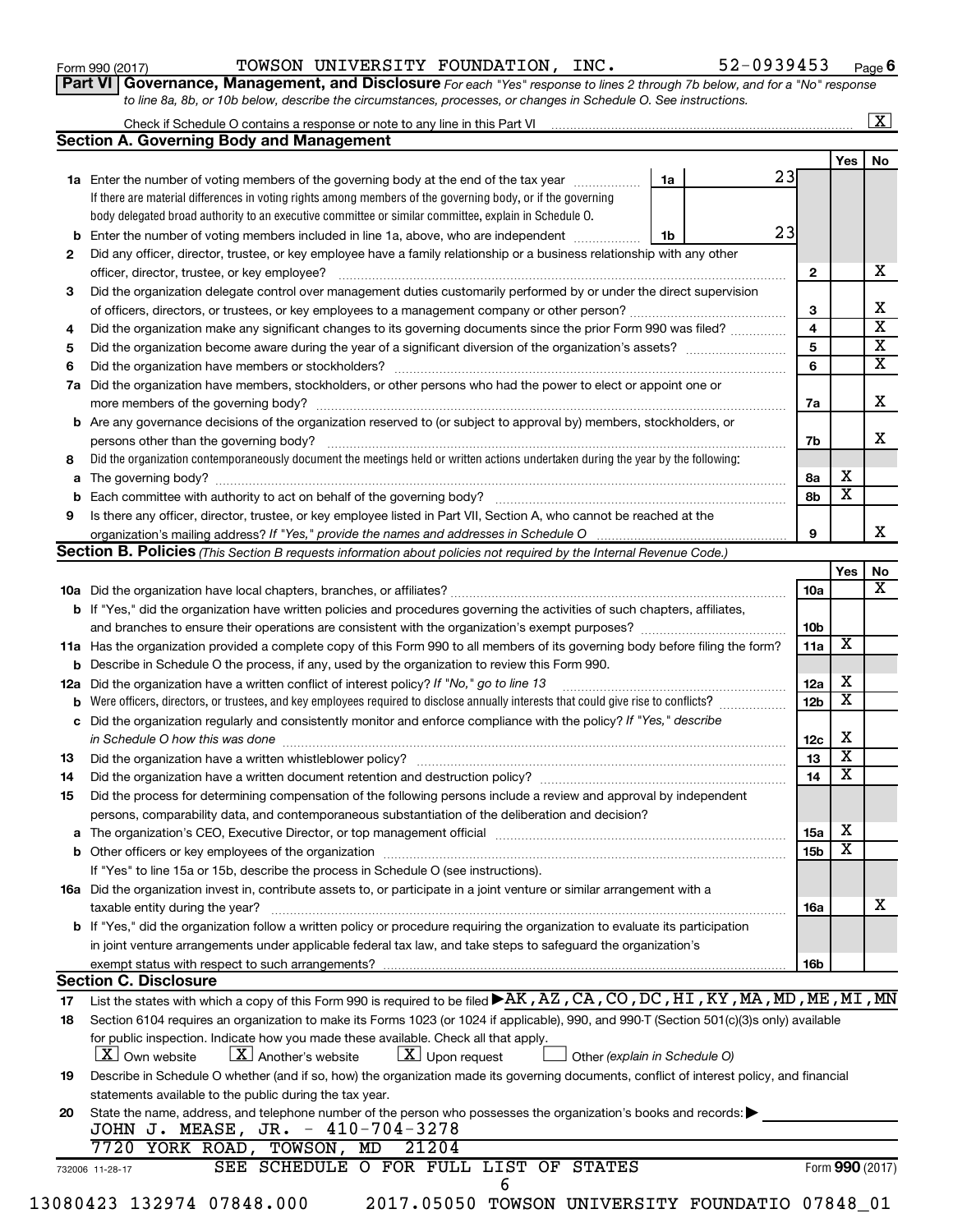Form 990 (2017) TOWSON UNIVERSITY FOUNDATION, INC. 52-0939453 Page 6

**Part VI Governance, Management, and Disclosure** *For each "Yes" response to lines 2 through 7b below, and for a "No" response to line 8a, 8b, or 10b below, describe the circumstances, processes, or changes in Schedule O. See instructions.*

Check if Schedule O contains a response or note to any line in this Part VI .......... [X]

## Section A. Governing Body and Management

| | | | Yes | No |
|---|---|---|---|---|
| **1a** | Enter the number of voting members of the governing body at the end of the tax year ... **1a** 23<br>If there are material differences in voting rights among members of the governing body, or if the governing body delegated broad authority to an executive committee or similar committee, explain in Schedule O. | | | |
| **b** | Enter the number of voting members included in line 1a, above, who are independent ... **1b** 23 | | | |
| **2** | Did any officer, director, trustee, or key employee have a family relationship or a business relationship with any other officer, director, trustee, or key employee? | **2** | | X |
| **3** | Did the organization delegate control over management duties customarily performed by or under the direct supervision of officers, directors, or trustees, or key employees to a management company or other person? | **3** | | X |
| **4** | Did the organization make any significant changes to its governing documents since the prior Form 990 was filed? | **4** | | X |
| **5** | Did the organization become aware during the year of a significant diversion of the organization's assets? | **5** | | X |
| **6** | Did the organization have members or stockholders? | **6** | | X |
| **7a** | Did the organization have members, stockholders, or other persons who had the power to elect or appoint one or more members of the governing body? | **7a** | | X |
| **b** | Are any governance decisions of the organization reserved to (or subject to approval by) members, stockholders, or persons other than the governing body? | **7b** | | X |
| **8** | Did the organization contemporaneously document the meetings held or written actions undertaken during the year by the following: | | | |
| **a** | The governing body? | **8a** | X | |
| **b** | Each committee with authority to act on behalf of the governing body? | **8b** | X | |
| **9** | Is there any officer, director, trustee, or key employee listed in Part VII, Section A, who cannot be reached at the organization's mailing address? *If "Yes," provide the names and addresses in Schedule O* | **9** | | X |

## Section B. Policies *(This Section B requests information about policies not required by the Internal Revenue Code.)*

| | | | Yes | No |
|---|---|---|---|---|
| **10a** | Did the organization have local chapters, branches, or affiliates? | **10a** | | X |
| **b** | If "Yes," did the organization have written policies and procedures governing the activities of such chapters, affiliates, and branches to ensure their operations are consistent with the organization's exempt purposes? | **10b** | | |
| **11a** | Has the organization provided a complete copy of this Form 990 to all members of its governing body before filing the form? | **11a** | X | |
| **b** | Describe in Schedule O the process, if any, used by the organization to review this Form 990. | | | |
| **12a** | Did the organization have a written conflict of interest policy? *If "No," go to line 13* | **12a** | X | |
| **b** | Were officers, directors, or trustees, and key employees required to disclose annually interests that could give rise to conflicts? | **12b** | X | |
| **c** | Did the organization regularly and consistently monitor and enforce compliance with the policy? *If "Yes," describe in Schedule O how this was done* | **12c** | X | |
| **13** | Did the organization have a written whistleblower policy? | **13** | X | |
| **14** | Did the organization have a written document retention and destruction policy? | **14** | X | |
| **15** | Did the process for determining compensation of the following persons include a review and approval by independent persons, comparability data, and contemporaneous substantiation of the deliberation and decision? | | | |
| **a** | The organization's CEO, Executive Director, or top management official | **15a** | X | |
| **b** | Other officers or key employees of the organization | **15b** | X | |
| | If "Yes" to line 15a or 15b, describe the process in Schedule O (see instructions). | | | |
| **16a** | Did the organization invest in, contribute assets to, or participate in a joint venture or similar arrangement with a taxable entity during the year? | **16a** | | X |
| **b** | If "Yes," did the organization follow a written policy or procedure requiring the organization to evaluate its participation in joint venture arrangements under applicable federal tax law, and take steps to safeguard the organization's exempt status with respect to such arrangements? | **16b** | | |

## Section C. Disclosure

**17** List the states with which a copy of this Form 990 is required to be filed ▶ AK,AZ,CA,CO,DC,HI,KY,MA,MD,ME,MI,MN

**18** Section 6104 requires an organization to make its Forms 1023 (or 1024 if applicable), 990, and 990-T (Section 501(c)(3)s only) available for public inspection. Indicate how you made these available. Check all that apply.

[X] Own website [X] Another's website [X] Upon request [ ] Other *(explain in Schedule O)*

**19** Describe in Schedule O whether (and if so, how) the organization made its governing documents, conflict of interest policy, and financial statements available to the public during the tax year.

**20** State the name, address, and telephone number of the person who possesses the organization's books and records: ▶

JOHN J. MEASE, JR. - 410-704-3278
7720 YORK ROAD, TOWSON, MD 21204

SEE SCHEDULE O FOR FULL LIST OF STATES

732006 11-28-17 Form **990** (2017)

13080423 132974 07848.000 2017.05050 TOWSON UNIVERSITY FOUNDATIO 07848_01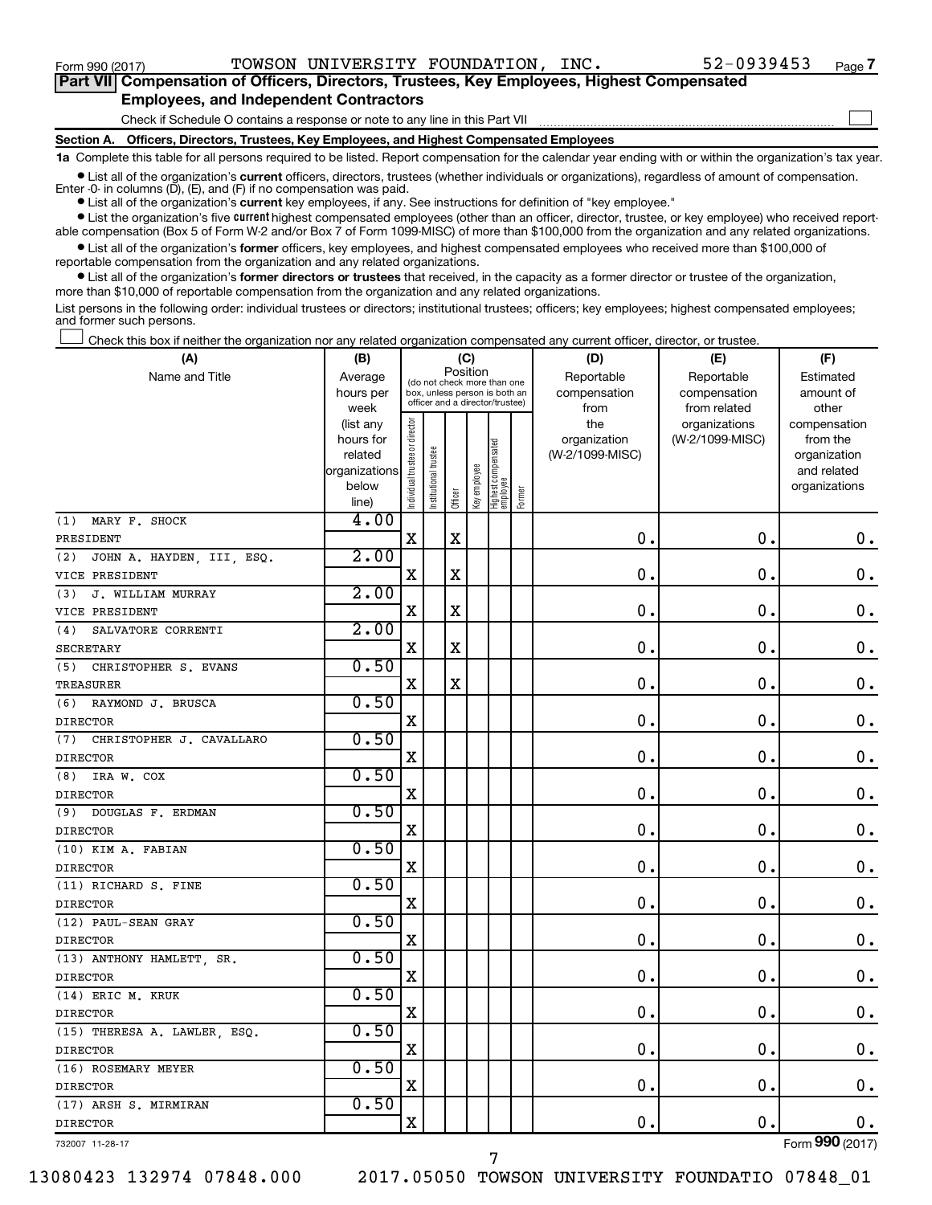Form 990 (2017) TOWSON UNIVERSITY FOUNDATION, INC. 52-0939453

## Part VII Compensation of Officers, Directors, Trustees, Key Employees, Highest Compensated Employees, and Independent Contractors

Check if Schedule O contains a response or note to any line in this Part VII ☐

### Section A. Officers, Directors, Trustees, Key Employees, and Highest Compensated Employees

**1a** Complete this table for all persons required to be listed. Report compensation for the calendar year ending with or within the organization's tax year.

- List all of the organization's **current** officers, directors, trustees (whether individuals or organizations), regardless of amount of compensation. Enter -0- in columns (D), (E), and (F) if no compensation was paid.
- List all of the organization's **current** key employees, if any. See instructions for definition of "key employee."
- List the organization's five **current** highest compensated employees (other than an officer, director, trustee, or key employee) who received reportable compensation (Box 5 of Form W-2 and/or Box 7 of Form 1099-MISC) of more than $100,000 from the organization and any related organizations.
- List all of the organization's **former** officers, key employees, and highest compensated employees who received more than $100,000 of reportable compensation from the organization and any related organizations.
- List all of the organization's **former directors or trustees** that received, in the capacity as a former director or trustee of the organization, more than $10,000 of reportable compensation from the organization and any related organizations.

List persons in the following order: individual trustees or directors; institutional trustees; officers; key employees; highest compensated employees; and former such persons.

☐ Check this box if neither the organization nor any related organization compensated any current officer, director, or trustee.

| (A) Name and Title | (B) Average hours per week (list any hours for related organizations below line) | (C) Position: Individual trustee or director | Institutional trustee | Officer | Key employee | Highest compensated employee | Former | (D) Reportable compensation from the organization (W-2/1099-MISC) | (E) Reportable compensation from related organizations (W-2/1099-MISC) | (F) Estimated amount of other compensation from the organization and related organizations |
|---|---|---|---|---|---|---|---|---|---|---|
| (1) MARY F. SHOCK<br>PRESIDENT | 4.00 | X | | X | | | | 0. | 0. | 0. |
| (2) JOHN A. HAYDEN, III, ESQ.<br>VICE PRESIDENT | 2.00 | X | | X | | | | 0. | 0. | 0. |
| (3) J. WILLIAM MURRAY<br>VICE PRESIDENT | 2.00 | X | | X | | | | 0. | 0. | 0. |
| (4) SALVATORE CORRENTI<br>SECRETARY | 2.00 | X | | X | | | | 0. | 0. | 0. |
| (5) CHRISTOPHER S. EVANS<br>TREASURER | 0.50 | X | | X | | | | 0. | 0. | 0. |
| (6) RAYMOND J. BRUSCA<br>DIRECTOR | 0.50 | X | | | | | | 0. | 0. | 0. |
| (7) CHRISTOPHER J. CAVALLARO<br>DIRECTOR | 0.50 | X | | | | | | 0. | 0. | 0. |
| (8) IRA W. COX<br>DIRECTOR | 0.50 | X | | | | | | 0. | 0. | 0. |
| (9) DOUGLAS F. ERDMAN<br>DIRECTOR | 0.50 | X | | | | | | 0. | 0. | 0. |
| (10) KIM A. FABIAN<br>DIRECTOR | 0.50 | X | | | | | | 0. | 0. | 0. |
| (11) RICHARD S. FINE<br>DIRECTOR | 0.50 | X | | | | | | 0. | 0. | 0. |
| (12) PAUL-SEAN GRAY<br>DIRECTOR | 0.50 | X | | | | | | 0. | 0. | 0. |
| (13) ANTHONY HAMLETT, SR.<br>DIRECTOR | 0.50 | X | | | | | | 0. | 0. | 0. |
| (14) ERIC M. KRUK<br>DIRECTOR | 0.50 | X | | | | | | 0. | 0. | 0. |
| (15) THERESA A. LAWLER, ESQ.<br>DIRECTOR | 0.50 | X | | | | | | 0. | 0. | 0. |
| (16) ROSEMARY MEYER<br>DIRECTOR | 0.50 | X | | | | | | 0. | 0. | 0. |
| (17) ARSH S. MIRMIRAN<br>DIRECTOR | 0.50 | X | | | | | | 0. | 0. | 0. |

732007 11-28-17

Form 990 (2017)

13080423 132974 07848.000 2017.05050 TOWSON UNIVERSITY FOUNDATIO 07848_01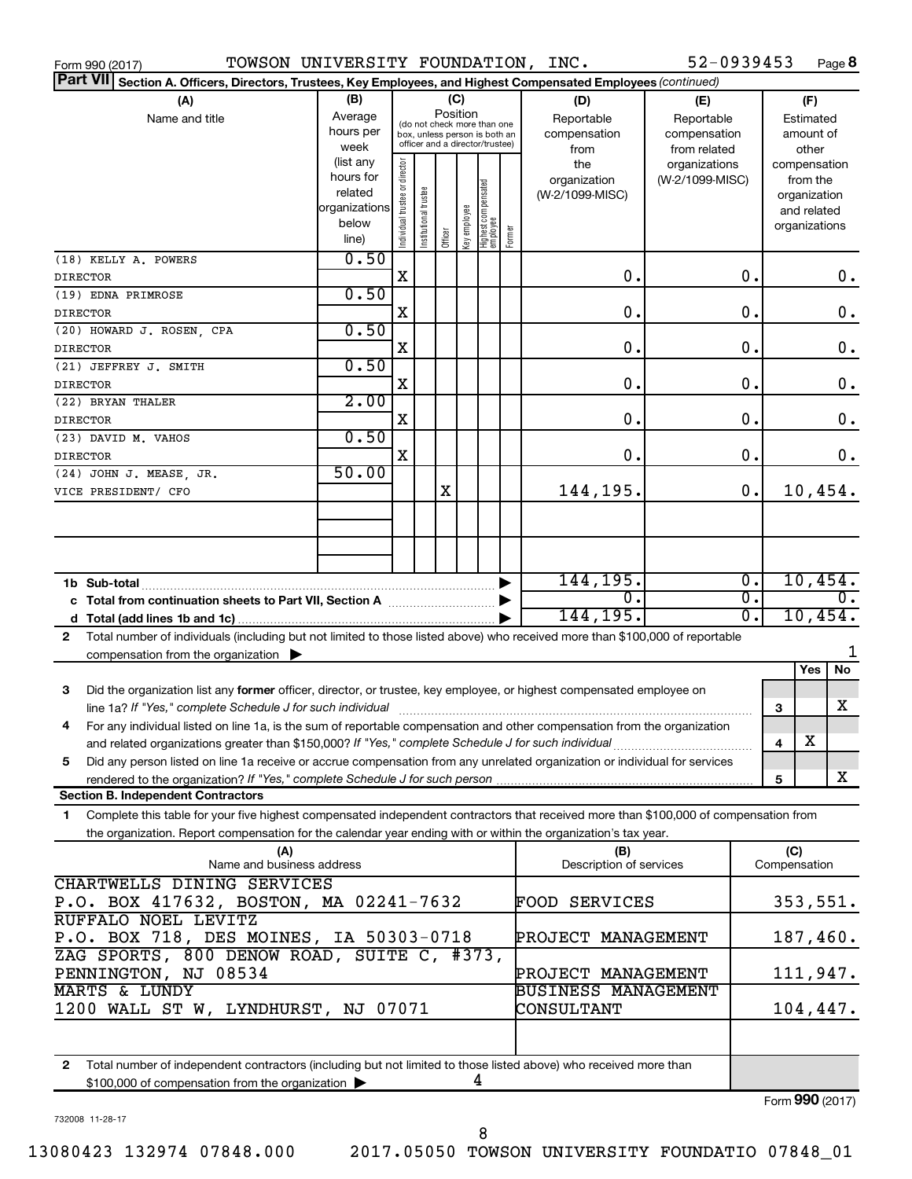Form 990 (2017) TOWSON UNIVERSITY FOUNDATION, INC. 52-0939453 Page 8

**Part VII Section A. Officers, Directors, Trustees, Key Employees, and Highest Compensated Employees** *(continued)*

| (A) Name and title | (B) Average hours per week (list any hours for related organizations below line) | (C) Position: Individual trustee or director | Institutional trustee | Officer | Key employee | Highest compensated employee | Former | (D) Reportable compensation from the organization (W-2/1099-MISC) | (E) Reportable compensation from related organizations (W-2/1099-MISC) | (F) Estimated amount of other compensation from the organization and related organizations |
|---|---|---|---|---|---|---|---|---|---|---|
| (18) KELLY A. POWERS DIRECTOR | 0.50 | X | | | | | | 0. | 0. | 0. |
| (19) EDNA PRIMROSE DIRECTOR | 0.50 | X | | | | | | 0. | 0. | 0. |
| (20) HOWARD J. ROSEN, CPA DIRECTOR | 0.50 | X | | | | | | 0. | 0. | 0. |
| (21) JEFFREY J. SMITH DIRECTOR | 0.50 | X | | | | | | 0. | 0. | 0. |
| (22) BRYAN THALER DIRECTOR | 2.00 | X | | | | | | 0. | 0. | 0. |
| (23) DAVID M. VAHOS DIRECTOR | 0.50 | X | | | | | | 0. | 0. | 0. |
| (24) JOHN J. MEASE, JR. VICE PRESIDENT/ CFO | 50.00 | | | X | | | | 144,195. | 0. | 10,454. |
| 1b Sub-total | | | | | | | | 144,195. | 0. | 10,454. |
| c Total from continuation sheets to Part VII, Section A | | | | | | | | 0. | 0. | 0. |
| d Total (add lines 1b and 1c) | | | | | | | | 144,195. | 0. | 10,454. |

2 Total number of individuals (including but not limited to those listed above) who received more than $100,000 of reportable compensation from the organization ▶ 1

| | | Yes | No |
|---|---|---|---|
| 3 Did the organization list any **former** officer, director, or trustee, key employee, or highest compensated employee on line 1a? *If "Yes," complete Schedule J for such individual* | 3 | | X |
| 4 For any individual listed on line 1a, is the sum of reportable compensation and other compensation from the organization and related organizations greater than $150,000? *If "Yes," complete Schedule J for such individual* | 4 | X | |
| 5 Did any person listed on line 1a receive or accrue compensation from any unrelated organization or individual for services rendered to the organization? *If "Yes," complete Schedule J for such person* | 5 | | X |

**Section B. Independent Contractors**

1 Complete this table for your five highest compensated independent contractors that received more than $100,000 of compensation from the organization. Report compensation for the calendar year ending with or within the organization's tax year.

| (A) Name and business address | (B) Description of services | (C) Compensation |
|---|---|---|
| CHARTWELLS DINING SERVICES, P.O. BOX 417632, BOSTON, MA 02241-7632 | FOOD SERVICES | 353,551. |
| RUFFALO NOEL LEVITZ, P.O. BOX 718, DES MOINES, IA 50303-0718 | PROJECT MANAGEMENT | 187,460. |
| ZAG SPORTS, 800 DENOW ROAD, SUITE C, #373, PENNINGTON, NJ 08534 | PROJECT MANAGEMENT | 111,947. |
| MARTS & LUNDY, 1200 WALL ST W, LYNDHURST, NJ 07071 | BUSINESS MANAGEMENT CONSULTANT | 104,447. |

2 Total number of independent contractors (including but not limited to those listed above) who received more than $100,000 of compensation from the organization ▶ 4

Form **990** (2017)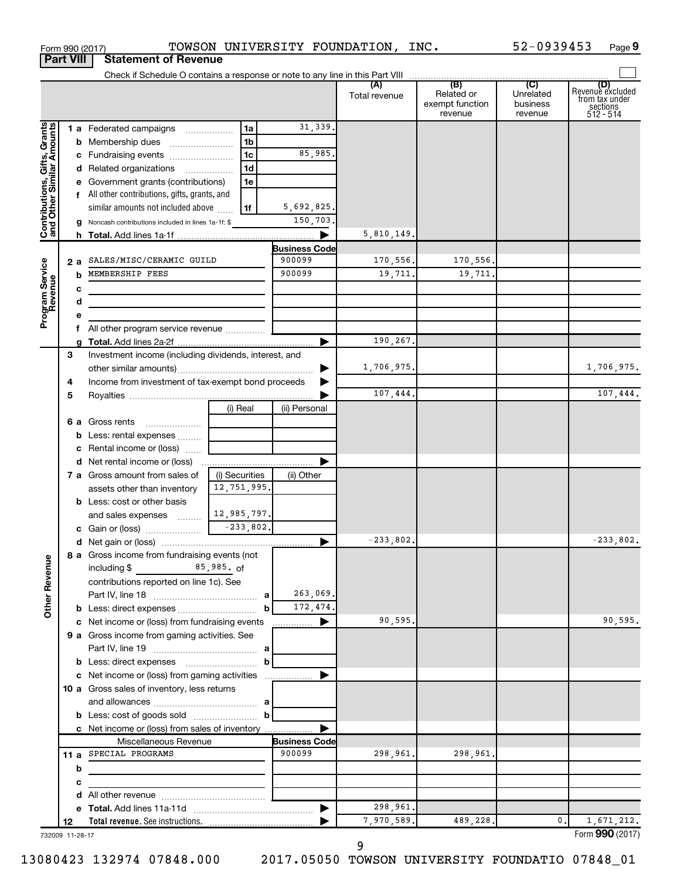Form 990 (2017) TOWSON UNIVERSITY FOUNDATION, INC. 52-0939453 Page 9

**Part VIII Statement of Revenue**

Check if Schedule O contains a response or note to any line in this Part VIII

| | | | | (A) Total revenue | (B) Related or exempt function revenue | (C) Unrelated business revenue | (D) Revenue excluded from tax under sections 512 - 514 |
|---|---|---|---|---|---|---|---|
| **Contributions, Gifts, Grants and Other Similar Amounts** | 1 a Federated campaigns | 1a | 31,339. | | | | |
| | b Membership dues | 1b | | | | | |
| | c Fundraising events | 1c | 85,985. | | | | |
| | d Related organizations | 1d | | | | | |
| | e Government grants (contributions) | 1e | | | | | |
| | f All other contributions, gifts, grants, and similar amounts not included above | 1f | 5,692,825. | | | | |
| | g Noncash contributions included in lines 1a-1f: $ | | 150,703. | | | | |
| | h **Total.** Add lines 1a-1f | | | 5,810,149. | | | |
| | | | **Business Code** | | | | |
| **Program Service Revenue** | 2 a SALES/MISC/CERAMIC GUILD | | 900099 | 170,556. | 170,556. | | |
| | b MEMBERSHIP FEES | | 900099 | 19,711. | 19,711. | | |
| | c | | | | | | |
| | d | | | | | | |
| | e | | | | | | |
| | f All other program service revenue | | | | | | |
| | g **Total.** Add lines 2a-2f | | | 190,267. | | | |
| | 3 Investment income (including dividends, interest, and other similar amounts) | | | 1,706,975. | | | 1,706,975. |
| | 4 Income from investment of tax-exempt bond proceeds | | | | | | |
| | 5 Royalties | | | 107,444. | | | 107,444. |
| | | (i) Real | (ii) Personal | | | | |
| | 6 a Gross rents | | | | | | |
| | b Less: rental expenses | | | | | | |
| | c Rental income or (loss) | | | | | | |
| | d Net rental income or (loss) | | | | | | |
| | 7 a Gross amount from sales of assets other than inventory | (i) Securities 12,751,995. | (ii) Other | | | | |
| | b Less: cost or other basis and sales expenses | 12,985,797. | | | | | |
| | c Gain or (loss) | -233,802. | | | | | |
| | d Net gain or (loss) | | | -233,802. | | | -233,802. |
| **Other Revenue** | 8 a Gross income from fundraising events (not including $ 85,985. of contributions reported on line 1c). See Part IV, line 18 | a | 263,069. | | | | |
| | b Less: direct expenses | b | 172,474. | | | | |
| | c Net income or (loss) from fundraising events | | | 90,595. | | | 90,595. |
| | 9 a Gross income from gaming activities. See Part IV, line 19 | a | | | | | |
| | b Less: direct expenses | b | | | | | |
| | c Net income or (loss) from gaming activities | | | | | | |
| | 10 a Gross sales of inventory, less returns and allowances | a | | | | | |
| | b Less: cost of goods sold | b | | | | | |
| | c Net income or (loss) from sales of inventory | | | | | | |
| | Miscellaneous Revenue | | **Business Code** | | | | |
| | 11 a SPECIAL PROGRAMS | | 900099 | 298,961. | 298,961. | | |
| | b | | | | | | |
| | c | | | | | | |
| | d All other revenue | | | | | | |
| | e **Total.** Add lines 11a-11d | | | 298,961. | | | |
| | 12 **Total revenue.** See instructions. | | | 7,970,589. | 489,228. | 0. | 1,671,212. |

732009 11-28-17 Form **990** (2017)

13080423 132974 07848.000 2017.05050 TOWSON UNIVERSITY FOUNDATIO 07848_01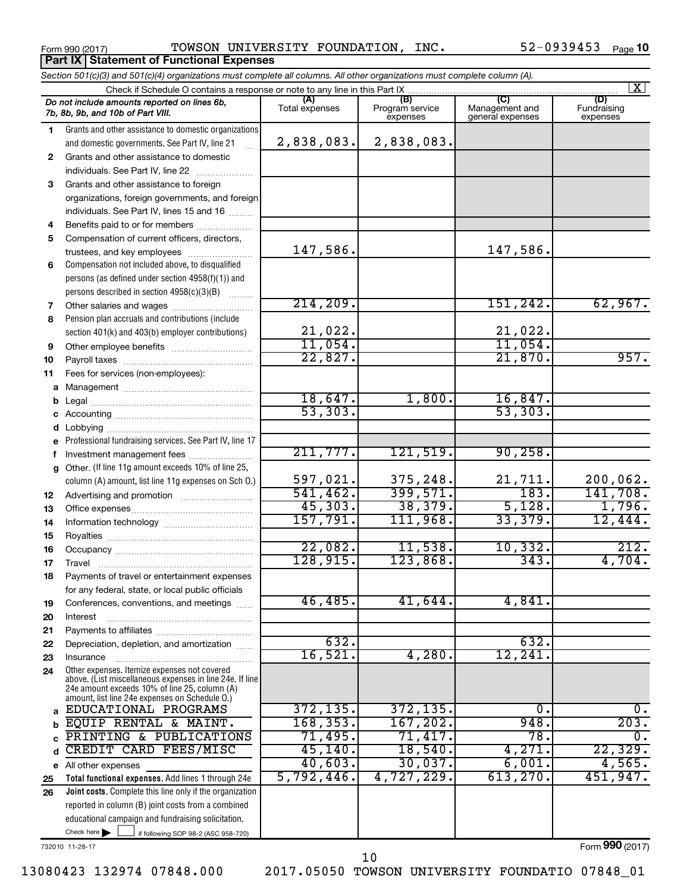Form 990 (2017) TOWSON UNIVERSITY FOUNDATION, INC. 52-0939453 Page 10

## Part IX Statement of Functional Expenses

*Section 501(c)(3) and 501(c)(4) organizations must complete all columns. All other organizations must complete column (A).*

Check if Schedule O contains a response or note to any line in this Part IX [X]

| | *Do not include amounts reported on lines 6b, 7b, 8b, 9b, and 10b of Part VIII.* | (A) Total expenses | (B) Program service expenses | (C) Management and general expenses | (D) Fundraising expenses |
|---|---|---|---|---|---|
| 1 | Grants and other assistance to domestic organizations and domestic governments. See Part IV, line 21 | 2,838,083. | 2,838,083. | | |
| 2 | Grants and other assistance to domestic individuals. See Part IV, line 22 | | | | |
| 3 | Grants and other assistance to foreign organizations, foreign governments, and foreign individuals. See Part IV, lines 15 and 16 | | | | |
| 4 | Benefits paid to or for members | | | | |
| 5 | Compensation of current officers, directors, trustees, and key employees | 147,586. | | 147,586. | |
| 6 | Compensation not included above, to disqualified persons (as defined under section 4958(f)(1)) and persons described in section 4958(c)(3)(B) | | | | |
| 7 | Other salaries and wages | 214,209. | | 151,242. | 62,967. |
| 8 | Pension plan accruals and contributions (include section 401(k) and 403(b) employer contributions) | 21,022. | | 21,022. | |
| 9 | Other employee benefits | 11,054. | | 11,054. | |
| 10 | Payroll taxes | 22,827. | | 21,870. | 957. |
| 11 | Fees for services (non-employees): | | | | |
| a | Management | | | | |
| b | Legal | 18,647. | 1,800. | 16,847. | |
| c | Accounting | 53,303. | | 53,303. | |
| d | Lobbying | | | | |
| e | Professional fundraising services. See Part IV, line 17 | | | | |
| f | Investment management fees | 211,777. | 121,519. | 90,258. | |
| g | Other. (If line 11g amount exceeds 10% of line 25, column (A) amount, list line 11g expenses on Sch O.) | 597,021. | 375,248. | 21,711. | 200,062. |
| 12 | Advertising and promotion | 541,462. | 399,571. | 183. | 141,708. |
| 13 | Office expenses | 45,303. | 38,379. | 5,128. | 1,796. |
| 14 | Information technology | 157,791. | 111,968. | 33,379. | 12,444. |
| 15 | Royalties | | | | |
| 16 | Occupancy | 22,082. | 11,538. | 10,332. | 212. |
| 17 | Travel | 128,915. | 123,868. | 343. | 4,704. |
| 18 | Payments of travel or entertainment expenses for any federal, state, or local public officials | | | | |
| 19 | Conferences, conventions, and meetings | 46,485. | 41,644. | 4,841. | |
| 20 | Interest | | | | |
| 21 | Payments to affiliates | | | | |
| 22 | Depreciation, depletion, and amortization | 632. | | 632. | |
| 23 | Insurance | 16,521. | 4,280. | 12,241. | |
| 24 | Other expenses. Itemize expenses not covered above. (List miscellaneous expenses in line 24e. If line 24e amount exceeds 10% of line 25, column (A) amount, list line 24e expenses on Schedule O.) | | | | |
| a | EDUCATIONAL PROGRAMS | 372,135. | 372,135. | 0. | 0. |
| b | EQUIP RENTAL & MAINT. | 168,353. | 167,202. | 948. | 203. |
| c | PRINTING & PUBLICATIONS | 71,495. | 71,417. | 78. | 0. |
| d | CREDIT CARD FEES/MISC | 45,140. | 18,540. | 4,271. | 22,329. |
| e | All other expenses | 40,603. | 30,037. | 6,001. | 4,565. |
| 25 | **Total functional expenses.** Add lines 1 through 24e | 5,792,446. | 4,727,229. | 613,270. | 451,947. |
| 26 | **Joint costs.** Complete this line only if the organization reported in column (B) joint costs from a combined educational campaign and fundraising solicitation. Check here [ ] if following SOP 98-2 (ASC 958-720) | | | | |

732010 11-28-17

Form **990** (2017)

13080423 132974 07848.000 2017.05050 TOWSON UNIVERSITY FOUNDATIO 07848_01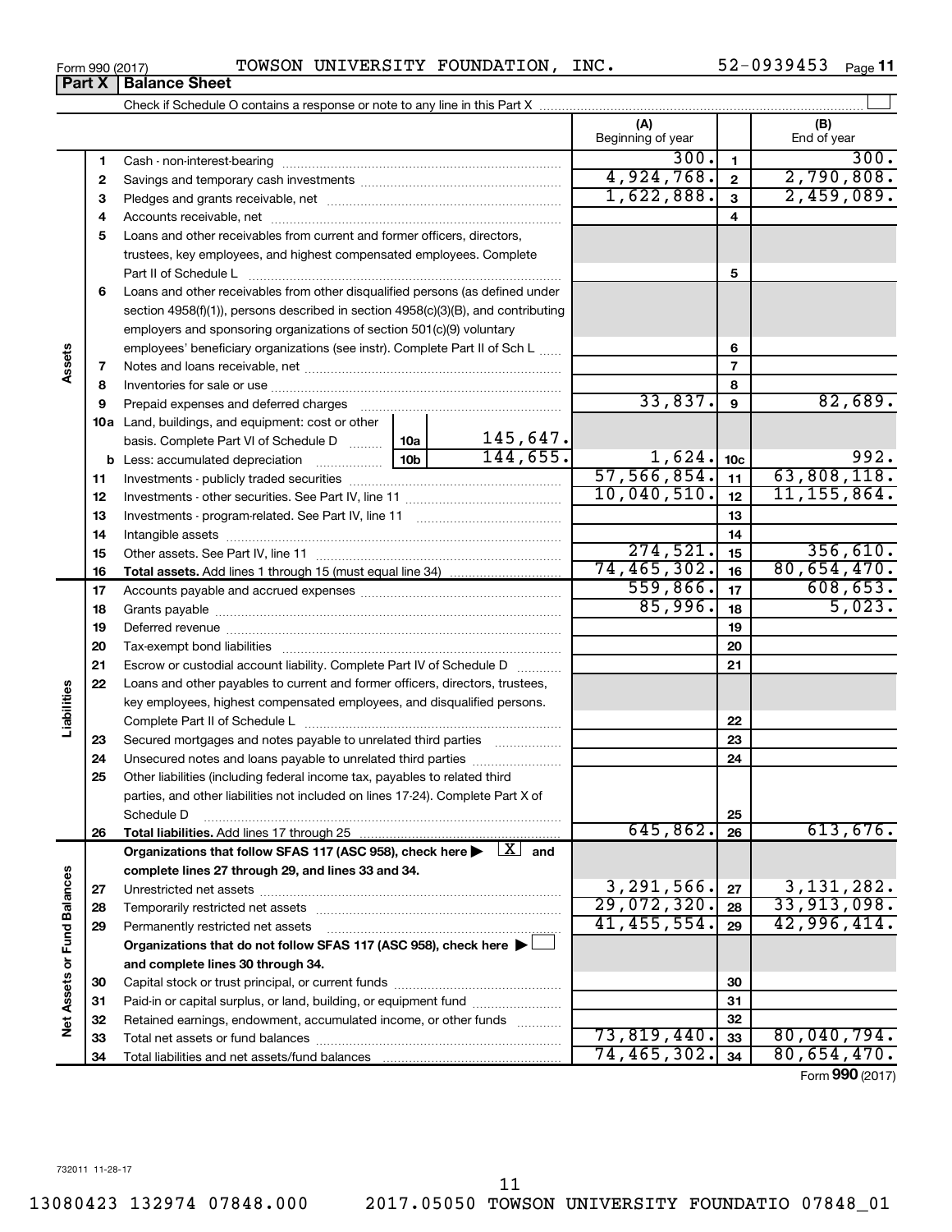Form 990 (2017) TOWSON UNIVERSITY FOUNDATION, INC. 52-0939453 Page 11

**Part X | Balance Sheet**

Check if Schedule O contains a response or note to any line in this Part X

| | | | | (A) Beginning of year | | (B) End of year |
|---|---|---|---|---|---|---|
| Assets | 1 | Cash - non-interest-bearing | | 300. | 1 | 300. |
| | 2 | Savings and temporary cash investments | | 4,924,768. | 2 | 2,790,808. |
| | 3 | Pledges and grants receivable, net | | 1,622,888. | 3 | 2,459,089. |
| | 4 | Accounts receivable, net | | | 4 | |
| | 5 | Loans and other receivables from current and former officers, directors, trustees, key employees, and highest compensated employees. Complete Part II of Schedule L | | | 5 | |
| | 6 | Loans and other receivables from other disqualified persons (as defined under section 4958(f)(1)), persons described in section 4958(c)(3)(B), and contributing employers and sponsoring organizations of section 501(c)(9) voluntary employees' beneficiary organizations (see instr). Complete Part II of Sch L | | | 6 | |
| | 7 | Notes and loans receivable, net | | | 7 | |
| | 8 | Inventories for sale or use | | | 8 | |
| | 9 | Prepaid expenses and deferred charges | | 33,837. | 9 | 82,689. |
| | 10a | Land, buildings, and equipment: cost or other basis. Complete Part VI of Schedule D | 10a 145,647. | | | |
| | b | Less: accumulated depreciation | 10b 144,655. | 1,624. | 10c | 992. |
| | 11 | Investments - publicly traded securities | | 57,566,854. | 11 | 63,808,118. |
| | 12 | Investments - other securities. See Part IV, line 11 | | 10,040,510. | 12 | 11,155,864. |
| | 13 | Investments - program-related. See Part IV, line 11 | | | 13 | |
| | 14 | Intangible assets | | | 14 | |
| | 15 | Other assets. See Part IV, line 11 | | 274,521. | 15 | 356,610. |
| | 16 | **Total assets.** Add lines 1 through 15 (must equal line 34) | | 74,465,302. | 16 | 80,654,470. |
| Liabilities | 17 | Accounts payable and accrued expenses | | 559,866. | 17 | 608,653. |
| | 18 | Grants payable | | 85,996. | 18 | 5,023. |
| | 19 | Deferred revenue | | | 19 | |
| | 20 | Tax-exempt bond liabilities | | | 20 | |
| | 21 | Escrow or custodial account liability. Complete Part IV of Schedule D | | | 21 | |
| | 22 | Loans and other payables to current and former officers, directors, trustees, key employees, highest compensated employees, and disqualified persons. Complete Part II of Schedule L | | | 22 | |
| | 23 | Secured mortgages and notes payable to unrelated third parties | | | 23 | |
| | 24 | Unsecured notes and loans payable to unrelated third parties | | | 24 | |
| | 25 | Other liabilities (including federal income tax, payables to related third parties, and other liabilities not included on lines 17-24). Complete Part X of Schedule D | | | 25 | |
| | 26 | **Total liabilities.** Add lines 17 through 25 | | 645,862. | 26 | 613,676. |
| Net Assets or Fund Balances | | **Organizations that follow SFAS 117 (ASC 958), check here ▶ [X] and complete lines 27 through 29, and lines 33 and 34.** | | | | |
| | 27 | Unrestricted net assets | | 3,291,566. | 27 | 3,131,282. |
| | 28 | Temporarily restricted net assets | | 29,072,320. | 28 | 33,913,098. |
| | 29 | Permanently restricted net assets | | 41,455,554. | 29 | 42,996,414. |
| | | **Organizations that do not follow SFAS 117 (ASC 958), check here ▶ [ ] and complete lines 30 through 34.** | | | | |
| | 30 | Capital stock or trust principal, or current funds | | | 30 | |
| | 31 | Paid-in or capital surplus, or land, building, or equipment fund | | | 31 | |
| | 32 | Retained earnings, endowment, accumulated income, or other funds | | | 32 | |
| | 33 | Total net assets or fund balances | | 73,819,440. | 33 | 80,040,794. |
| | 34 | Total liabilities and net assets/fund balances | | 74,465,302. | 34 | 80,654,470. |

Form **990** (2017)

732011 11-28-17

13080423 132974 07848.000 2017.05050 TOWSON UNIVERSITY FOUNDATIO 07848_01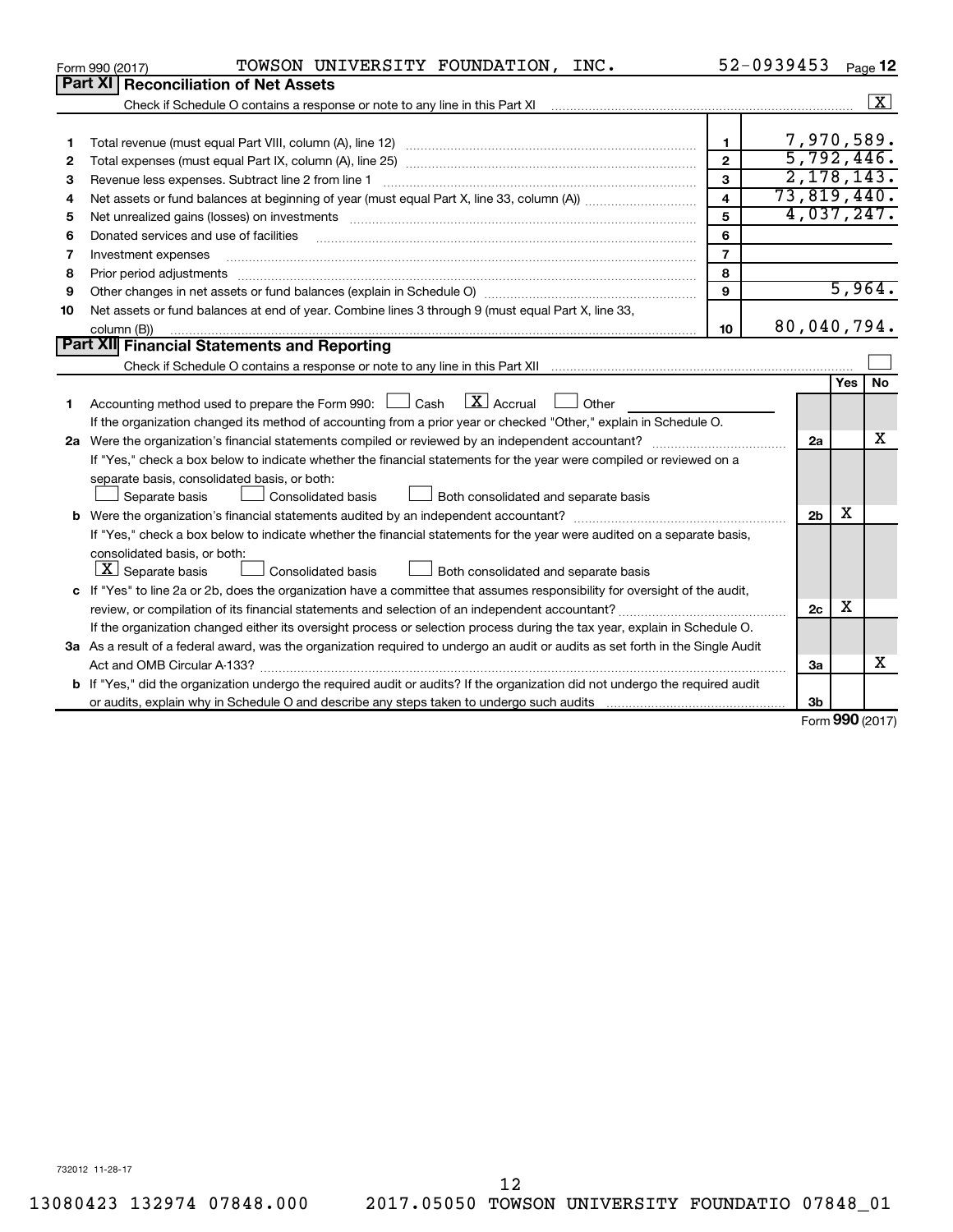Form 990 (2017) TOWSON UNIVERSITY FOUNDATION, INC. 52-0939453 Page 12

## Part XI Reconciliation of Net Assets

Check if Schedule O contains a response or note to any line in this Part XI .......... [X]

| | | | |
|---|---|---|---|
| 1 | Total revenue (must equal Part VIII, column (A), line 12) | 1 | 7,970,589. |
| 2 | Total expenses (must equal Part IX, column (A), line 25) | 2 | 5,792,446. |
| 3 | Revenue less expenses. Subtract line 2 from line 1 | 3 | 2,178,143. |
| 4 | Net assets or fund balances at beginning of year (must equal Part X, line 33, column (A)) | 4 | 73,819,440. |
| 5 | Net unrealized gains (losses) on investments | 5 | 4,037,247. |
| 6 | Donated services and use of facilities | 6 | |
| 7 | Investment expenses | 7 | |
| 8 | Prior period adjustments | 8 | |
| 9 | Other changes in net assets or fund balances (explain in Schedule O) | 9 | 5,964. |
| 10 | Net assets or fund balances at end of year. Combine lines 3 through 9 (must equal Part X, line 33, column (B)) | 10 | 80,040,794. |

## Part XII Financial Statements and Reporting

Check if Schedule O contains a response or note to any line in this Part XII .......... [ ]

| | | | Yes | No |
|---|---|---|---|---|
| 1 | Accounting method used to prepare the Form 990: [ ] Cash [X] Accrual [ ] Other<br>If the organization changed its method of accounting from a prior year or checked "Other," explain in Schedule O. | | | |
| 2a | Were the organization's financial statements compiled or reviewed by an independent accountant?<br>If "Yes," check a box below to indicate whether the financial statements for the year were compiled or reviewed on a separate basis, consolidated basis, or both:<br>[ ] Separate basis [ ] Consolidated basis [ ] Both consolidated and separate basis | 2a | | X |
| b | Were the organization's financial statements audited by an independent accountant?<br>If "Yes," check a box below to indicate whether the financial statements for the year were audited on a separate basis, consolidated basis, or both:<br>[X] Separate basis [ ] Consolidated basis [ ] Both consolidated and separate basis | 2b | X | |
| c | If "Yes" to line 2a or 2b, does the organization have a committee that assumes responsibility for oversight of the audit, review, or compilation of its financial statements and selection of an independent accountant?<br>If the organization changed either its oversight process or selection process during the tax year, explain in Schedule O. | 2c | X | |
| 3a | As a result of a federal award, was the organization required to undergo an audit or audits as set forth in the Single Audit Act and OMB Circular A-133? | 3a | | X |
| b | If "Yes," did the organization undergo the required audit or audits? If the organization did not undergo the required audit or audits, explain why in Schedule O and describe any steps taken to undergo such audits | 3b | | |

Form 990 (2017)

732012 11-28-17

13080423 132974 07848.000 2017.05050 TOWSON UNIVERSITY FOUNDATIO 07848_01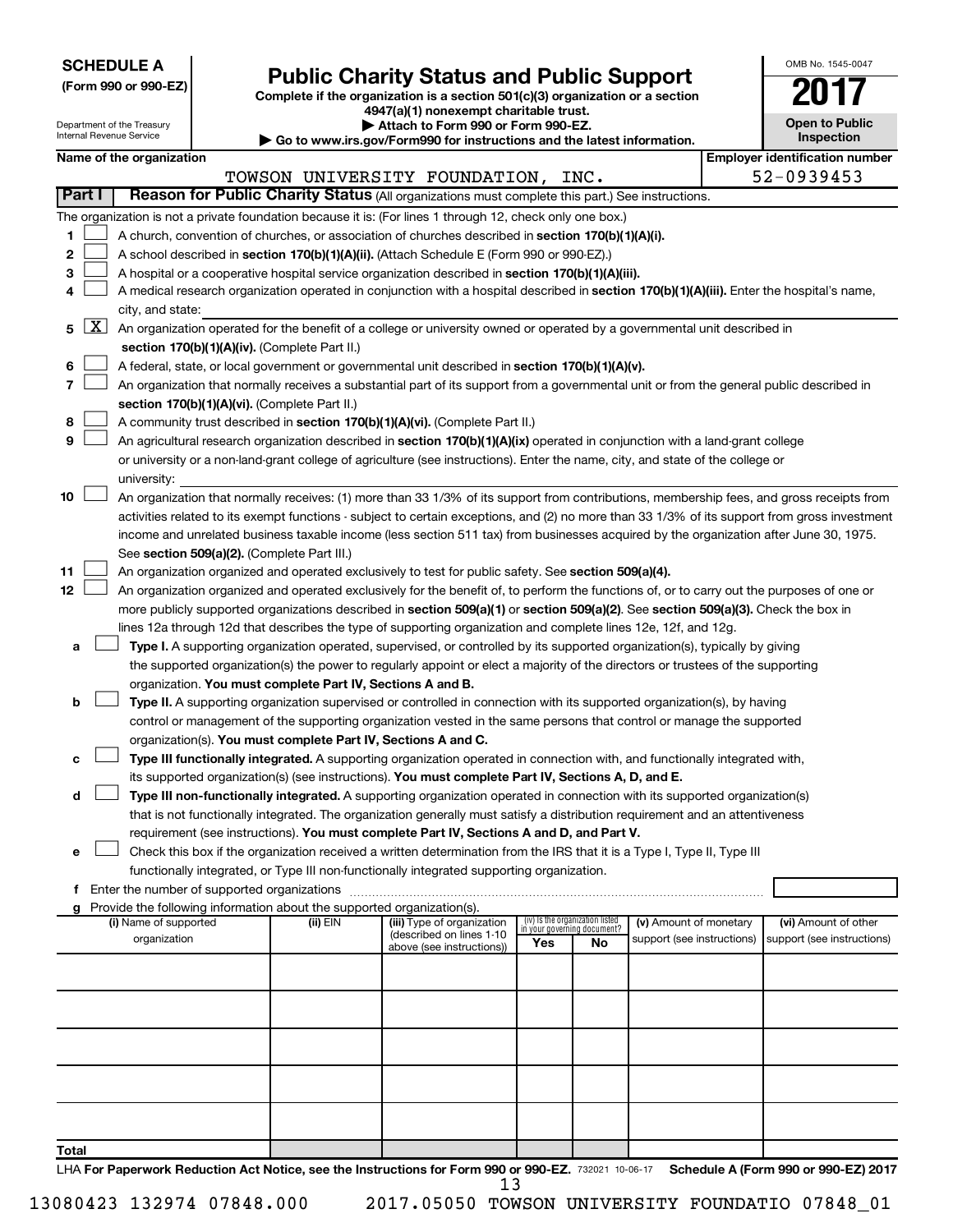**SCHEDULE A**
**(Form 990 or 990-EZ)**

Department of the Treasury
Internal Revenue Service

# Public Charity Status and Public Support

**Complete if the organization is a section 501(c)(3) organization or a section 4947(a)(1) nonexempt charitable trust.**
**▶ Attach to Form 990 or Form 990-EZ.**
**▶ Go to www.irs.gov/Form990 for instructions and the latest information.**

OMB No. 1545-0047
**2017**
**Open to Public Inspection**

| Name of the organization | Employer identification number |
|---|---|
| TOWSON UNIVERSITY FOUNDATION, INC. | 52-0939453 |

**Part I** **Reason for Public Charity Status** (All organizations must complete this part.) See instructions.

The organization is not a private foundation because it is: (For lines 1 through 12, check only one box.)

1. [ ] A church, convention of churches, or association of churches described in **section 170(b)(1)(A)(i).**
2. [ ] A school described in **section 170(b)(1)(A)(ii).** (Attach Schedule E (Form 990 or 990-EZ).)
3. [ ] A hospital or a cooperative hospital service organization described in **section 170(b)(1)(A)(iii).**
4. [ ] A medical research organization operated in conjunction with a hospital described in **section 170(b)(1)(A)(iii).** Enter the hospital's name, city, and state:
5. [X] An organization operated for the benefit of a college or university owned or operated by a governmental unit described in **section 170(b)(1)(A)(iv).** (Complete Part II.)
6. [ ] A federal, state, or local government or governmental unit described in **section 170(b)(1)(A)(v).**
7. [ ] An organization that normally receives a substantial part of its support from a governmental unit or from the general public described in **section 170(b)(1)(A)(vi).** (Complete Part II.)
8. [ ] A community trust described in **section 170(b)(1)(A)(vi).** (Complete Part II.)
9. [ ] An agricultural research organization described in **section 170(b)(1)(A)(ix)** operated in conjunction with a land-grant college or university or a non-land-grant college of agriculture (see instructions). Enter the name, city, and state of the college or university:
10. [ ] An organization that normally receives: (1) more than 33 1/3% of its support from contributions, membership fees, and gross receipts from activities related to its exempt functions - subject to certain exceptions, and (2) no more than 33 1/3% of its support from gross investment income and unrelated business taxable income (less section 511 tax) from businesses acquired by the organization after June 30, 1975. See **section 509(a)(2).** (Complete Part III.)
11. [ ] An organization organized and operated exclusively to test for public safety. See **section 509(a)(4).**
12. [ ] An organization organized and operated exclusively for the benefit of, to perform the functions of, or to carry out the purposes of one or more publicly supported organizations described in **section 509(a)(1)** or **section 509(a)(2)**. See **section 509(a)(3).** Check the box in lines 12a through 12d that describes the type of supporting organization and complete lines 12e, 12f, and 12g.
   - **a** [ ] **Type I.** A supporting organization operated, supervised, or controlled by its supported organization(s), typically by giving the supported organization(s) the power to regularly appoint or elect a majority of the directors or trustees of the supporting organization. **You must complete Part IV, Sections A and B.**
   - **b** [ ] **Type II.** A supporting organization supervised or controlled in connection with its supported organization(s), by having control or management of the supporting organization vested in the same persons that control or manage the supported organization(s). **You must complete Part IV, Sections A and C.**
   - **c** [ ] **Type III functionally integrated.** A supporting organization operated in connection with, and functionally integrated with, its supported organization(s) (see instructions). **You must complete Part IV, Sections A, D, and E.**
   - **d** [ ] **Type III non-functionally integrated.** A supporting organization operated in connection with its supported organization(s) that is not functionally integrated. The organization generally must satisfy a distribution requirement and an attentiveness requirement (see instructions). **You must complete Part IV, Sections A and D, and Part V.**
   - **e** [ ] Check this box if the organization received a written determination from the IRS that it is a Type I, Type II, Type III functionally integrated, or Type III non-functionally integrated supporting organization.
   - **f** Enter the number of supported organizations
   - **g** Provide the following information about the supported organization(s).

| (i) Name of supported organization | (ii) EIN | (iii) Type of organization (described on lines 1-10 above (see instructions)) | (iv) Is the organization listed in your governing document? Yes | No | (v) Amount of monetary support (see instructions) | (vi) Amount of other support (see instructions) |
|---|---|---|---|---|---|---|
| | | | | | | |
| | | | | | | |
| | | | | | | |
| | | | | | | |
| | | | | | | |
| **Total** | | | | | | |

LHA **For Paperwork Reduction Act Notice, see the Instructions for Form 990 or 990-EZ.** 732021 10-06-17 **Schedule A (Form 990 or 990-EZ) 2017**

13080423 132974 07848.000 2017.05050 TOWSON UNIVERSITY FOUNDATIO 07848_01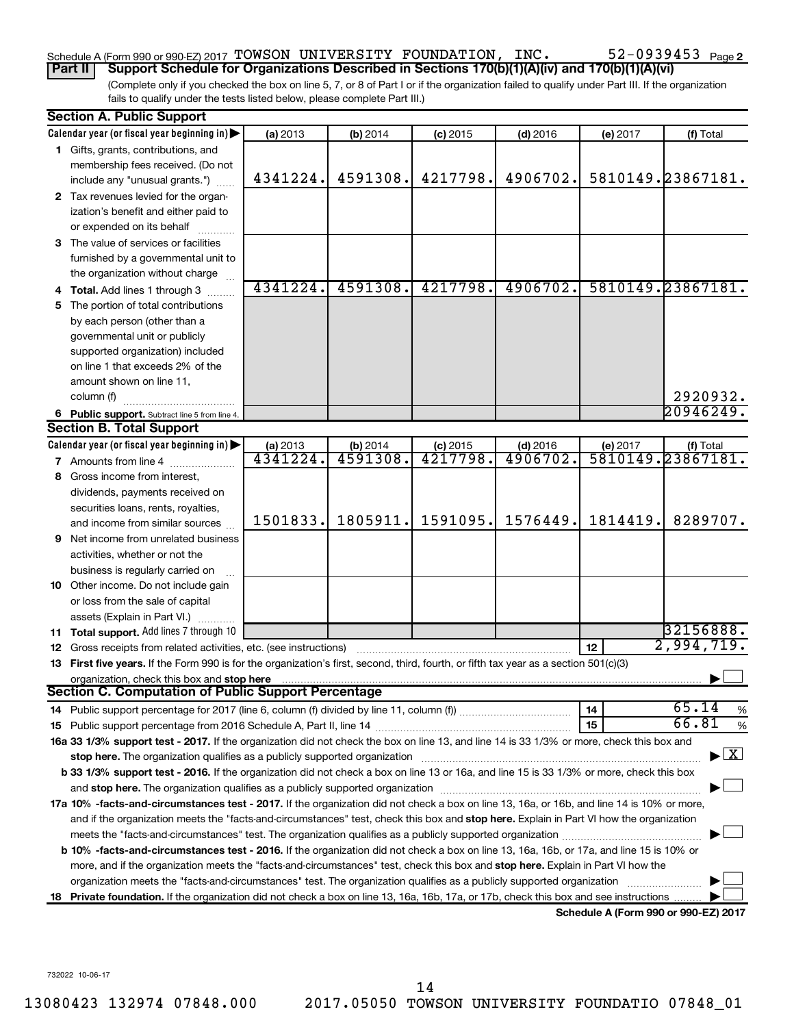Schedule A (Form 990 or 990-EZ) 2017 TOWSON UNIVERSITY FOUNDATION, INC. 52-0939453 Page 2

**Part II** **Support Schedule for Organizations Described in Sections 170(b)(1)(A)(iv) and 170(b)(1)(A)(vi)**

(Complete only if you checked the box on line 5, 7, or 8 of Part I or if the organization failed to qualify under Part III. If the organization fails to qualify under the tests listed below, please complete Part III.)

### Section A. Public Support

| Calendar year (or fiscal year beginning in) ▶ | (a) 2013 | (b) 2014 | (c) 2015 | (d) 2016 | (e) 2017 | (f) Total |
|---|---|---|---|---|---|---|
| 1 Gifts, grants, contributions, and membership fees received. (Do not include any "unusual grants.") | 4341224. | 4591308. | 4217798. | 4906702. | 5810149. | 23867181. |
| 2 Tax revenues levied for the organization's benefit and either paid to or expended on its behalf | | | | | | |
| 3 The value of services or facilities furnished by a governmental unit to the organization without charge | | | | | | |
| 4 Total. Add lines 1 through 3 | 4341224. | 4591308. | 4217798. | 4906702. | 5810149. | 23867181. |
| 5 The portion of total contributions by each person (other than a governmental unit or publicly supported organization) included on line 1 that exceeds 2% of the amount shown on line 11, column (f) | | | | | | 2920932. |
| 6 Public support. Subtract line 5 from line 4. | | | | | | 20946249. |

### Section B. Total Support

| Calendar year (or fiscal year beginning in) ▶ | (a) 2013 | (b) 2014 | (c) 2015 | (d) 2016 | (e) 2017 | (f) Total |
|---|---|---|---|---|---|---|
| 7 Amounts from line 4 | 4341224. | 4591308. | 4217798. | 4906702. | 5810149. | 23867181. |
| 8 Gross income from interest, dividends, payments received on securities loans, rents, royalties, and income from similar sources | 1501833. | 1805911. | 1591095. | 1576449. | 1814419. | 8289707. |
| 9 Net income from unrelated business activities, whether or not the business is regularly carried on | | | | | | |
| 10 Other income. Do not include gain or loss from the sale of capital assets (Explain in Part VI.) | | | | | | |
| 11 Total support. Add lines 7 through 10 | | | | | | 32156888. |

12 Gross receipts from related activities, etc. (see instructions) | 12 | 2,994,719.

13 **First five years.** If the Form 990 is for the organization's first, second, third, fourth, or fifth tax year as a section 501(c)(3) organization, check this box and **stop here** ▶ ☐

### Section C. Computation of Public Support Percentage

14 Public support percentage for 2017 (line 6, column (f) divided by line 11, column (f)) | 14 | 65.14 %

15 Public support percentage from 2016 Schedule A, Part II, line 14 | 15 | 66.81 %

16a **33 1/3% support test - 2017.** If the organization did not check the box on line 13, and line 14 is 33 1/3% or more, check this box and **stop here.** The organization qualifies as a publicly supported organization ▶ ☒

b **33 1/3% support test - 2016.** If the organization did not check a box on line 13 or 16a, and line 15 is 33 1/3% or more, check this box and **stop here.** The organization qualifies as a publicly supported organization ▶ ☐

17a **10% -facts-and-circumstances test - 2017.** If the organization did not check a box on line 13, 16a, or 16b, and line 14 is 10% or more, and if the organization meets the "facts-and-circumstances" test, check this box and **stop here.** Explain in Part VI how the organization meets the "facts-and-circumstances" test. The organization qualifies as a publicly supported organization ▶ ☐

b **10% -facts-and-circumstances test - 2016.** If the organization did not check a box on line 13, 16a, 16b, or 17a, and line 15 is 10% or more, and if the organization meets the "facts-and-circumstances" test, check this box and **stop here.** Explain in Part VI how the organization meets the "facts-and-circumstances" test. The organization qualifies as a publicly supported organization ▶ ☐

18 **Private foundation.** If the organization did not check a box on line 13, 16a, 16b, 17a, or 17b, check this box and see instructions ▶ ☐

**Schedule A (Form 990 or 990-EZ) 2017**

732022 10-06-17

13080423 132974 07848.000 2017.05050 TOWSON UNIVERSITY FOUNDATIO 07848_01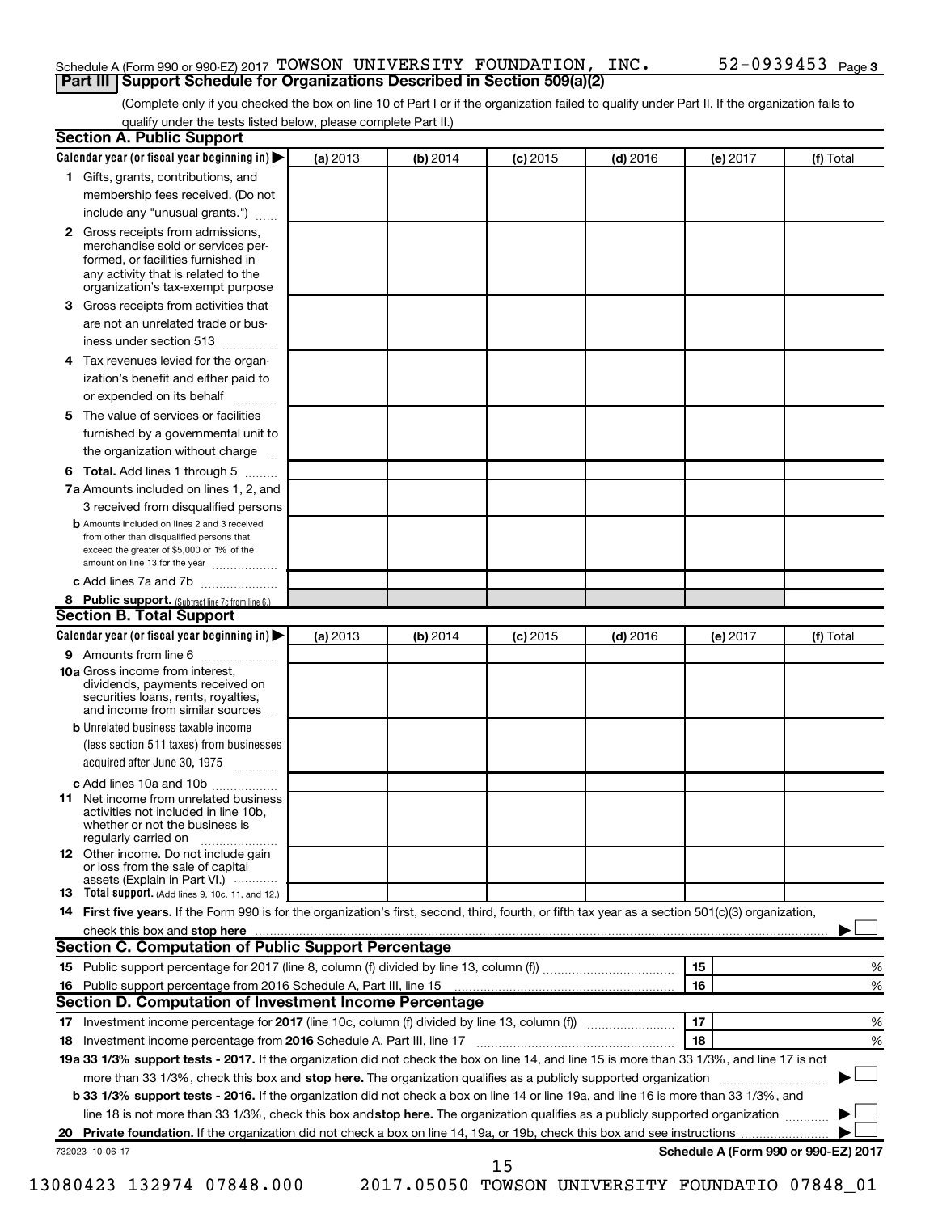Schedule A (Form 990 or 990-EZ) 2017 TOWSON UNIVERSITY FOUNDATION, INC. 52-0939453 Page 3

## Part III Support Schedule for Organizations Described in Section 509(a)(2)

(Complete only if you checked the box on line 10 of Part I or if the organization failed to qualify under Part II. If the organization fails to qualify under the tests listed below, please complete Part II.)

### Section A. Public Support

| Calendar year (or fiscal year beginning in) ▶ | (a) 2013 | (b) 2014 | (c) 2015 | (d) 2016 | (e) 2017 | (f) Total |
|---|---|---|---|---|---|---|
| **1** Gifts, grants, contributions, and membership fees received. (Do not include any "unusual grants.") | | | | | | |
| **2** Gross receipts from admissions, merchandise sold or services performed, or facilities furnished in any activity that is related to the organization's tax-exempt purpose | | | | | | |
| **3** Gross receipts from activities that are not an unrelated trade or business under section 513 | | | | | | |
| **4** Tax revenues levied for the organization's benefit and either paid to or expended on its behalf | | | | | | |
| **5** The value of services or facilities furnished by a governmental unit to the organization without charge | | | | | | |
| **6 Total.** Add lines 1 through 5 | | | | | | |
| **7a** Amounts included on lines 1, 2, and 3 received from disqualified persons | | | | | | |
| **b** Amounts included on lines 2 and 3 received from other than disqualified persons that exceed the greater of $5,000 or 1% of the amount on line 13 for the year | | | | | | |
| **c** Add lines 7a and 7b | | | | | | |
| **8 Public support.** (Subtract line 7c from line 6.) | | | | | | |

### Section B. Total Support

| Calendar year (or fiscal year beginning in) ▶ | (a) 2013 | (b) 2014 | (c) 2015 | (d) 2016 | (e) 2017 | (f) Total |
|---|---|---|---|---|---|---|
| **9** Amounts from line 6 | | | | | | |
| **10a** Gross income from interest, dividends, payments received on securities loans, rents, royalties, and income from similar sources | | | | | | |
| **b** Unrelated business taxable income (less section 511 taxes) from businesses acquired after June 30, 1975 | | | | | | |
| **c** Add lines 10a and 10b | | | | | | |
| **11** Net income from unrelated business activities not included in line 10b, whether or not the business is regularly carried on | | | | | | |
| **12** Other income. Do not include gain or loss from the sale of capital assets (Explain in Part VI.) | | | | | | |
| **13 Total support.** (Add lines 9, 10c, 11, and 12.) | | | | | | |

**14 First five years.** If the Form 990 is for the organization's first, second, third, fourth, or fifth tax year as a section 501(c)(3) organization, check this box and **stop here** ▶ ☐

### Section C. Computation of Public Support Percentage

| | | | |
|---|---|---|---|
| **15** | Public support percentage for 2017 (line 8, column (f) divided by line 13, column (f)) | 15 | % |
| **16** | Public support percentage from 2016 Schedule A, Part III, line 15 | 16 | % |

### Section D. Computation of Investment Income Percentage

| | | | |
|---|---|---|---|
| **17** | Investment income percentage for **2017** (line 10c, column (f) divided by line 13, column (f)) | 17 | % |
| **18** | Investment income percentage from **2016** Schedule A, Part III, line 17 | 18 | % |

**19a 33 1/3% support tests - 2017.** If the organization did not check the box on line 14, and line 15 is more than 33 1/3%, and line 17 is not more than 33 1/3%, check this box and **stop here.** The organization qualifies as a publicly supported organization ▶ ☐

**b 33 1/3% support tests - 2016.** If the organization did not check a box on line 14 or line 19a, and line 16 is more than 33 1/3%, and line 18 is not more than 33 1/3%, check this box and **stop here.** The organization qualifies as a publicly supported organization ▶ ☐

**20 Private foundation.** If the organization did not check a box on line 14, 19a, or 19b, check this box and see instructions ▶ ☐

732023 10-06-17 **Schedule A (Form 990 or 990-EZ) 2017**

13080423 132974 07848.000 2017.05050 TOWSON UNIVERSITY FOUNDATIO 07848_01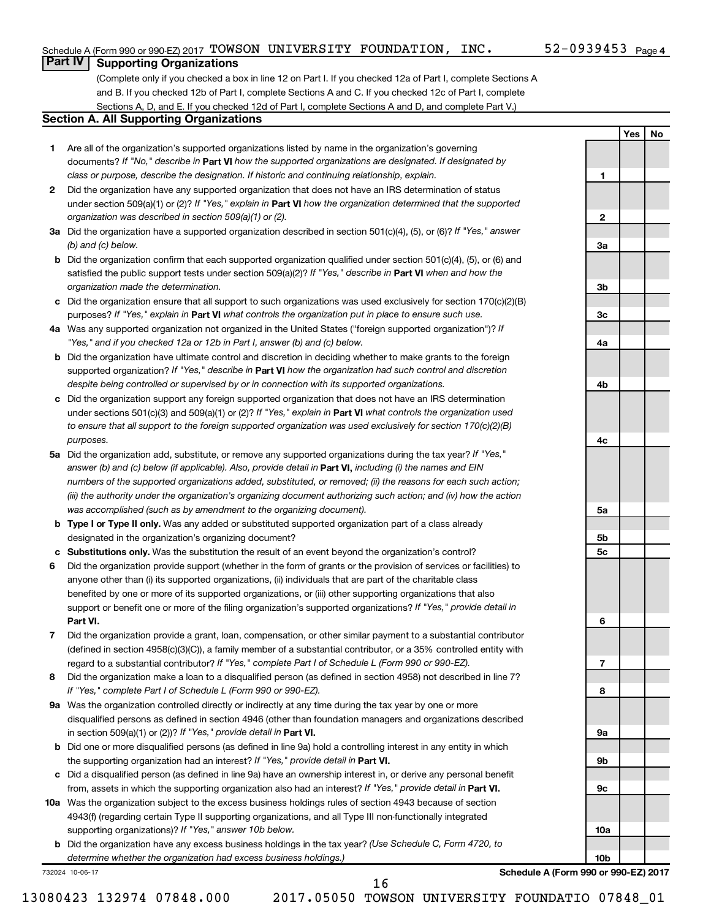Schedule A (Form 990 or 990-EZ) 2017 TOWSON UNIVERSITY FOUNDATION, INC. 52-0939453 Page 4

## Part IV Supporting Organizations

(Complete only if you checked a box in line 12 on Part I. If you checked 12a of Part I, complete Sections A and B. If you checked 12b of Part I, complete Sections A and C. If you checked 12c of Part I, complete Sections A, D, and E. If you checked 12d of Part I, complete Sections A and D, and complete Part V.)

### Section A. All Supporting Organizations

| | | | Yes | No |
|---|---|---|---|---|
| **1** | Are all of the organization's supported organizations listed by name in the organization's governing documents? *If "No," describe in* **Part VI** *how the supported organizations are designated. If designated by class or purpose, describe the designation. If historic and continuing relationship, explain.* | **1** | | |
| **2** | Did the organization have any supported organization that does not have an IRS determination of status under section 509(a)(1) or (2)? *If "Yes," explain in* **Part VI** *how the organization determined that the supported organization was described in section 509(a)(1) or (2).* | **2** | | |
| **3a** | Did the organization have a supported organization described in section 501(c)(4), (5), or (6)? *If "Yes," answer (b) and (c) below.* | **3a** | | |
| **b** | Did the organization confirm that each supported organization qualified under section 501(c)(4), (5), or (6) and satisfied the public support tests under section 509(a)(2)? *If "Yes," describe in* **Part VI** *when and how the organization made the determination.* | **3b** | | |
| **c** | Did the organization ensure that all support to such organizations was used exclusively for section 170(c)(2)(B) purposes? *If "Yes," explain in* **Part VI** *what controls the organization put in place to ensure such use.* | **3c** | | |
| **4a** | Was any supported organization not organized in the United States ("foreign supported organization")? *If "Yes," and if you checked 12a or 12b in Part I, answer (b) and (c) below.* | **4a** | | |
| **b** | Did the organization have ultimate control and discretion in deciding whether to make grants to the foreign supported organization? *If "Yes," describe in* **Part VI** *how the organization had such control and discretion despite being controlled or supervised by or in connection with its supported organizations.* | **4b** | | |
| **c** | Did the organization support any foreign supported organization that does not have an IRS determination under sections 501(c)(3) and 509(a)(1) or (2)? *If "Yes," explain in* **Part VI** *what controls the organization used to ensure that all support to the foreign supported organization was used exclusively for section 170(c)(2)(B) purposes.* | **4c** | | |
| **5a** | Did the organization add, substitute, or remove any supported organizations during the tax year? *If "Yes," answer (b) and (c) below (if applicable). Also, provide detail in* **Part VI,** *including (i) the names and EIN numbers of the supported organizations added, substituted, or removed; (ii) the reasons for each such action; (iii) the authority under the organization's organizing document authorizing such action; and (iv) how the action was accomplished (such as by amendment to the organizing document).* | **5a** | | |
| **b** | **Type I or Type II only.** Was any added or substituted supported organization part of a class already designated in the organization's organizing document? | **5b** | | |
| **c** | **Substitutions only.** Was the substitution the result of an event beyond the organization's control? | **5c** | | |
| **6** | Did the organization provide support (whether in the form of grants or the provision of services or facilities) to anyone other than (i) its supported organizations, (ii) individuals that are part of the charitable class benefited by one or more of its supported organizations, or (iii) other supporting organizations that also support or benefit one or more of the filing organization's supported organizations? *If "Yes," provide detail in* **Part VI.** | **6** | | |
| **7** | Did the organization provide a grant, loan, compensation, or other similar payment to a substantial contributor (defined in section 4958(c)(3)(C)), a family member of a substantial contributor, or a 35% controlled entity with regard to a substantial contributor? *If "Yes," complete Part I of Schedule L (Form 990 or 990-EZ).* | **7** | | |
| **8** | Did the organization make a loan to a disqualified person (as defined in section 4958) not described in line 7? *If "Yes," complete Part I of Schedule L (Form 990 or 990-EZ).* | **8** | | |
| **9a** | Was the organization controlled directly or indirectly at any time during the tax year by one or more disqualified persons as defined in section 4946 (other than foundation managers and organizations described in section 509(a)(1) or (2))? *If "Yes," provide detail in* **Part VI.** | **9a** | | |
| **b** | Did one or more disqualified persons (as defined in line 9a) hold a controlling interest in any entity in which the supporting organization had an interest? *If "Yes," provide detail in* **Part VI.** | **9b** | | |
| **c** | Did a disqualified person (as defined in line 9a) have an ownership interest in, or derive any personal benefit from, assets in which the supporting organization also had an interest? *If "Yes," provide detail in* **Part VI.** | **9c** | | |
| **10a** | Was the organization subject to the excess business holdings rules of section 4943 because of section 4943(f) (regarding certain Type II supporting organizations, and all Type III non-functionally integrated supporting organizations)? *If "Yes," answer 10b below.* | **10a** | | |
| **b** | Did the organization have any excess business holdings in the tax year? *(Use Schedule C, Form 4720, to determine whether the organization had excess business holdings.)* | **10b** | | |

732024 10-06-17 **Schedule A (Form 990 or 990-EZ) 2017**

13080423 132974 07848.000 2017.05050 TOWSON UNIVERSITY FOUNDATIO 07848_01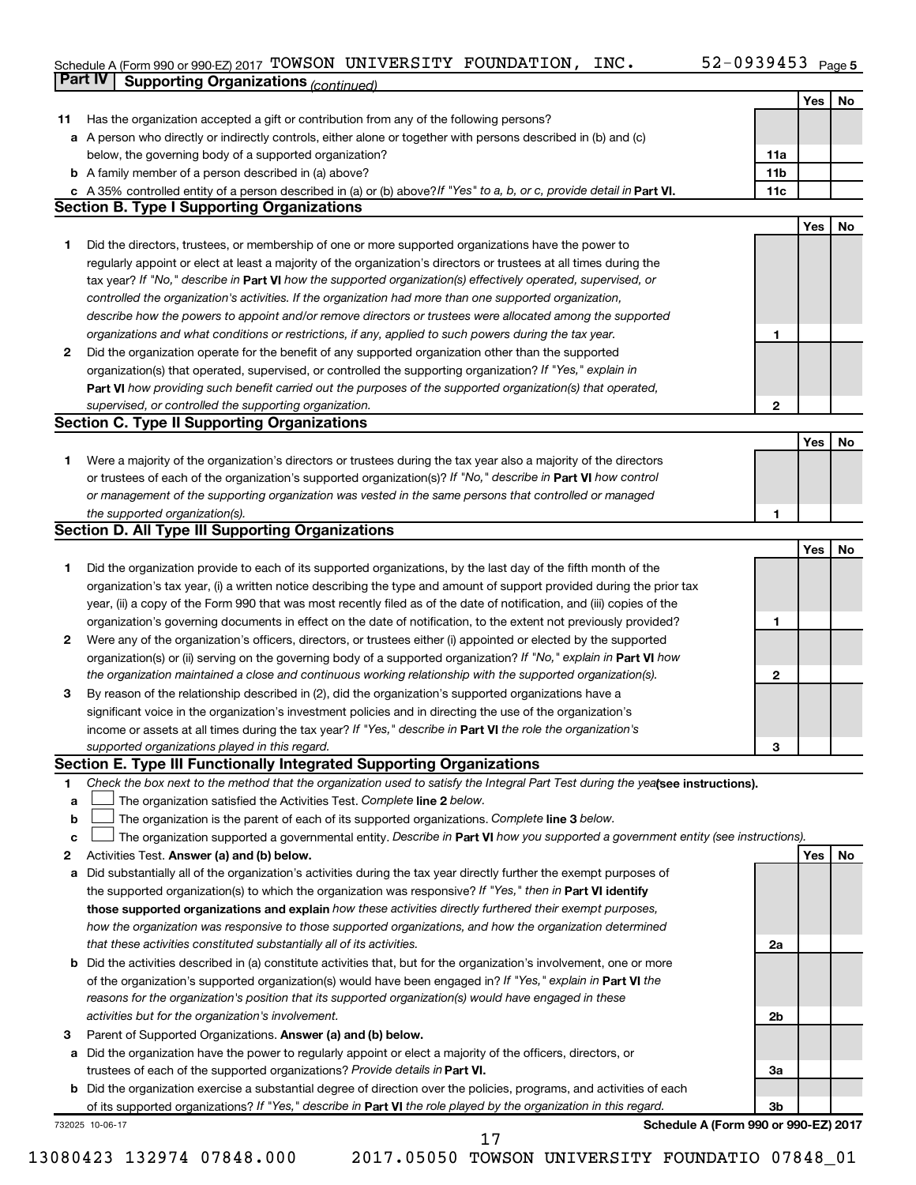## Part IV Supporting Organizations *(continued)*

| | | | Yes | No |
|---|---|---|---|---|
| **11** | Has the organization accepted a gift or contribution from any of the following persons? | | | |
| **a** | A person who directly or indirectly controls, either alone or together with persons described in (b) and (c) below, the governing body of a supported organization? | **11a** | | |
| **b** | A family member of a person described in (a) above? | **11b** | | |
| **c** | A 35% controlled entity of a person described in (a) or (b) above? *If "Yes" to a, b, or c, provide detail in* **Part VI.** | **11c** | | |

### Section B. Type I Supporting Organizations

| | | | Yes | No |
|---|---|---|---|---|
| **1** | Did the directors, trustees, or membership of one or more supported organizations have the power to regularly appoint or elect at least a majority of the organization's directors or trustees at all times during the tax year? *If "No," describe in* **Part VI** *how the supported organization(s) effectively operated, supervised, or controlled the organization's activities. If the organization had more than one supported organization, describe how the powers to appoint and/or remove directors or trustees were allocated among the supported organizations and what conditions or restrictions, if any, applied to such powers during the tax year.* | **1** | | |
| **2** | Did the organization operate for the benefit of any supported organization other than the supported organization(s) that operated, supervised, or controlled the supporting organization? *If "Yes," explain in* **Part VI** *how providing such benefit carried out the purposes of the supported organization(s) that operated, supervised, or controlled the supporting organization.* | **2** | | |

### Section C. Type II Supporting Organizations

| | | | Yes | No |
|---|---|---|---|---|
| **1** | Were a majority of the organization's directors or trustees during the tax year also a majority of the directors or trustees of each of the organization's supported organization(s)? *If "No," describe in* **Part VI** *how control or management of the supporting organization was vested in the same persons that controlled or managed the supported organization(s).* | **1** | | |

### Section D. All Type III Supporting Organizations

| | | | Yes | No |
|---|---|---|---|---|
| **1** | Did the organization provide to each of its supported organizations, by the last day of the fifth month of the organization's tax year, (i) a written notice describing the type and amount of support provided during the prior tax year, (ii) a copy of the Form 990 that was most recently filed as of the date of notification, and (iii) copies of the organization's governing documents in effect on the date of notification, to the extent not previously provided? | **1** | | |
| **2** | Were any of the organization's officers, directors, or trustees either (i) appointed or elected by the supported organization(s) or (ii) serving on the governing body of a supported organization? *If "No," explain in* **Part VI** *how the organization maintained a close and continuous working relationship with the supported organization(s).* | **2** | | |
| **3** | By reason of the relationship described in (2), did the organization's supported organizations have a significant voice in the organization's investment policies and in directing the use of the organization's income or assets at all times during the tax year? *If "Yes," describe in* **Part VI** *the role the organization's supported organizations played in this regard.* | **3** | | |

### Section E. Type III Functionally Integrated Supporting Organizations

**1** *Check the box next to the method that the organization used to satisfy the Integral Part Test during the year* **(see instructions).**

**a** ☐ The organization satisfied the Activities Test. *Complete* **line 2** *below.*

**b** ☐ The organization is the parent of each of its supported organizations. *Complete* **line 3** *below.*

**c** ☐ The organization supported a governmental entity. *Describe in* **Part VI** *how you supported a government entity (see instructions).*

| | | | Yes | No |
|---|---|---|---|---|
| **2** | Activities Test. **Answer (a) and (b) below.** | | | |
| **a** | Did substantially all of the organization's activities during the tax year directly further the exempt purposes of the supported organization(s) to which the organization was responsive? *If "Yes," then in* **Part VI identify those supported organizations and explain** *how these activities directly furthered their exempt purposes, how the organization was responsive to those supported organizations, and how the organization determined that these activities constituted substantially all of its activities.* | **2a** | | |
| **b** | Did the activities described in (a) constitute activities that, but for the organization's involvement, one or more of the organization's supported organization(s) would have been engaged in? *If "Yes," explain in* **Part VI** *the reasons for the organization's position that its supported organization(s) would have engaged in these activities but for the organization's involvement.* | **2b** | | |
| **3** | Parent of Supported Organizations. **Answer (a) and (b) below.** | | | |
| **a** | Did the organization have the power to regularly appoint or elect a majority of the officers, directors, or trustees of each of the supported organizations? *Provide details in* **Part VI.** | **3a** | | |
| **b** | Did the organization exercise a substantial degree of direction over the policies, programs, and activities of each of its supported organizations? *If "Yes," describe in* **Part VI** *the role played by the organization in this regard.* | **3b** | | |

**Schedule A (Form 990 or 990-EZ) 2017**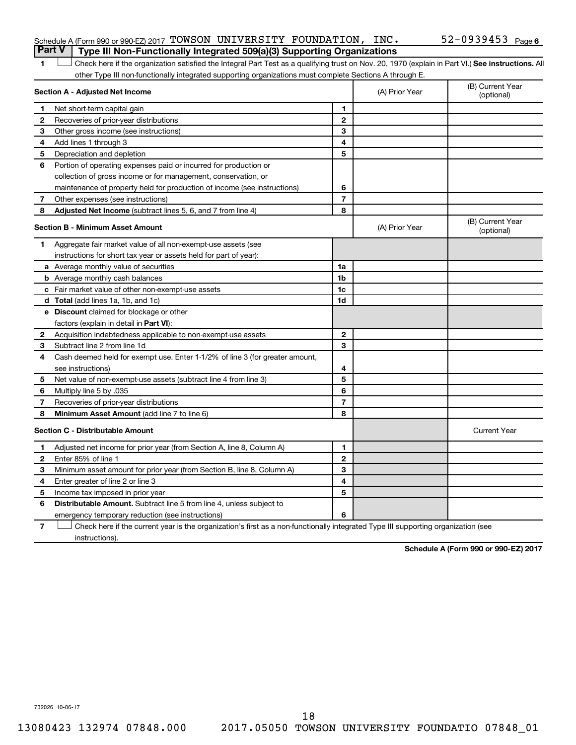## Part V Type III Non-Functionally Integrated 509(a)(3) Supporting Organizations

1 ☐ Check here if the organization satisfied the Integral Part Test as a qualifying trust on Nov. 20, 1970 (explain in Part VI.) **See instructions.** All other Type III non-functionally integrated supporting organizations must complete Sections A through E.

| **Section A - Adjusted Net Income** | | (A) Prior Year | (B) Current Year (optional) |
|---|---|---|---|
| **1** Net short-term capital gain | **1** | | |
| **2** Recoveries of prior-year distributions | **2** | | |
| **3** Other gross income (see instructions) | **3** | | |
| **4** Add lines 1 through 3 | **4** | | |
| **5** Depreciation and depletion | **5** | | |
| **6** Portion of operating expenses paid or incurred for production or collection of gross income or for management, conservation, or maintenance of property held for production of income (see instructions) | **6** | | |
| **7** Other expenses (see instructions) | **7** | | |
| **8** **Adjusted Net Income** (subtract lines 5, 6, and 7 from line 4) | **8** | | |

| **Section B - Minimum Asset Amount** | | (A) Prior Year | (B) Current Year (optional) |
|---|---|---|---|
| **1** Aggregate fair market value of all non-exempt-use assets (see instructions for short tax year or assets held for part of year): | | | |
| **a** Average monthly value of securities | **1a** | | |
| **b** Average monthly cash balances | **1b** | | |
| **c** Fair market value of other non-exempt-use assets | **1c** | | |
| **d** **Total** (add lines 1a, 1b, and 1c) | **1d** | | |
| **e** **Discount** claimed for blockage or other factors (explain in detail in **Part VI**): | | | |
| **2** Acquisition indebtedness applicable to non-exempt-use assets | **2** | | |
| **3** Subtract line 2 from line 1d | **3** | | |
| **4** Cash deemed held for exempt use. Enter 1-1/2% of line 3 (for greater amount, see instructions) | **4** | | |
| **5** Net value of non-exempt-use assets (subtract line 4 from line 3) | **5** | | |
| **6** Multiply line 5 by .035 | **6** | | |
| **7** Recoveries of prior-year distributions | **7** | | |
| **8** **Minimum Asset Amount** (add line 7 to line 6) | **8** | | |

| **Section C - Distributable Amount** | | | Current Year |
|---|---|---|---|
| **1** Adjusted net income for prior year (from Section A, line 8, Column A) | **1** | | |
| **2** Enter 85% of line 1 | **2** | | |
| **3** Minimum asset amount for prior year (from Section B, line 8, Column A) | **3** | | |
| **4** Enter greater of line 2 or line 3 | **4** | | |
| **5** Income tax imposed in prior year | **5** | | |
| **6** **Distributable Amount.** Subtract line 5 from line 4, unless subject to emergency temporary reduction (see instructions) | **6** | | |

**7** ☐ Check here if the current year is the organization's first as a non-functionally integrated Type III supporting organization (see instructions).

**Schedule A (Form 990 or 990-EZ) 2017**

732026 10-06-17

13080423 132974 07848.000 2017.05050 TOWSON UNIVERSITY FOUNDATIO 07848_01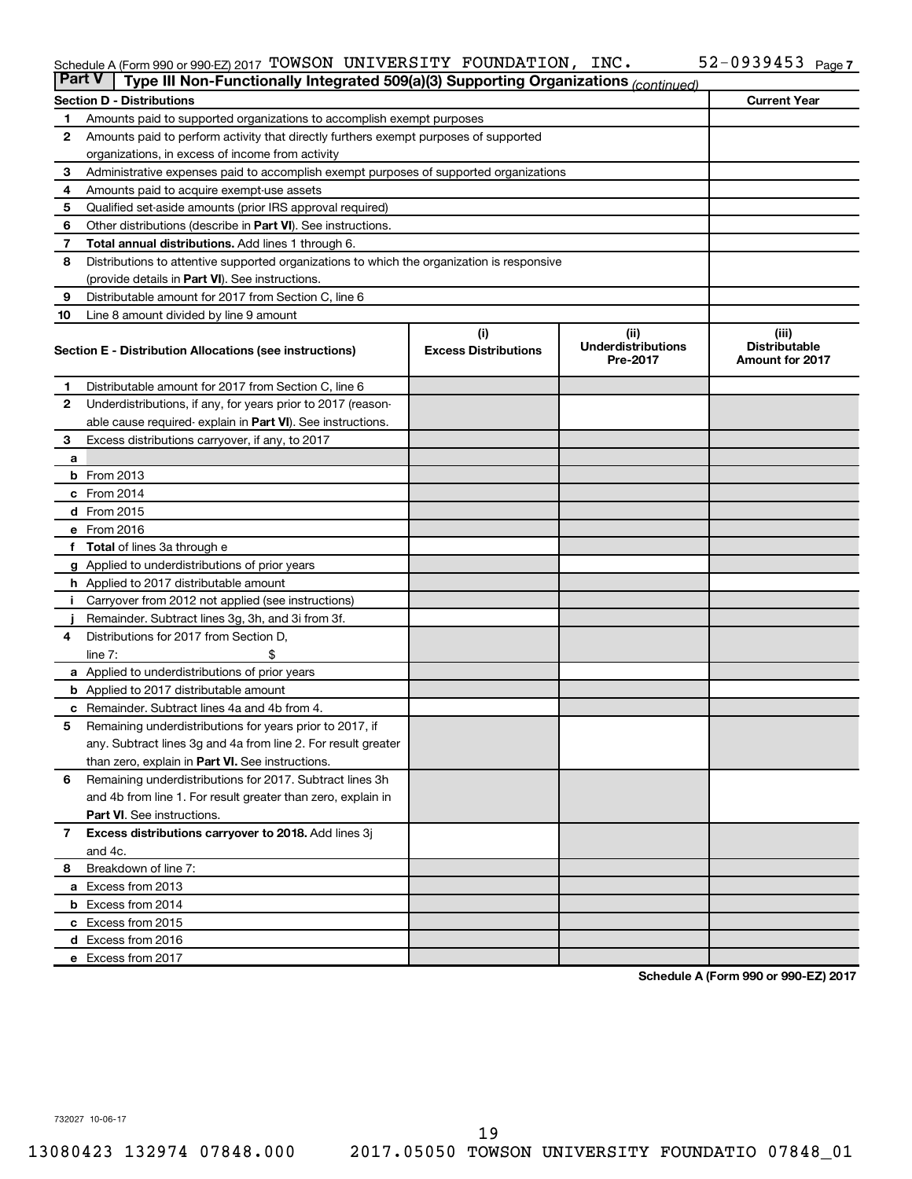Schedule A (Form 990 or 990-EZ) 2017 TOWSON UNIVERSITY FOUNDATION, INC. 52-0939453 Page 7

**Part V | Type III Non-Functionally Integrated 509(a)(3) Supporting Organizations** *(continued)*

| Section D - Distributions | | Current Year |
|---|---|---|
| 1 | Amounts paid to supported organizations to accomplish exempt purposes | |
| 2 | Amounts paid to perform activity that directly furthers exempt purposes of supported organizations, in excess of income from activity | |
| 3 | Administrative expenses paid to accomplish exempt purposes of supported organizations | |
| 4 | Amounts paid to acquire exempt-use assets | |
| 5 | Qualified set-aside amounts (prior IRS approval required) | |
| 6 | Other distributions (describe in **Part VI**). See instructions. | |
| 7 | **Total annual distributions.** Add lines 1 through 6. | |
| 8 | Distributions to attentive supported organizations to which the organization is responsive (provide details in **Part VI**). See instructions. | |
| 9 | Distributable amount for 2017 from Section C, line 6 | |
| 10 | Line 8 amount divided by line 9 amount | |

| Section E - Distribution Allocations (see instructions) | (i) Excess Distributions | (ii) Underdistributions Pre-2017 | (iii) Distributable Amount for 2017 |
|---|---|---|---|
| **1** Distributable amount for 2017 from Section C, line 6 | | | |
| **2** Underdistributions, if any, for years prior to 2017 (reasonable cause required- explain in **Part VI**). See instructions. | | | |
| **3** Excess distributions carryover, if any, to 2017 | | | |
| **a** | | | |
| **b** From 2013 | | | |
| **c** From 2014 | | | |
| **d** From 2015 | | | |
| **e** From 2016 | | | |
| **f Total** of lines 3a through e | | | |
| **g** Applied to underdistributions of prior years | | | |
| **h** Applied to 2017 distributable amount | | | |
| **i** Carryover from 2012 not applied (see instructions) | | | |
| **j** Remainder. Subtract lines 3g, 3h, and 3i from 3f. | | | |
| **4** Distributions for 2017 from Section D, line 7: $ | | | |
| **a** Applied to underdistributions of prior years | | | |
| **b** Applied to 2017 distributable amount | | | |
| **c** Remainder. Subtract lines 4a and 4b from 4. | | | |
| **5** Remaining underdistributions for years prior to 2017, if any. Subtract lines 3g and 4a from line 2. For result greater than zero, explain in **Part VI.** See instructions. | | | |
| **6** Remaining underdistributions for 2017. Subtract lines 3h and 4b from line 1. For result greater than zero, explain in **Part VI**. See instructions. | | | |
| **7 Excess distributions carryover to 2018.** Add lines 3j and 4c. | | | |
| **8** Breakdown of line 7: | | | |
| **a** Excess from 2013 | | | |
| **b** Excess from 2014 | | | |
| **c** Excess from 2015 | | | |
| **d** Excess from 2016 | | | |
| **e** Excess from 2017 | | | |

**Schedule A (Form 990 or 990-EZ) 2017**

732027 10-06-17

13080423 132974 07848.000 2017.05050 TOWSON UNIVERSITY FOUNDATIO 07848_01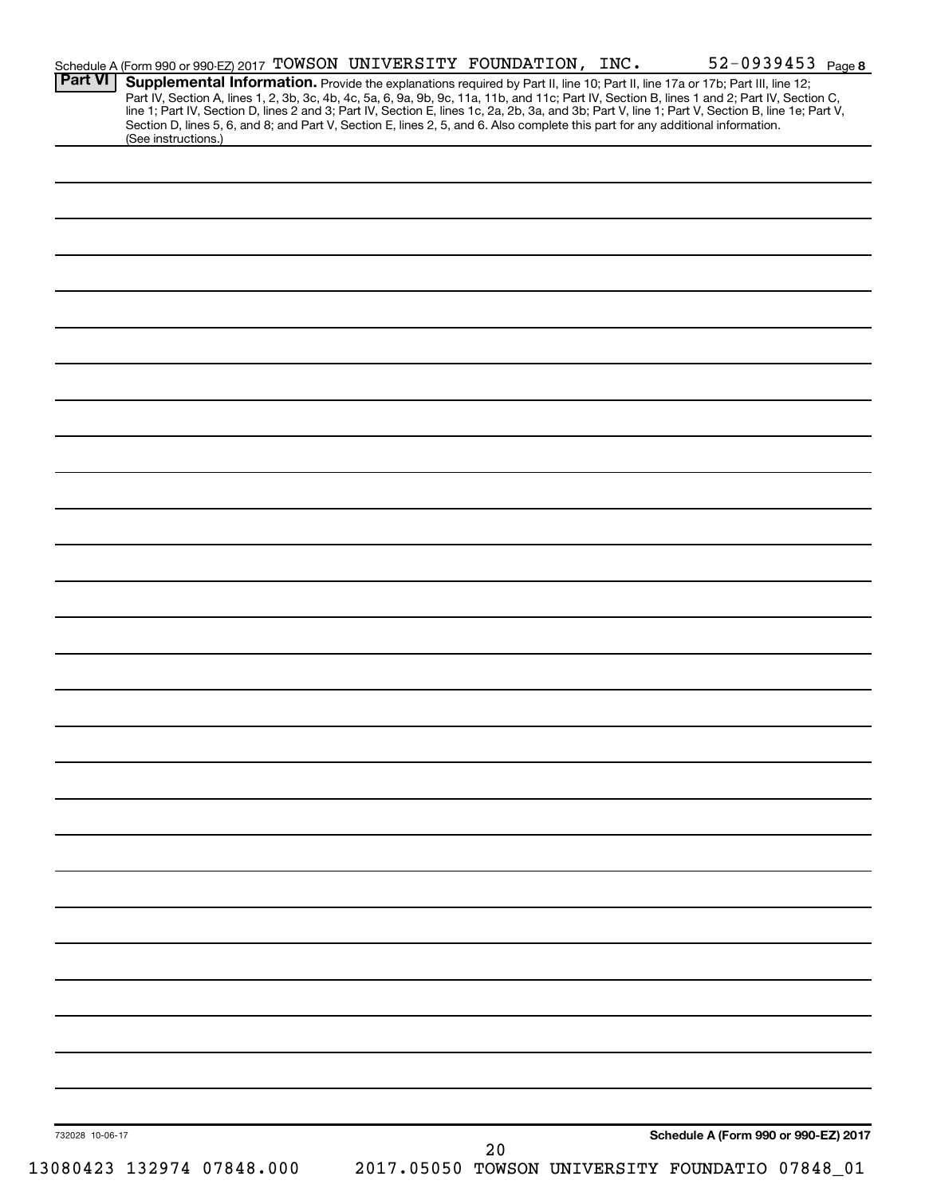Schedule A (Form 990 or 990-EZ) 2017 TOWSON UNIVERSITY FOUNDATION, INC. 52-0939453 Page 8

**Part VI** **Supplemental Information.** Provide the explanations required by Part II, line 10; Part II, line 17a or 17b; Part III, line 12; Part IV, Section A, lines 1, 2, 3b, 3c, 4b, 4c, 5a, 6, 9a, 9b, 9c, 11a, 11b, and 11c; Part IV, Section B, lines 1 and 2; Part IV, Section C, line 1; Part IV, Section D, lines 2 and 3; Part IV, Section E, lines 1c, 2a, 2b, 3a, and 3b; Part V, line 1; Part V, Section B, line 1e; Part V, Section D, lines 5, 6, and 8; and Part V, Section E, lines 2, 5, and 6. Also complete this part for any additional information. (See instructions.)

732028 10-06-17

**Schedule A (Form 990 or 990-EZ) 2017**

13080423 132974 07848.000 2017.05050 TOWSON UNIVERSITY FOUNDATIO 07848_01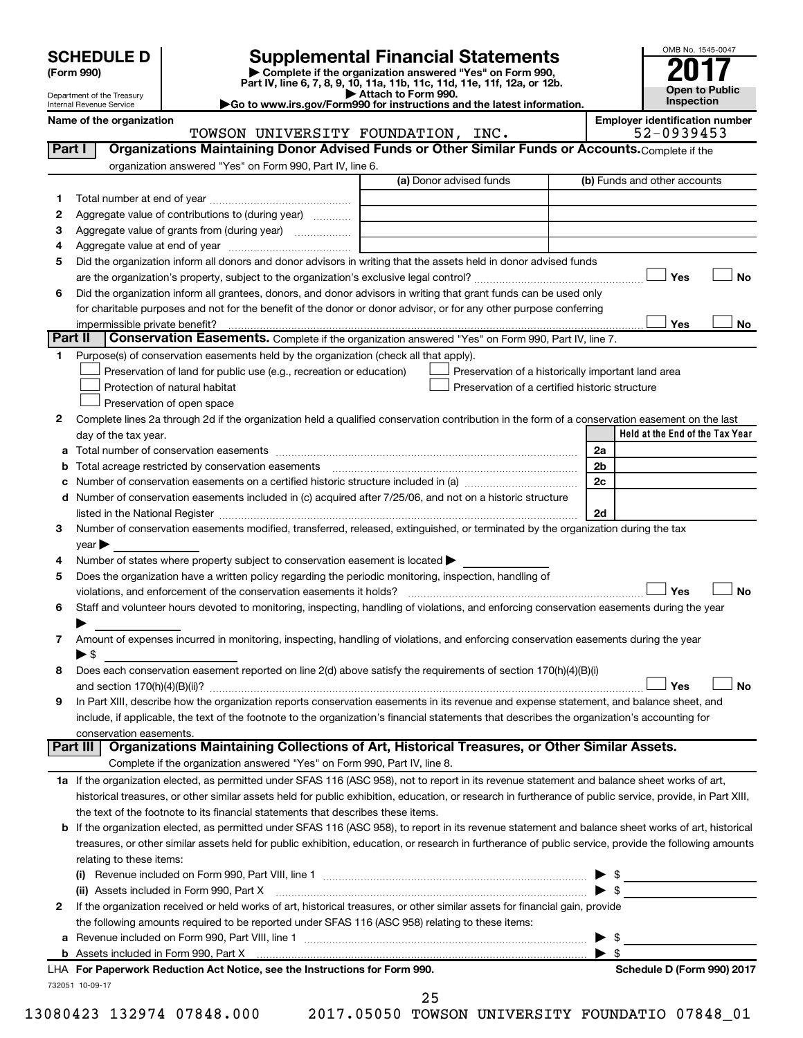# SCHEDULE D (Form 990)

Department of the Treasury
Internal Revenue Service

## Supplemental Financial Statements

▶ Complete if the organization answered "Yes" on Form 990, Part IV, line 6, 7, 8, 9, 10, 11a, 11b, 11c, 11d, 11e, 11f, 12a, or 12b.
▶ Attach to Form 990.
▶Go to www.irs.gov/Form990 for instructions and the latest information.

OMB No. 1545-0047

**2017**

**Open to Public Inspection**

**Name of the organization:** TOWSON UNIVERSITY FOUNDATION, INC.

**Employer identification number:** 52-0939453

### Part I Organizations Maintaining Donor Advised Funds or Other Similar Funds or Accounts.

Complete if the organization answered "Yes" on Form 990, Part IV, line 6.

| | | (a) Donor advised funds | (b) Funds and other accounts |
|---|---|---|---|
| 1 | Total number at end of year | | |
| 2 | Aggregate value of contributions to (during year) | | |
| 3 | Aggregate value of grants from (during year) | | |
| 4 | Aggregate value at end of year | | |

5 Did the organization inform all donors and donor advisors in writing that the assets held in donor advised funds are the organization's property, subject to the organization's exclusive legal control? ☐ Yes ☐ No

6 Did the organization inform all grantees, donors, and donor advisors in writing that grant funds can be used only for charitable purposes and not for the benefit of the donor or donor advisor, or for any other purpose conferring impermissible private benefit? ☐ Yes ☐ No

### Part II Conservation Easements.

Complete if the organization answered "Yes" on Form 990, Part IV, line 7.

1 Purpose(s) of conservation easements held by the organization (check all that apply).

- ☐ Preservation of land for public use (e.g., recreation or education)
- ☐ Protection of natural habitat
- ☐ Preservation of open space
- ☐ Preservation of a historically important land area
- ☐ Preservation of a certified historic structure

2 Complete lines 2a through 2d if the organization held a qualified conservation contribution in the form of a conservation easement on the last day of the tax year.

| | | | Held at the End of the Tax Year |
|---|---|---|---|
| a | Total number of conservation easements | 2a | |
| b | Total acreage restricted by conservation easements | 2b | |
| c | Number of conservation easements on a certified historic structure included in (a) | 2c | |
| d | Number of conservation easements included in (c) acquired after 7/25/06, and not on a historic structure listed in the National Register | 2d | |

3 Number of conservation easements modified, transferred, released, extinguished, or terminated by the organization during the tax year ▶

4 Number of states where property subject to conservation easement is located ▶

5 Does the organization have a written policy regarding the periodic monitoring, inspection, handling of violations, and enforcement of the conservation easements it holds? ☐ Yes ☐ No

6 Staff and volunteer hours devoted to monitoring, inspecting, handling of violations, and enforcing conservation easements during the year ▶

7 Amount of expenses incurred in monitoring, inspecting, handling of violations, and enforcing conservation easements during the year ▶ $

8 Does each conservation easement reported on line 2(d) above satisfy the requirements of section 170(h)(4)(B)(i) and section 170(h)(4)(B)(ii)? ☐ Yes ☐ No

9 In Part XIII, describe how the organization reports conservation easements in its revenue and expense statement, and balance sheet, and include, if applicable, the text of the footnote to the organization's financial statements that describes the organization's accounting for conservation easements.

### Part III Organizations Maintaining Collections of Art, Historical Treasures, or Other Similar Assets.

Complete if the organization answered "Yes" on Form 990, Part IV, line 8.

1a If the organization elected, as permitted under SFAS 116 (ASC 958), not to report in its revenue statement and balance sheet works of art, historical treasures, or other similar assets held for public exhibition, education, or research in furtherance of public service, provide, in Part XIII, the text of the footnote to its financial statements that describes these items.

b If the organization elected, as permitted under SFAS 116 (ASC 958), to report in its revenue statement and balance sheet works of art, historical treasures, or other similar assets held for public exhibition, education, or research in furtherance of public service, provide the following amounts relating to these items:

(i) Revenue included on Form 990, Part VIII, line 1 ▶ $

(ii) Assets included in Form 990, Part X ▶ $

2 If the organization received or held works of art, historical treasures, or other similar assets for financial gain, provide the following amounts required to be reported under SFAS 116 (ASC 958) relating to these items:

a Revenue included on Form 990, Part VIII, line 1 ▶ $

b Assets included in Form 990, Part X ▶ $

**LHA For Paperwork Reduction Act Notice, see the Instructions for Form 990.** **Schedule D (Form 990) 2017**

732051 10-09-17

13080423 132974 07848.000 2017.05050 TOWSON UNIVERSITY FOUNDATIO 07848_01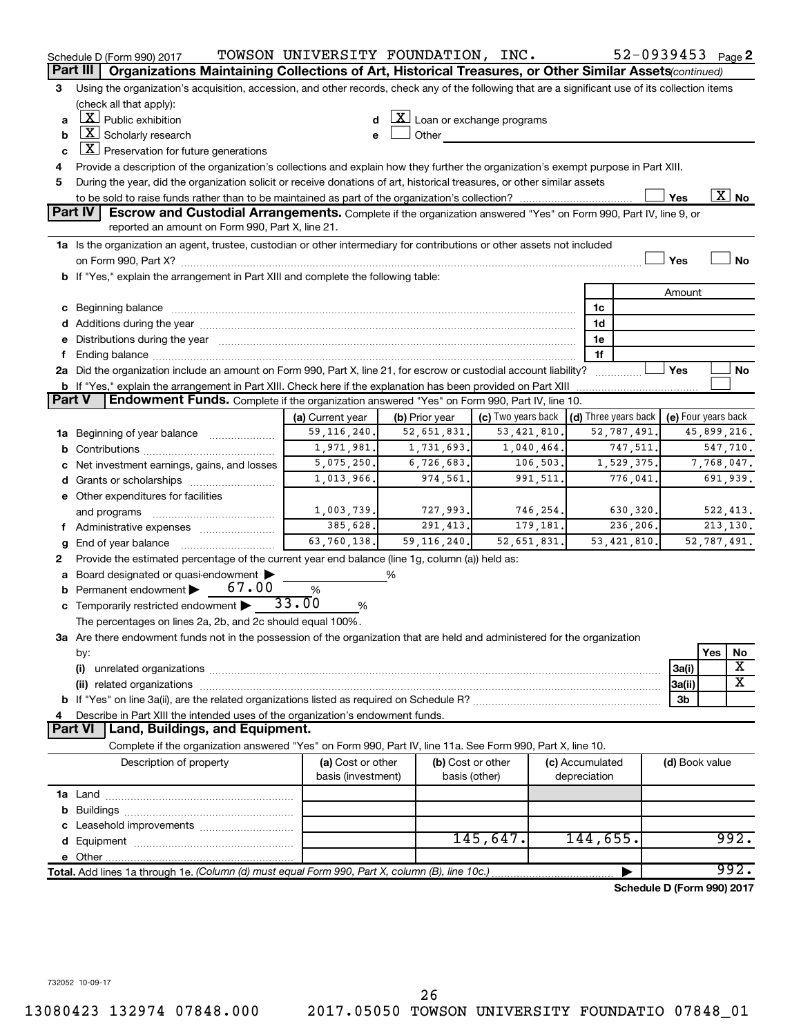Schedule D (Form 990) 2017 TOWSON UNIVERSITY FOUNDATION, INC. 52-0939453 Page 2

## Part III Organizations Maintaining Collections of Art, Historical Treasures, or Other Similar Assets *(continued)*

3 Using the organization's acquisition, accession, and other records, check any of the following that are a significant use of its collection items (check all that apply):

a [X] Public exhibition
b [X] Scholarly research
c [X] Preservation for future generations
d [X] Loan or exchange programs
e [ ] Other

4 Provide a description of the organization's collections and explain how they further the organization's exempt purpose in Part XIII.

5 During the year, did the organization solicit or receive donations of art, historical treasures, or other similar assets to be sold to raise funds rather than to be maintained as part of the organization's collection? [ ] Yes [X] No

## Part IV Escrow and Custodial Arrangements.

Complete if the organization answered "Yes" on Form 990, Part IV, line 9, or reported an amount on Form 990, Part X, line 21.

1a Is the organization an agent, trustee, custodian or other intermediary for contributions or other assets not included on Form 990, Part X? [ ] Yes [ ] No

b If "Yes," explain the arrangement in Part XIII and complete the following table:

| | | Amount |
|---|---|---|
| c Beginning balance | 1c | |
| d Additions during the year | 1d | |
| e Distributions during the year | 1e | |
| f Ending balance | 1f | |

2a Did the organization include an amount on Form 990, Part X, line 21, for escrow or custodial account liability? [ ] Yes [ ] No

b If "Yes," explain the arrangement in Part XIII. Check here if the explanation has been provided on Part XIII [ ]

## Part V Endowment Funds.

Complete if the organization answered "Yes" on Form 990, Part IV, line 10.

| | (a) Current year | (b) Prior year | (c) Two years back | (d) Three years back | (e) Four years back |
|---|---|---|---|---|---|
| 1a Beginning of year balance | 59,116,240. | 52,651,831. | 53,421,810. | 52,787,491. | 45,899,216. |
| b Contributions | 1,971,981. | 1,731,693. | 1,040,464. | 747,511. | 547,710. |
| c Net investment earnings, gains, and losses | 5,075,250. | 6,726,683. | 106,503. | 1,529,375. | 7,768,047. |
| d Grants or scholarships | 1,013,966. | 974,561. | 991,511. | 776,041. | 691,939. |
| e Other expenditures for facilities and programs | 1,003,739. | 727,993. | 746,254. | 630,320. | 522,413. |
| f Administrative expenses | 385,628. | 291,413. | 179,181. | 236,206. | 213,130. |
| g End of year balance | 63,760,138. | 59,116,240. | 52,651,831. | 53,421,810. | 52,787,491. |

2 Provide the estimated percentage of the current year end balance (line 1g, column (a)) held as:

a Board designated or quasi-endowment ▶ %
b Permanent endowment ▶ 67.00 %
c Temporarily restricted endowment ▶ 33.00 %

The percentages on lines 2a, 2b, and 2c should equal 100%.

3a Are there endowment funds not in the possession of the organization that are held and administered for the organization by:

| | | Yes | No |
|---|---|---|---|
| (i) unrelated organizations | 3a(i) | | X |
| (ii) related organizations | 3a(ii) | | X |
| b If "Yes" on line 3a(ii), are the related organizations listed as required on Schedule R? | 3b | | |

4 Describe in Part XIII the intended uses of the organization's endowment funds.

## Part VI Land, Buildings, and Equipment.

Complete if the organization answered "Yes" on Form 990, Part IV, line 11a. See Form 990, Part X, line 10.

| Description of property | (a) Cost or other basis (investment) | (b) Cost or other basis (other) | (c) Accumulated depreciation | (d) Book value |
|---|---|---|---|---|
| 1a Land | | | | |
| b Buildings | | | | |
| c Leasehold improvements | | | | |
| d Equipment | | 145,647. | 144,655. | 992. |
| e Other | | | | |
| Total. Add lines 1a through 1e. *(Column (d) must equal Form 990, Part X, column (B), line 10c.)* | | | | 992. |

Schedule D (Form 990) 2017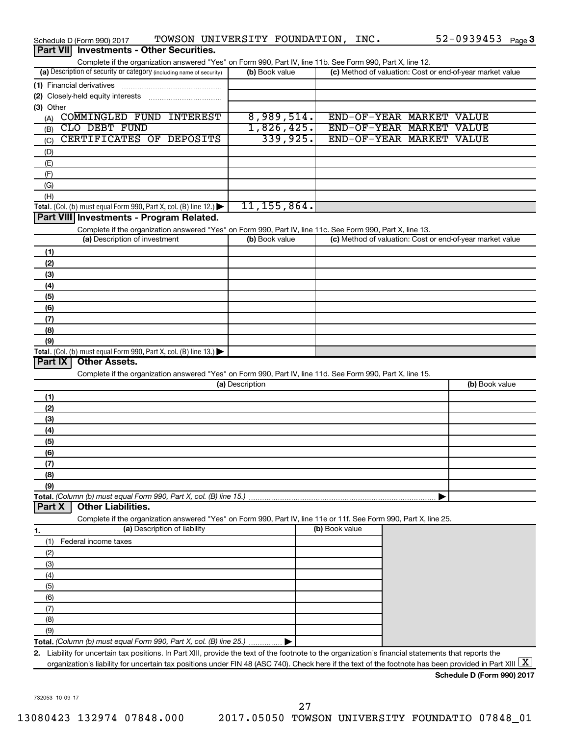Schedule D (Form 990) 2017 TOWSON UNIVERSITY FOUNDATION, INC. 52-0939453 Page 3

## Part VII Investments - Other Securities.

Complete if the organization answered "Yes" on Form 990, Part IV, line 11b. See Form 990, Part X, line 12.

| (a) Description of security or category (including name of security) | (b) Book value | (c) Method of valuation: Cost or end-of-year market value |
|---|---|---|
| (1) Financial derivatives | | |
| (2) Closely-held equity interests | | |
| (3) Other | | |
| (A) COMMINGLED FUND INTEREST | 8,989,514. | END-OF-YEAR MARKET VALUE |
| (B) CLO DEBT FUND | 1,826,425. | END-OF-YEAR MARKET VALUE |
| (C) CERTIFICATES OF DEPOSITS | 339,925. | END-OF-YEAR MARKET VALUE |
| (D) | | |
| (E) | | |
| (F) | | |
| (G) | | |
| (H) | | |
| **Total.** (Col. (b) must equal Form 990, Part X, col. (B) line 12.) ▶ | 11,155,864. | |

## Part VIII Investments - Program Related.

Complete if the organization answered "Yes" on Form 990, Part IV, line 11c. See Form 990, Part X, line 13.

| (a) Description of investment | (b) Book value | (c) Method of valuation: Cost or end-of-year market value |
|---|---|---|
| (1) | | |
| (2) | | |
| (3) | | |
| (4) | | |
| (5) | | |
| (6) | | |
| (7) | | |
| (8) | | |
| (9) | | |
| **Total.** (Col. (b) must equal Form 990, Part X, col. (B) line 13.) ▶ | | |

## Part IX Other Assets.

Complete if the organization answered "Yes" on Form 990, Part IV, line 11d. See Form 990, Part X, line 15.

| (a) Description | (b) Book value |
|---|---|
| (1) | |
| (2) | |
| (3) | |
| (4) | |
| (5) | |
| (6) | |
| (7) | |
| (8) | |
| (9) | |
| **Total.** *(Column (b) must equal Form 990, Part X, col. (B) line 15.)* ▶ | |

## Part X Other Liabilities.

Complete if the organization answered "Yes" on Form 990, Part IV, line 11e or 11f. See Form 990, Part X, line 25.

| 1. (a) Description of liability | (b) Book value |
|---|---|
| (1) Federal income taxes | |
| (2) | |
| (3) | |
| (4) | |
| (5) | |
| (6) | |
| (7) | |
| (8) | |
| (9) | |
| **Total.** *(Column (b) must equal Form 990, Part X, col. (B) line 25.)* ▶ | |

**2.** Liability for uncertain tax positions. In Part XIII, provide the text of the footnote to the organization's financial statements that reports the organization's liability for uncertain tax positions under FIN 48 (ASC 740). Check here if the text of the footnote has been provided in Part XIII [X]

**Schedule D (Form 990) 2017**

732053 10-09-17

13080423 132974 07848.000 2017.05050 TOWSON UNIVERSITY FOUNDATIO 07848_01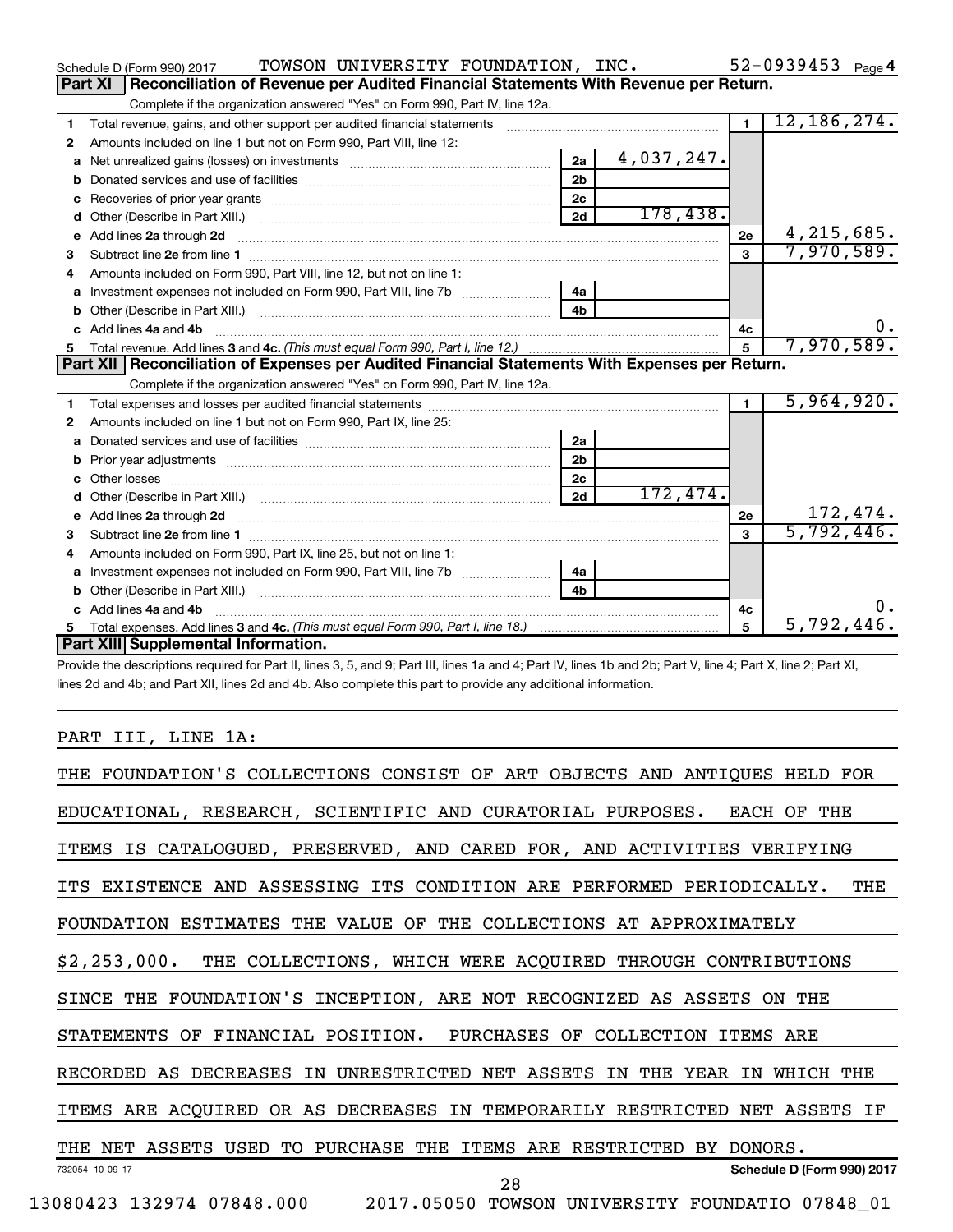Schedule D (Form 990) 2017 TOWSON UNIVERSITY FOUNDATION, INC. 52-0939453 Page 4

## Part XI Reconciliation of Revenue per Audited Financial Statements With Revenue per Return.

Complete if the organization answered "Yes" on Form 990, Part IV, line 12a.

| | | | | | |
|---|---|---|---|---|---|
| 1 | Total revenue, gains, and other support per audited financial statements | | | 1 | 12,186,274. |
| 2 | Amounts included on line 1 but not on Form 990, Part VIII, line 12: | | | | |
| a | Net unrealized gains (losses) on investments | 2a | 4,037,247. | | |
| b | Donated services and use of facilities | 2b | | | |
| c | Recoveries of prior year grants | 2c | | | |
| d | Other (Describe in Part XIII.) | 2d | 178,438. | | |
| e | Add lines 2a through 2d | | | 2e | 4,215,685. |
| 3 | Subtract line 2e from line 1 | | | 3 | 7,970,589. |
| 4 | Amounts included on Form 990, Part VIII, line 12, but not on line 1: | | | | |
| a | Investment expenses not included on Form 990, Part VIII, line 7b | 4a | | | |
| b | Other (Describe in Part XIII.) | 4b | | | |
| c | Add lines 4a and 4b | | | 4c | 0. |
| 5 | Total revenue. Add lines 3 and 4c. *(This must equal Form 990, Part I, line 12.)* | | | 5 | 7,970,589. |

## Part XII Reconciliation of Expenses per Audited Financial Statements With Expenses per Return.

Complete if the organization answered "Yes" on Form 990, Part IV, line 12a.

| | | | | | |
|---|---|---|---|---|---|
| 1 | Total expenses and losses per audited financial statements | | | 1 | 5,964,920. |
| 2 | Amounts included on line 1 but not on Form 990, Part IX, line 25: | | | | |
| a | Donated services and use of facilities | 2a | | | |
| b | Prior year adjustments | 2b | | | |
| c | Other losses | 2c | | | |
| d | Other (Describe in Part XIII.) | 2d | 172,474. | | |
| e | Add lines 2a through 2d | | | 2e | 172,474. |
| 3 | Subtract line 2e from line 1 | | | 3 | 5,792,446. |
| 4 | Amounts included on Form 990, Part IX, line 25, but not on line 1: | | | | |
| a | Investment expenses not included on Form 990, Part VIII, line 7b | 4a | | | |
| b | Other (Describe in Part XIII.) | 4b | | | |
| c | Add lines 4a and 4b | | | 4c | 0. |
| 5 | Total expenses. Add lines 3 and 4c. *(This must equal Form 990, Part I, line 18.)* | | | 5 | 5,792,446. |

## Part XIII Supplemental Information.

Provide the descriptions required for Part II, lines 3, 5, and 9; Part III, lines 1a and 4; Part IV, lines 1b and 2b; Part V, line 4; Part X, line 2; Part XI, lines 2d and 4b; and Part XII, lines 2d and 4b. Also complete this part to provide any additional information.

PART III, LINE 1A:

THE FOUNDATION'S COLLECTIONS CONSIST OF ART OBJECTS AND ANTIQUES HELD FOR EDUCATIONAL, RESEARCH, SCIENTIFIC AND CURATORIAL PURPOSES. EACH OF THE ITEMS IS CATALOGUED, PRESERVED, AND CARED FOR, AND ACTIVITIES VERIFYING ITS EXISTENCE AND ASSESSING ITS CONDITION ARE PERFORMED PERIODICALLY. THE FOUNDATION ESTIMATES THE VALUE OF THE COLLECTIONS AT APPROXIMATELY $2,253,000. THE COLLECTIONS, WHICH WERE ACQUIRED THROUGH CONTRIBUTIONS SINCE THE FOUNDATION'S INCEPTION, ARE NOT RECOGNIZED AS ASSETS ON THE STATEMENTS OF FINANCIAL POSITION. PURCHASES OF COLLECTION ITEMS ARE RECORDED AS DECREASES IN UNRESTRICTED NET ASSETS IN THE YEAR IN WHICH THE ITEMS ARE ACQUIRED OR AS DECREASES IN TEMPORARILY RESTRICTED NET ASSETS IF THE NET ASSETS USED TO PURCHASE THE ITEMS ARE RESTRICTED BY DONORS.

732054 10-09-17 Schedule D (Form 990) 2017

13080423 132974 07848.000 2017.05050 TOWSON UNIVERSITY FOUNDATIO 07848_01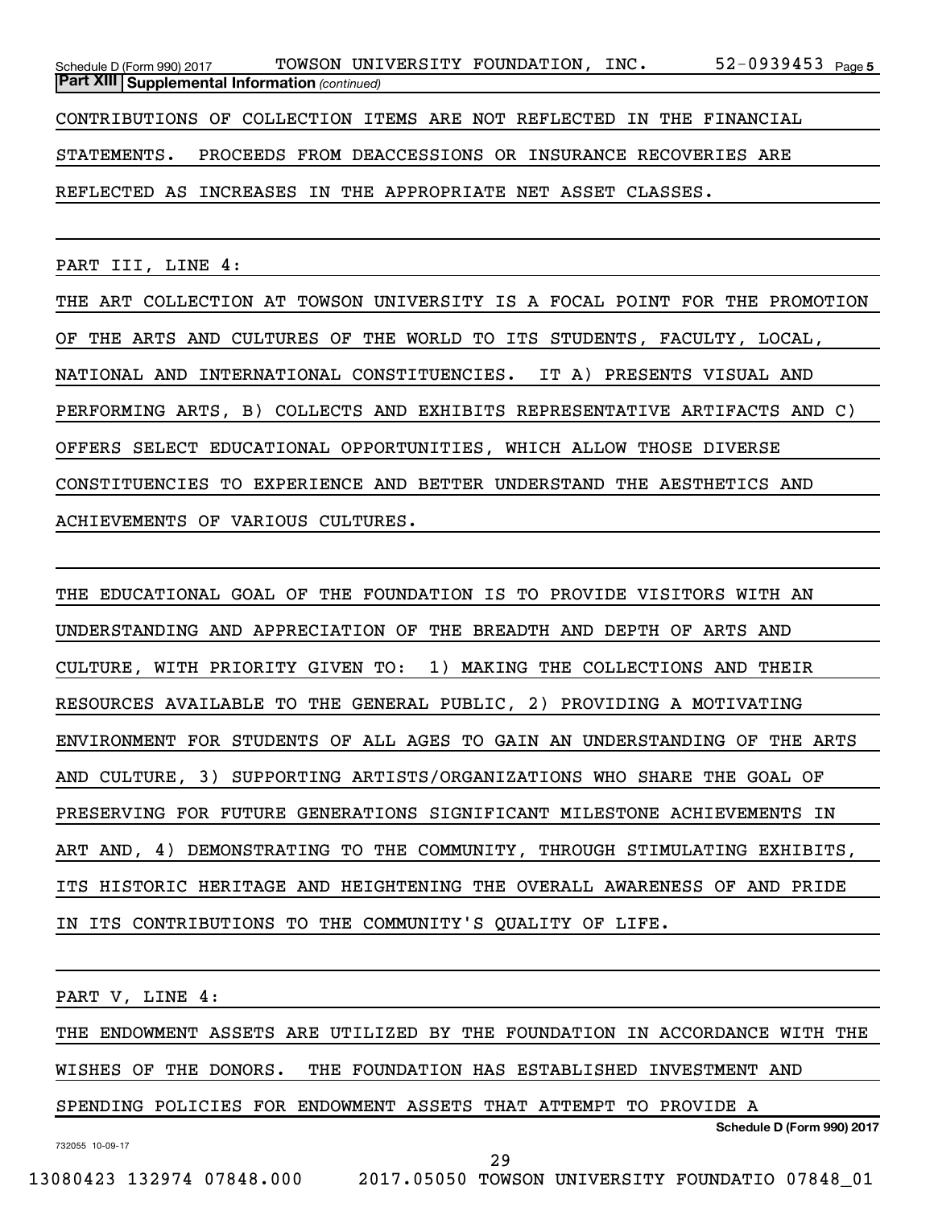**Part XIII Supplemental Information** *(continued)*

CONTRIBUTIONS OF COLLECTION ITEMS ARE NOT REFLECTED IN THE FINANCIAL STATEMENTS. PROCEEDS FROM DEACCESSIONS OR INSURANCE RECOVERIES ARE REFLECTED AS INCREASES IN THE APPROPRIATE NET ASSET CLASSES.

PART III, LINE 4:

THE ART COLLECTION AT TOWSON UNIVERSITY IS A FOCAL POINT FOR THE PROMOTION OF THE ARTS AND CULTURES OF THE WORLD TO ITS STUDENTS, FACULTY, LOCAL, NATIONAL AND INTERNATIONAL CONSTITUENCIES. IT A) PRESENTS VISUAL AND PERFORMING ARTS, B) COLLECTS AND EXHIBITS REPRESENTATIVE ARTIFACTS AND C) OFFERS SELECT EDUCATIONAL OPPORTUNITIES, WHICH ALLOW THOSE DIVERSE CONSTITUENCIES TO EXPERIENCE AND BETTER UNDERSTAND THE AESTHETICS AND ACHIEVEMENTS OF VARIOUS CULTURES.

THE EDUCATIONAL GOAL OF THE FOUNDATION IS TO PROVIDE VISITORS WITH AN UNDERSTANDING AND APPRECIATION OF THE BREADTH AND DEPTH OF ARTS AND CULTURE, WITH PRIORITY GIVEN TO: 1) MAKING THE COLLECTIONS AND THEIR RESOURCES AVAILABLE TO THE GENERAL PUBLIC, 2) PROVIDING A MOTIVATING ENVIRONMENT FOR STUDENTS OF ALL AGES TO GAIN AN UNDERSTANDING OF THE ARTS AND CULTURE, 3) SUPPORTING ARTISTS/ORGANIZATIONS WHO SHARE THE GOAL OF PRESERVING FOR FUTURE GENERATIONS SIGNIFICANT MILESTONE ACHIEVEMENTS IN ART AND, 4) DEMONSTRATING TO THE COMMUNITY, THROUGH STIMULATING EXHIBITS, ITS HISTORIC HERITAGE AND HEIGHTENING THE OVERALL AWARENESS OF AND PRIDE IN ITS CONTRIBUTIONS TO THE COMMUNITY'S QUALITY OF LIFE.

PART V, LINE 4:

THE ENDOWMENT ASSETS ARE UTILIZED BY THE FOUNDATION IN ACCORDANCE WITH THE WISHES OF THE DONORS. THE FOUNDATION HAS ESTABLISHED INVESTMENT AND SPENDING POLICIES FOR ENDOWMENT ASSETS THAT ATTEMPT TO PROVIDE A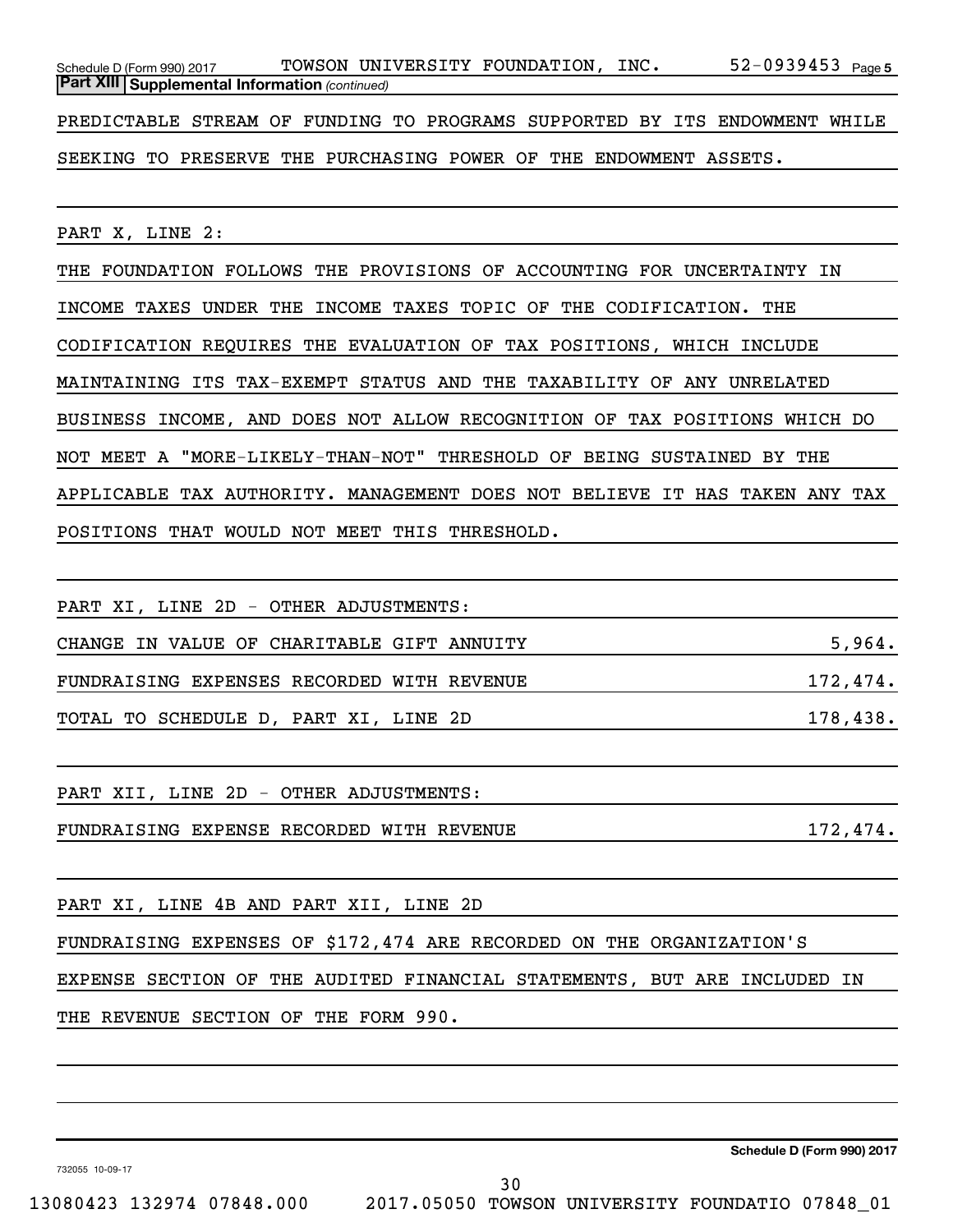**Part XIII | Supplemental Information** *(continued)*

PREDICTABLE STREAM OF FUNDING TO PROGRAMS SUPPORTED BY ITS ENDOWMENT WHILE SEEKING TO PRESERVE THE PURCHASING POWER OF THE ENDOWMENT ASSETS.

PART X, LINE 2:

THE FOUNDATION FOLLOWS THE PROVISIONS OF ACCOUNTING FOR UNCERTAINTY IN INCOME TAXES UNDER THE INCOME TAXES TOPIC OF THE CODIFICATION. THE CODIFICATION REQUIRES THE EVALUATION OF TAX POSITIONS, WHICH INCLUDE MAINTAINING ITS TAX-EXEMPT STATUS AND THE TAXABILITY OF ANY UNRELATED BUSINESS INCOME, AND DOES NOT ALLOW RECOGNITION OF TAX POSITIONS WHICH DO NOT MEET A "MORE-LIKELY-THAN-NOT" THRESHOLD OF BEING SUSTAINED BY THE APPLICABLE TAX AUTHORITY. MANAGEMENT DOES NOT BELIEVE IT HAS TAKEN ANY TAX POSITIONS THAT WOULD NOT MEET THIS THRESHOLD.

PART XI, LINE 2D - OTHER ADJUSTMENTS:

| | |
|---|---|
| CHANGE IN VALUE OF CHARITABLE GIFT ANNUITY | 5,964. |
| FUNDRAISING EXPENSES RECORDED WITH REVENUE | 172,474. |
| TOTAL TO SCHEDULE D, PART XI, LINE 2D | 178,438. |

PART XII, LINE 2D - OTHER ADJUSTMENTS:

| | |
|---|---|
| FUNDRAISING EXPENSE RECORDED WITH REVENUE | 172,474. |

PART XI, LINE 4B AND PART XII, LINE 2D

FUNDRAISING EXPENSES OF $172,474 ARE RECORDED ON THE ORGANIZATION'S EXPENSE SECTION OF THE AUDITED FINANCIAL STATEMENTS, BUT ARE INCLUDED IN THE REVENUE SECTION OF THE FORM 990.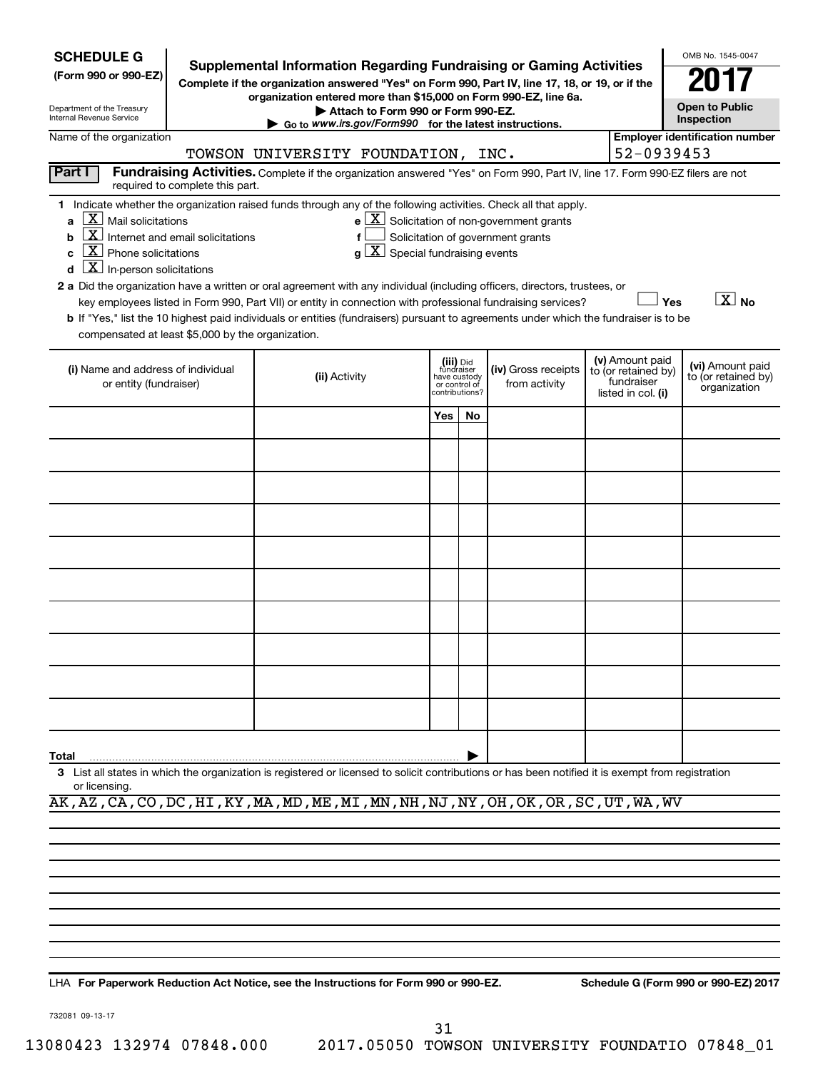**SCHEDULE G**
**(Form 990 or 990-EZ)**

Department of the Treasury
Internal Revenue Service

# Supplemental Information Regarding Fundraising or Gaming Activities

**Complete if the organization answered "Yes" on Form 990, Part IV, line 17, 18, or 19, or if the organization entered more than $15,000 on Form 990-EZ, line 6a.**

**▶ Attach to Form 990 or Form 990-EZ.**

**▶ Go to www.irs.gov/Form990 for the latest instructions.**

OMB No. 1545-0047

**2017**

**Open to Public Inspection**

Name of the organization: TOWSON UNIVERSITY FOUNDATION, INC.

**Employer identification number:** 52-0939453

**Part I** **Fundraising Activities.** Complete if the organization answered "Yes" on Form 990, Part IV, line 17. Form 990-EZ filers are not required to complete this part.

**1** Indicate whether the organization raised funds through any of the following activities. Check all that apply.

- **a** [X] Mail solicitations
- **b** [X] Internet and email solicitations
- **c** [X] Phone solicitations
- **d** [X] In-person solicitations
- **e** [X] Solicitation of non-government grants
- **f** [ ] Solicitation of government grants
- **g** [X] Special fundraising events

**2 a** Did the organization have a written or oral agreement with any individual (including officers, directors, trustees, or key employees listed in Form 990, Part VII) or entity in connection with professional fundraising services? [ ] Yes [X] No

**b** If "Yes," list the 10 highest paid individuals or entities (fundraisers) pursuant to agreements under which the fundraiser is to be compensated at least $5,000 by the organization.

| (i) Name and address of individual or entity (fundraiser) | (ii) Activity | (iii) Did fundraiser have custody or control of contributions? Yes | No | (iv) Gross receipts from activity | (v) Amount paid to (or retained by) fundraiser listed in col. (i) | (vi) Amount paid to (or retained by) organization |
|---|---|---|---|---|---|---|
| | | | | | | |
| | | | | | | |
| | | | | | | |
| | | | | | | |
| | | | | | | |
| | | | | | | |
| | | | | | | |
| | | | | | | |
| | | | | | | |
| | | | | | | |
| **Total** ▶ | | | | | | |

**3** List all states in which the organization is registered or licensed to solicit contributions or has been notified it is exempt from registration or licensing.

AK,AZ,CA,CO,DC,HI,KY,MA,MD,ME,MI,MN,NH,NJ,NY,OH,OK,OR,SC,UT,WA,WV

LHA **For Paperwork Reduction Act Notice, see the Instructions for Form 990 or 990-EZ.** **Schedule G (Form 990 or 990-EZ) 2017**

732081 09-13-17

13080423 132974 07848.000 2017.05050 TOWSON UNIVERSITY FOUNDATIO 07848_01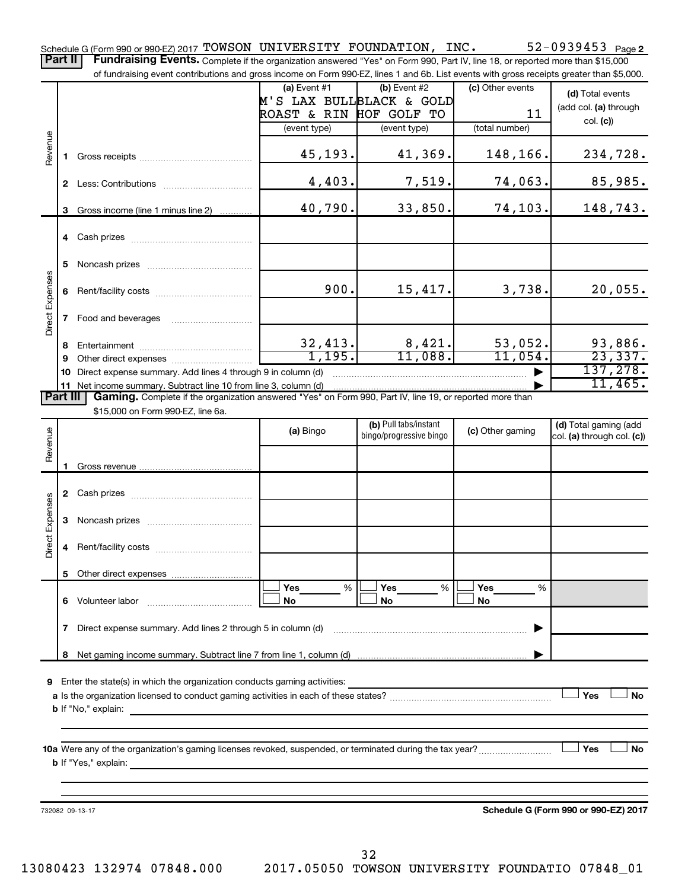Schedule G (Form 990 or 990-EZ) 2017 TOWSON UNIVERSITY FOUNDATION, INC. 52-0939453 Page 2

**Part II** **Fundraising Events.** Complete if the organization answered "Yes" on Form 990, Part IV, line 18, or reported more than $15,000 of fundraising event contributions and gross income on Form 990-EZ, lines 1 and 6b. List events with gross receipts greater than $5,000.

| | | (a) Event #1 M'S LAX BULL ROAST & RIN (event type) | (b) Event #2 BLACK & GOLD HOF GOLF TO (event type) | (c) Other events 11 (total number) | (d) Total events (add col. (a) through col. (c)) |
|---|---|---|---|---|---|
| Revenue | 1 Gross receipts | 45,193. | 41,369. | 148,166. | 234,728. |
| | 2 Less: Contributions | 4,403. | 7,519. | 74,063. | 85,985. |
| | 3 Gross income (line 1 minus line 2) | 40,790. | 33,850. | 74,103. | 148,743. |
| Direct Expenses | 4 Cash prizes | | | | |
| | 5 Noncash prizes | | | | |
| | 6 Rent/facility costs | 900. | 15,417. | 3,738. | 20,055. |
| | 7 Food and beverages | | | | |
| | 8 Entertainment | 32,413. | 8,421. | 53,052. | 93,886. |
| | 9 Other direct expenses | 1,195. | 11,088. | 11,054. | 23,337. |
| | 10 Direct expense summary. Add lines 4 through 9 in column (d) | | | | 137,278. |
| | 11 Net income summary. Subtract line 10 from line 3, column (d) | | | | 11,465. |

**Part III** **Gaming.** Complete if the organization answered "Yes" on Form 990, Part IV, line 19, or reported more than $15,000 on Form 990-EZ, line 6a.

| | | (a) Bingo | (b) Pull tabs/instant bingo/progressive bingo | (c) Other gaming | (d) Total gaming (add col. (a) through col. (c)) |
|---|---|---|---|---|---|
| Revenue | 1 Gross revenue | | | | |
| Direct Expenses | 2 Cash prizes | | | | |
| | 3 Noncash prizes | | | | |
| | 4 Rent/facility costs | | | | |
| | 5 Other direct expenses | | | | |
| | 6 Volunteer labor | ☐ Yes ___% ☐ No | ☐ Yes ___% ☐ No | ☐ Yes ___% ☐ No | |
| | 7 Direct expense summary. Add lines 2 through 5 in column (d) | | | | |
| | 8 Net gaming income summary. Subtract line 7 from line 1, column (d) | | | | |

**9** Enter the state(s) in which the organization conducts gaming activities:

**a** Is the organization licensed to conduct gaming activities in each of these states? ☐ Yes ☐ No

**b** If "No," explain:

**10a** Were any of the organization's gaming licenses revoked, suspended, or terminated during the tax year? ☐ Yes ☐ No

**b** If "Yes," explain:

732082 09-13-17

**Schedule G (Form 990 or 990-EZ) 2017**

13080423 132974 07848.000 2017.05050 TOWSON UNIVERSITY FOUNDATIO 07848_01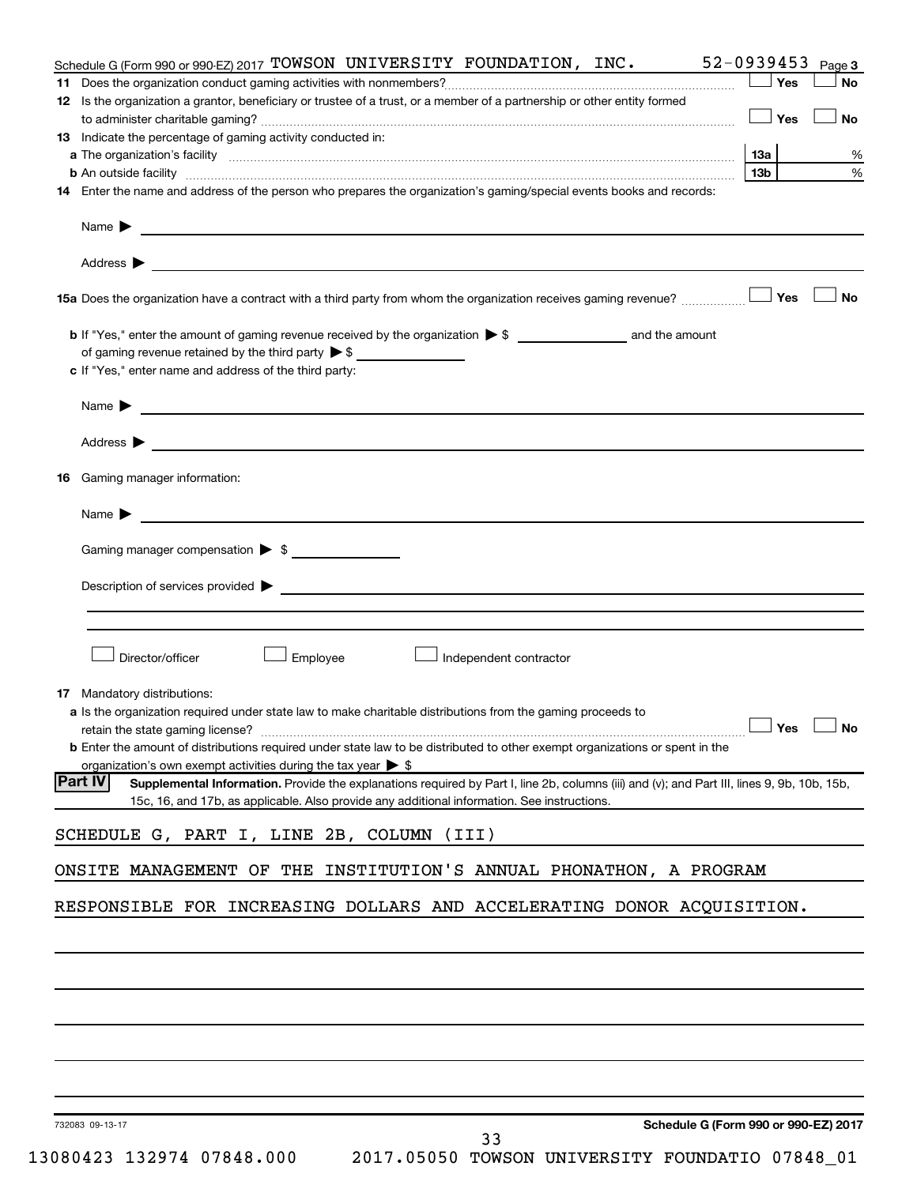Schedule G (Form 990 or 990-EZ) 2017 TOWSON UNIVERSITY FOUNDATION, INC. 52-0939453 Page 3

**11** Does the organization conduct gaming activities with nonmembers? ☐ Yes ☐ No

**12** Is the organization a grantor, beneficiary or trustee of a trust, or a member of a partnership or other entity formed to administer charitable gaming? ☐ Yes ☐ No

**13** Indicate the percentage of gaming activity conducted in:

**a** The organization's facility — 13a ______ %

**b** An outside facility — 13b ______ %

**14** Enter the name and address of the person who prepares the organization's gaming/special events books and records:

Name ▶

Address ▶

**15a** Does the organization have a contract with a third party from whom the organization receives gaming revenue? ☐ Yes ☐ No

**b** If "Yes," enter the amount of gaming revenue received by the organization ▶ $ ______ and the amount of gaming revenue retained by the third party ▶ $ ______

**c** If "Yes," enter name and address of the third party:

Name ▶

Address ▶

**16** Gaming manager information:

Name ▶

Gaming manager compensation ▶ $

Description of services provided ▶

☐ Director/officer ☐ Employee ☐ Independent contractor

**17** Mandatory distributions:

**a** Is the organization required under state law to make charitable distributions from the gaming proceeds to retain the state gaming license? ☐ Yes ☐ No

**b** Enter the amount of distributions required under state law to be distributed to other exempt organizations or spent in the organization's own exempt activities during the tax year ▶ $

## Part IV Supplemental Information.

Provide the explanations required by Part I, line 2b, columns (iii) and (v); and Part III, lines 9, 9b, 10b, 15b, 15c, 16, and 17b, as applicable. Also provide any additional information. See instructions.

SCHEDULE G, PART I, LINE 2B, COLUMN (III)

ONSITE MANAGEMENT OF THE INSTITUTION'S ANNUAL PHONATHON, A PROGRAM RESPONSIBLE FOR INCREASING DOLLARS AND ACCELERATING DONOR ACQUISITION.

732083 09-13-17

Schedule G (Form 990 or 990-EZ) 2017

13080423 132974 07848.000 2017.05050 TOWSON UNIVERSITY FOUNDATIO 07848_01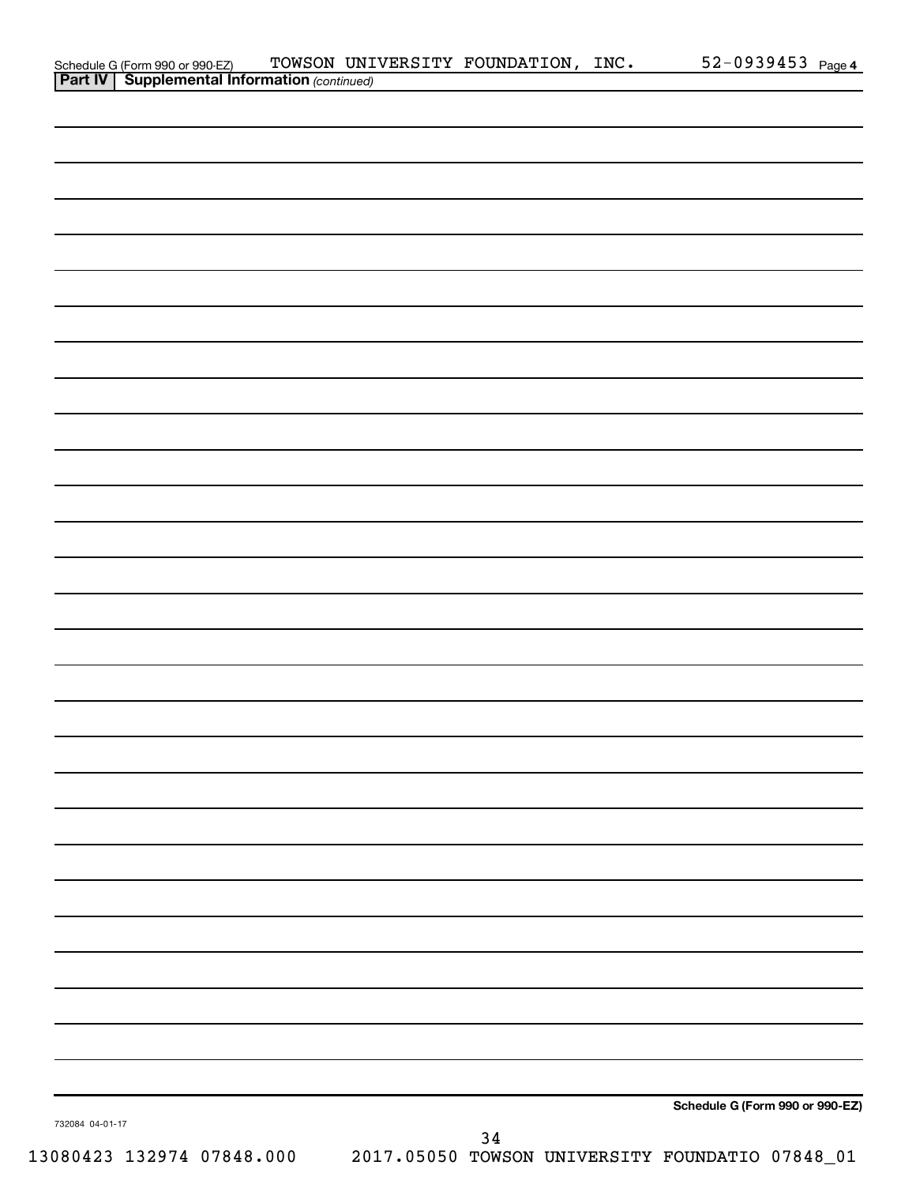Schedule G (Form 990 or 990-EZ) TOWSON UNIVERSITY FOUNDATION, INC. 52-0939453 Page 4

**Part IV | Supplemental Information** *(continued)*

**Schedule G (Form 990 or 990-EZ)**

732084 04-01-17

13080423 132974 07848.000 2017.05050 TOWSON UNIVERSITY FOUNDATIO 07848_01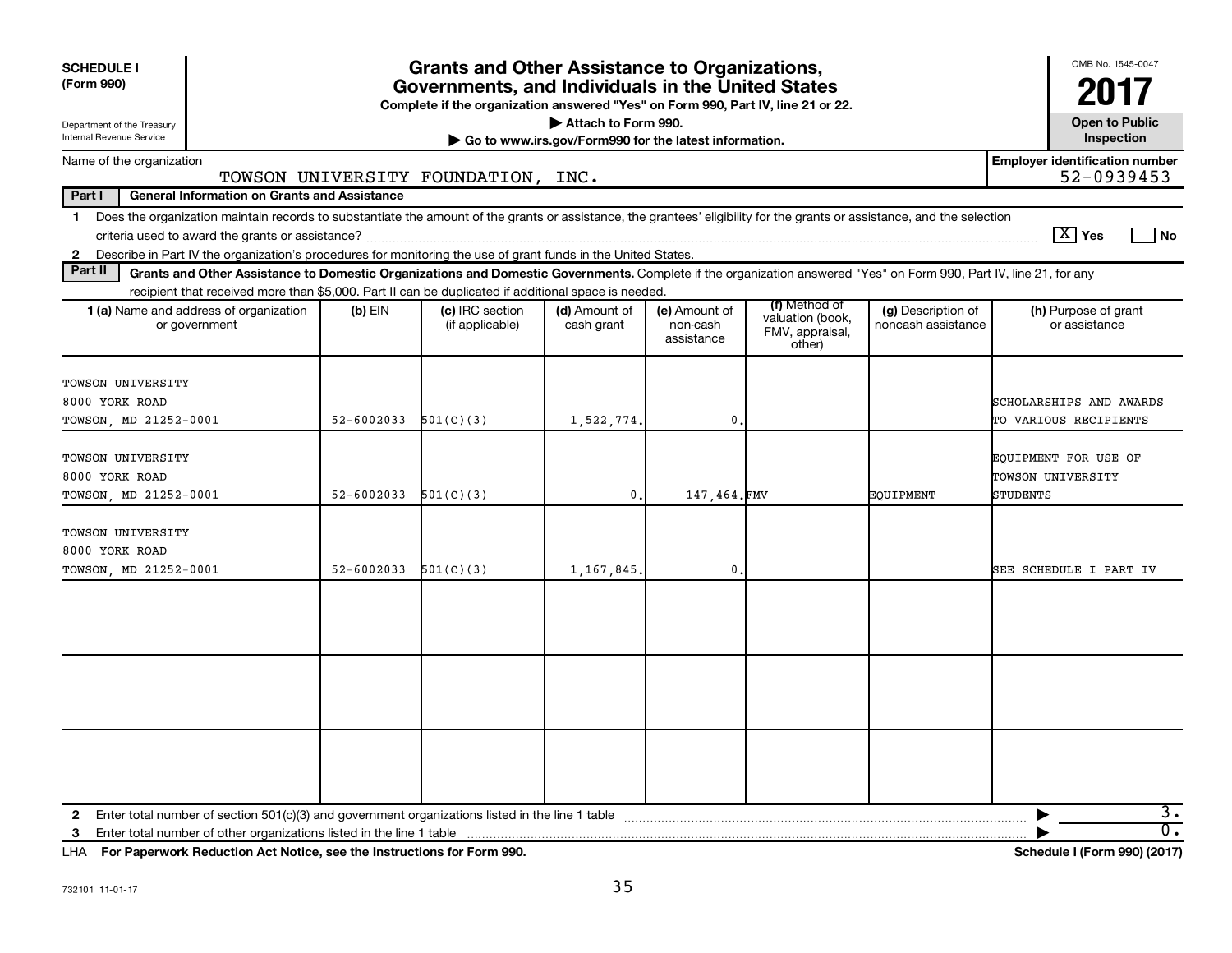**SCHEDULE I**
**(Form 990)**

Department of the Treasury
Internal Revenue Service

# Grants and Other Assistance to Organizations, Governments, and Individuals in the United States

**Complete if the organization answered "Yes" on Form 990, Part IV, line 21 or 22.**
**▶ Attach to Form 990.**
**▶ Go to www.irs.gov/Form990 for the latest information.**

OMB No. 1545-0047
**2017**
**Open to Public Inspection**

Name of the organization: TOWSON UNIVERSITY FOUNDATION, INC.

**Employer identification number:** 52-0939453

**Part I — General Information on Grants and Assistance**

1 Does the organization maintain records to substantiate the amount of the grants or assistance, the grantees' eligibility for the grants or assistance, and the selection criteria used to award the grants or assistance? [X] Yes [ ] No

2 Describe in Part IV the organization's procedures for monitoring the use of grant funds in the United States.

**Part II — Grants and Other Assistance to Domestic Organizations and Domestic Governments.** Complete if the organization answered "Yes" on Form 990, Part IV, line 21, for any recipient that received more than $5,000. Part II can be duplicated if additional space is needed.

| 1 (a) Name and address of organization or government | (b) EIN | (c) IRC section (if applicable) | (d) Amount of cash grant | (e) Amount of non-cash assistance | (f) Method of valuation (book, FMV, appraisal, other) | (g) Description of noncash assistance | (h) Purpose of grant or assistance |
|---|---|---|---|---|---|---|---|
| TOWSON UNIVERSITY<br>8000 YORK ROAD<br>TOWSON, MD 21252-0001 | 52-6002033 | 501(C)(3) | 1,522,774. | 0. | | | SCHOLARSHIPS AND AWARDS TO VARIOUS RECIPIENTS |
| TOWSON UNIVERSITY<br>8000 YORK ROAD<br>TOWSON, MD 21252-0001 | 52-6002033 | 501(C)(3) | 0. | 147,464. | FMV | EQUIPMENT | EQUIPMENT FOR USE OF TOWSON UNIVERSITY STUDENTS |
| TOWSON UNIVERSITY<br>8000 YORK ROAD<br>TOWSON, MD 21252-0001 | 52-6002033 | 501(C)(3) | 1,167,845. | 0. | | | SEE SCHEDULE I PART IV |
| | | | | | | | |
| | | | | | | | |
| | | | | | | | |

2 Enter total number of section 501(c)(3) and government organizations listed in the line 1 table ▶ 3.

3 Enter total number of other organizations listed in the line 1 table ▶ 0.

LHA **For Paperwork Reduction Act Notice, see the Instructions for Form 990.** **Schedule I (Form 990) (2017)**

732101 11-01-17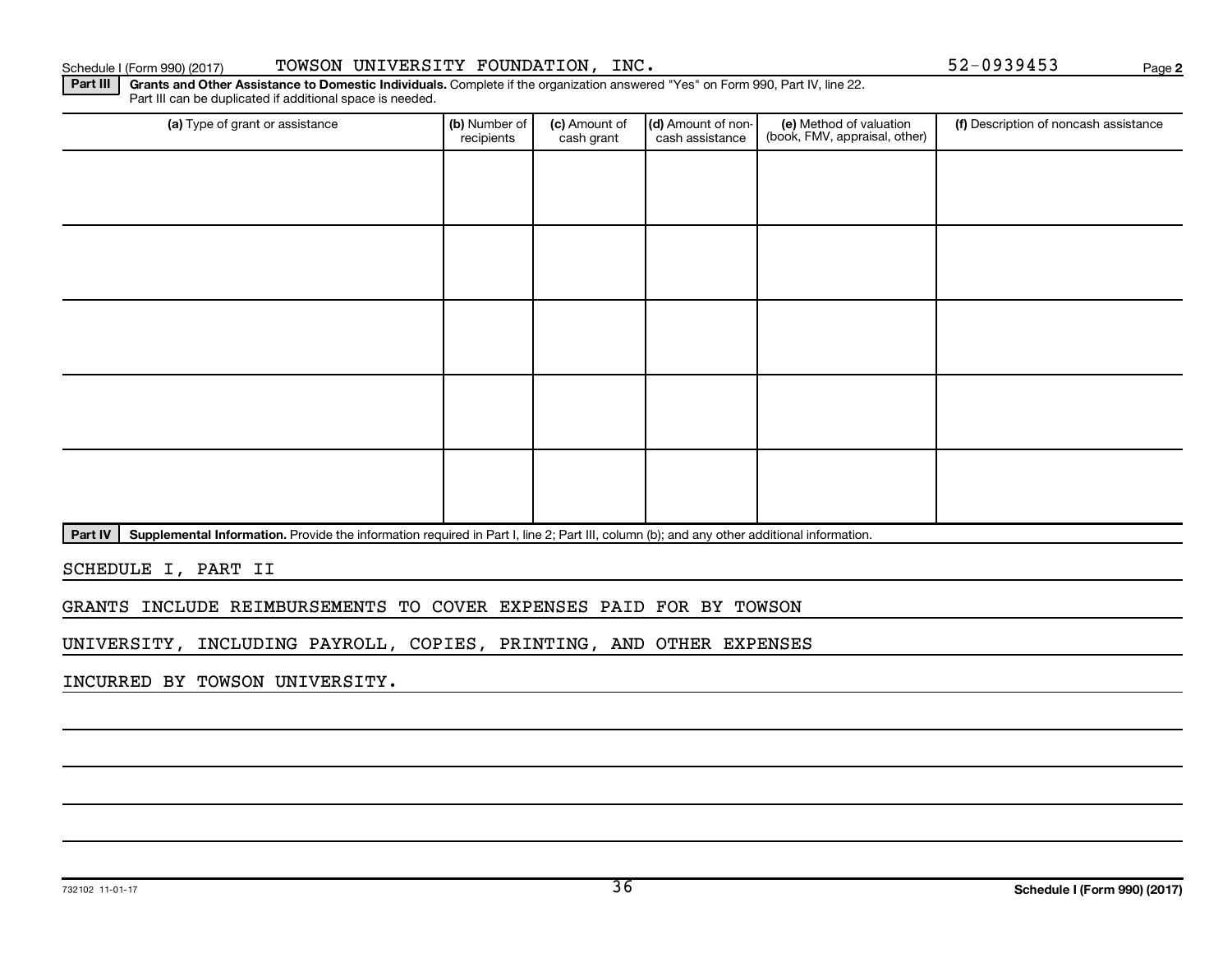Schedule I (Form 990) (2017) TOWSON UNIVERSITY FOUNDATION, INC. 52-0939453 Page 2

**Part III** **Grants and Other Assistance to Domestic Individuals.** Complete if the organization answered "Yes" on Form 990, Part IV, line 22. Part III can be duplicated if additional space is needed.

| (a) Type of grant or assistance | (b) Number of recipients | (c) Amount of cash grant | (d) Amount of non-cash assistance | (e) Method of valuation (book, FMV, appraisal, other) | (f) Description of noncash assistance |
|---|---|---|---|---|---|
| | | | | | |
| | | | | | |
| | | | | | |
| | | | | | |
| | | | | | |

**Part IV** **Supplemental Information.** Provide the information required in Part I, line 2; Part III, column (b); and any other additional information.

SCHEDULE I, PART II

GRANTS INCLUDE REIMBURSEMENTS TO COVER EXPENSES PAID FOR BY TOWSON UNIVERSITY, INCLUDING PAYROLL, COPIES, PRINTING, AND OTHER EXPENSES INCURRED BY TOWSON UNIVERSITY.

732102 11-01-17

**Schedule I (Form 990) (2017)**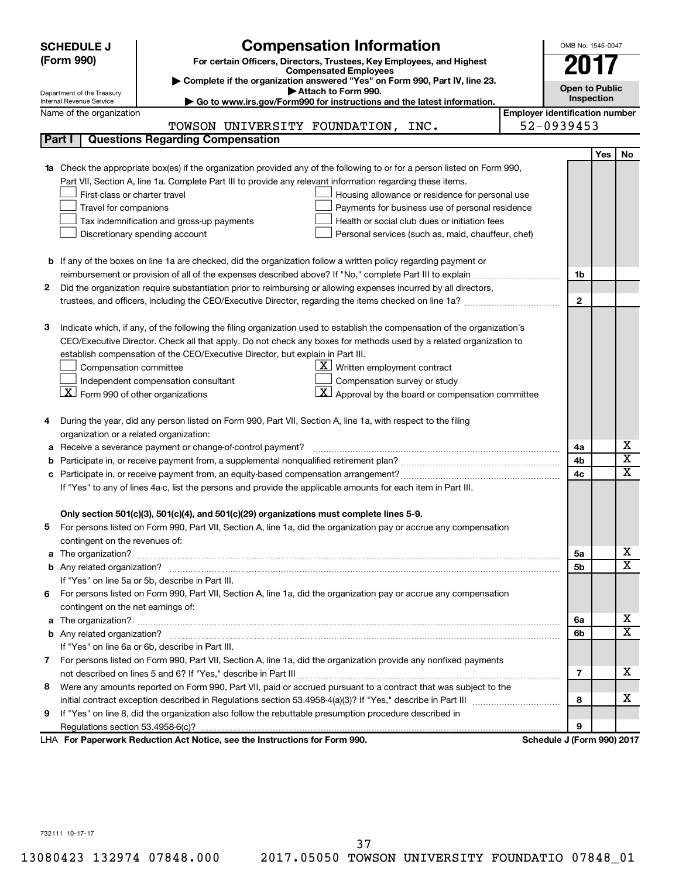**SCHEDULE J (Form 990)**

# Compensation Information

**For certain Officers, Directors, Trustees, Key Employees, and Highest Compensated Employees**

▶ Complete if the organization answered "Yes" on Form 990, Part IV, line 23.

▶ Attach to Form 990.

▶ Go to www.irs.gov/Form990 for instructions and the latest information.

Department of the Treasury
Internal Revenue Service

OMB No. 1545-0047

**2017**

**Open to Public Inspection**

Name of the organization: TOWSON UNIVERSITY FOUNDATION, INC.

Employer identification number: 52-0939453

## Part I Questions Regarding Compensation

| | | | Yes | No |
|---|---|---|---|---|
| **1a** | Check the appropriate box(es) if the organization provided any of the following to or for a person listed on Form 990, Part VII, Section A, line 1a. Complete Part III to provide any relevant information regarding these items.<br>☐ First-class or charter travel ☐ Housing allowance or residence for personal use<br>☐ Travel for companions ☐ Payments for business use of personal residence<br>☐ Tax indemnification and gross-up payments ☐ Health or social club dues or initiation fees<br>☐ Discretionary spending account ☐ Personal services (such as, maid, chauffeur, chef) | | | |
| **b** | If any of the boxes on line 1a are checked, did the organization follow a written policy regarding payment or reimbursement or provision of all of the expenses described above? If "No," complete Part III to explain | 1b | | |
| **2** | Did the organization require substantiation prior to reimbursing or allowing expenses incurred by all directors, trustees, and officers, including the CEO/Executive Director, regarding the items checked on line 1a? | 2 | | |
| **3** | Indicate which, if any, of the following the filing organization used to establish the compensation of the organization's CEO/Executive Director. Check all that apply. Do not check any boxes for methods used by a related organization to establish compensation of the CEO/Executive Director, but explain in Part III.<br>☐ Compensation committee ☒ Written employment contract<br>☐ Independent compensation consultant ☐ Compensation survey or study<br>☒ Form 990 of other organizations ☒ Approval by the board or compensation committee | | | |
| **4** | During the year, did any person listed on Form 990, Part VII, Section A, line 1a, with respect to the filing organization or a related organization: | | | |
| **a** | Receive a severance payment or change-of-control payment? | 4a | | X |
| **b** | Participate in, or receive payment from, a supplemental nonqualified retirement plan? | 4b | | X |
| **c** | Participate in, or receive payment from, an equity-based compensation arrangement? | 4c | | X |
| | If "Yes" to any of lines 4a-c, list the persons and provide the applicable amounts for each item in Part III. | | | |
| | **Only section 501(c)(3), 501(c)(4), and 501(c)(29) organizations must complete lines 5-9.** | | | |
| **5** | For persons listed on Form 990, Part VII, Section A, line 1a, did the organization pay or accrue any compensation contingent on the revenues of: | | | |
| **a** | The organization? | 5a | | X |
| **b** | Any related organization? | 5b | | X |
| | If "Yes" on line 5a or 5b, describe in Part III. | | | |
| **6** | For persons listed on Form 990, Part VII, Section A, line 1a, did the organization pay or accrue any compensation contingent on the net earnings of: | | | |
| **a** | The organization? | 6a | | X |
| **b** | Any related organization? | 6b | | X |
| | If "Yes" on line 6a or 6b, describe in Part III. | | | |
| **7** | For persons listed on Form 990, Part VII, Section A, line 1a, did the organization provide any nonfixed payments not described on lines 5 and 6? If "Yes," describe in Part III | 7 | | X |
| **8** | Were any amounts reported on Form 990, Part VII, paid or accrued pursuant to a contract that was subject to the initial contract exception described in Regulations section 53.4958-4(a)(3)? If "Yes," describe in Part III | 8 | | X |
| **9** | If "Yes" on line 8, did the organization also follow the rebuttable presumption procedure described in Regulations section 53.4958-6(c)? | 9 | | |

LHA **For Paperwork Reduction Act Notice, see the Instructions for Form 990.** **Schedule J (Form 990) 2017**

732111 10-17-17

13080423 132974 07848.000 2017.05050 TOWSON UNIVERSITY FOUNDATIO 07848_01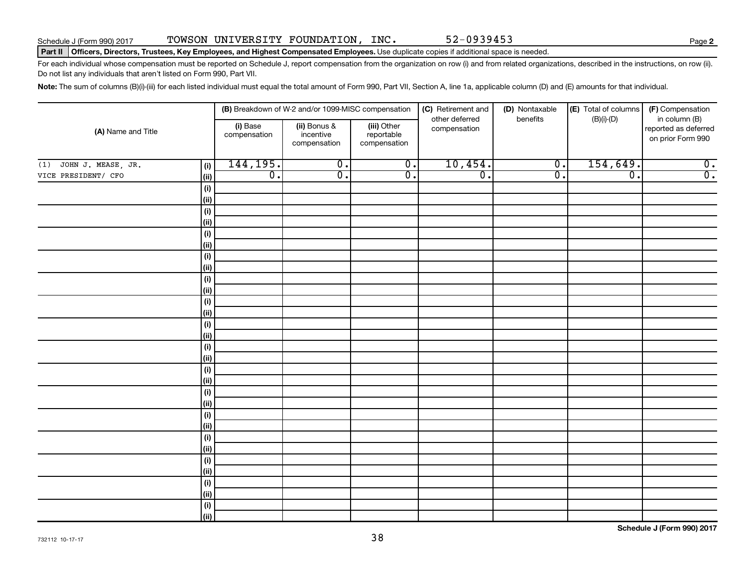Schedule J (Form 990) 2017 TOWSON UNIVERSITY FOUNDATION, INC. 52-0939453 Page **2**

**Part II** **Officers, Directors, Trustees, Key Employees, and Highest Compensated Employees.** Use duplicate copies if additional space is needed.

For each individual whose compensation must be reported on Schedule J, report compensation from the organization on row (i) and from related organizations, described in the instructions, on row (ii). Do not list any individuals that aren't listed on Form 990, Part VII.

**Note:** The sum of columns (B)(i)-(iii) for each listed individual must equal the total amount of Form 990, Part VII, Section A, line 1a, applicable column (D) and (E) amounts for that individual.

| (A) Name and Title | | (B) Breakdown of W-2 and/or 1099-MISC compensation | | | (C) Retirement and other deferred compensation | (D) Nontaxable benefits | (E) Total of columns (B)(i)-(D) | (F) Compensation in column (B) reported as deferred on prior Form 990 |
|---|---|---|---|---|---|---|---|---|
| | | (i) Base compensation | (ii) Bonus & incentive compensation | (iii) Other reportable compensation | | | | |
| (1) JOHN J. MEASE, JR. | (i) | 144,195. | 0. | 0. | 10,454. | 0. | 154,649. | 0. |
| VICE PRESIDENT/ CFO | (ii) | 0. | 0. | 0. | 0. | 0. | 0. | 0. |
| | (i) | | | | | | | |
| | (ii) | | | | | | | |
| | (i) | | | | | | | |
| | (ii) | | | | | | | |
| | (i) | | | | | | | |
| | (ii) | | | | | | | |
| | (i) | | | | | | | |
| | (ii) | | | | | | | |
| | (i) | | | | | | | |
| | (ii) | | | | | | | |
| | (i) | | | | | | | |
| | (ii) | | | | | | | |
| | (i) | | | | | | | |
| | (ii) | | | | | | | |
| | (i) | | | | | | | |
| | (ii) | | | | | | | |
| | (i) | | | | | | | |
| | (ii) | | | | | | | |
| | (i) | | | | | | | |
| | (ii) | | | | | | | |
| | (i) | | | | | | | |
| | (ii) | | | | | | | |
| | (i) | | | | | | | |
| | (ii) | | | | | | | |
| | (i) | | | | | | | |
| | (ii) | | | | | | | |
| | (i) | | | | | | | |
| | (ii) | | | | | | | |
| | (i) | | | | | | | |
| | (ii) | | | | | | | |

732112 10-17-17

**Schedule J (Form 990) 2017**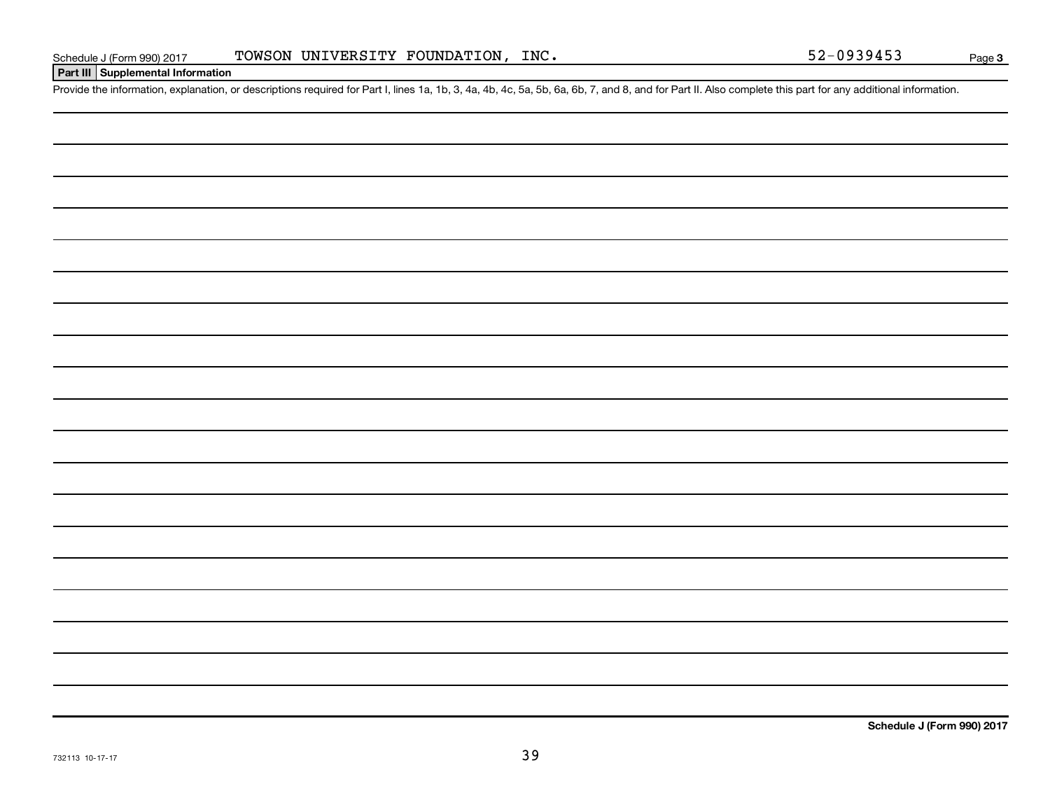Schedule J (Form 990) 2017 TOWSON UNIVERSITY FOUNDATION, INC. 52-0939453 Page 3

**Part III Supplemental Information**

Provide the information, explanation, or descriptions required for Part I, lines 1a, 1b, 3, 4a, 4b, 4c, 5a, 5b, 6a, 6b, 7, and 8, and for Part II. Also complete this part for any additional information.

**Schedule J (Form 990) 2017**

732113 10-17-17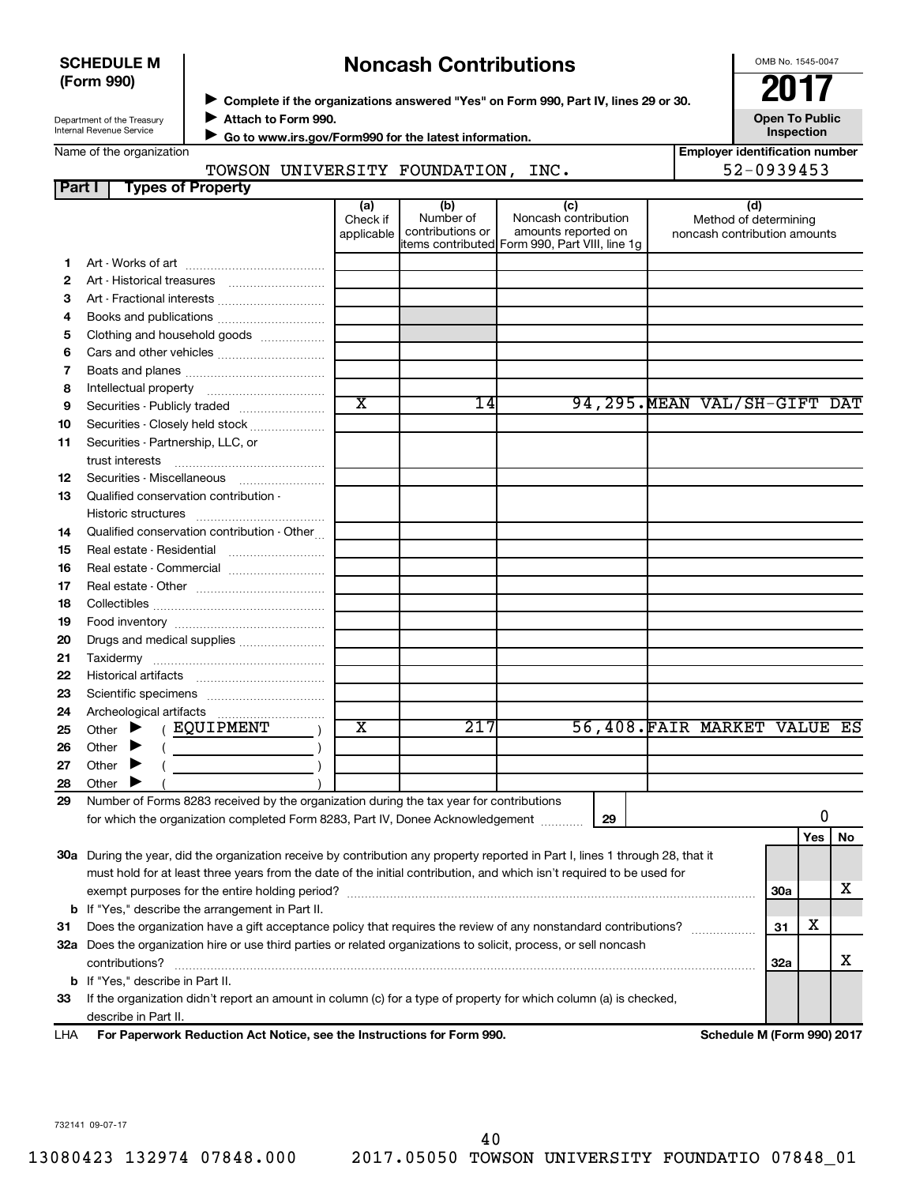**SCHEDULE M (Form 990)**

Department of the Treasury
Internal Revenue Service

# Noncash Contributions

▶ Complete if the organizations answered "Yes" on Form 990, Part IV, lines 29 or 30.
▶ Attach to Form 990.
▶ Go to www.irs.gov/Form990 for the latest information.

OMB No. 1545-0047

**2017**

**Open To Public Inspection**

Name of the organization: TOWSON UNIVERSITY FOUNDATION, INC.

Employer identification number: 52-0939453

**Part I — Types of Property**

| | | (a) Check if applicable | (b) Number of contributions or items contributed | (c) Noncash contribution amounts reported on Form 990, Part VIII, line 1g | (d) Method of determining noncash contribution amounts |
|---|---|---|---|---|---|
| 1 | Art - Works of art | | | | |
| 2 | Art - Historical treasures | | | | |
| 3 | Art - Fractional interests | | | | |
| 4 | Books and publications | | | | |
| 5 | Clothing and household goods | | | | |
| 6 | Cars and other vehicles | | | | |
| 7 | Boats and planes | | | | |
| 8 | Intellectual property | | | | |
| 9 | Securities - Publicly traded | X | 14 | 94,295. | MEAN VAL/SH-GIFT DAT |
| 10 | Securities - Closely held stock | | | | |
| 11 | Securities - Partnership, LLC, or trust interests | | | | |
| 12 | Securities - Miscellaneous | | | | |
| 13 | Qualified conservation contribution - Historic structures | | | | |
| 14 | Qualified conservation contribution - Other | | | | |
| 15 | Real estate - Residential | | | | |
| 16 | Real estate - Commercial | | | | |
| 17 | Real estate - Other | | | | |
| 18 | Collectibles | | | | |
| 19 | Food inventory | | | | |
| 20 | Drugs and medical supplies | | | | |
| 21 | Taxidermy | | | | |
| 22 | Historical artifacts | | | | |
| 23 | Scientific specimens | | | | |
| 24 | Archeological artifacts | | | | |
| 25 | Other ▶ ( EQUIPMENT ) | X | 217 | 56,408. | FAIR MARKET VALUE ES |
| 26 | Other ▶ ( ) | | | | |
| 27 | Other ▶ ( ) | | | | |
| 28 | Other ▶ ( ) | | | | |

29 Number of Forms 8283 received by the organization during the tax year for contributions for which the organization completed Form 8283, Part IV, Donee Acknowledgement ..... **29** | 0

| | | | Yes | No |
|---|---|---|---|---|
| 30a | During the year, did the organization receive by contribution any property reported in Part I, lines 1 through 28, that it must hold for at least three years from the date of the initial contribution, and which isn't required to be used for exempt purposes for the entire holding period? | 30a | | X |
| b | If "Yes," describe the arrangement in Part II. | | | |
| 31 | Does the organization have a gift acceptance policy that requires the review of any nonstandard contributions? | 31 | X | |
| 32a | Does the organization hire or use third parties or related organizations to solicit, process, or sell noncash contributions? | 32a | | X |
| b | If "Yes," describe in Part II. | | | |
| 33 | If the organization didn't report an amount in column (c) for a type of property for which column (a) is checked, describe in Part II. | | | |

LHA **For Paperwork Reduction Act Notice, see the Instructions for Form 990.** **Schedule M (Form 990) 2017**

732141 09-07-17

13080423 132974 07848.000 2017.05050 TOWSON UNIVERSITY FOUNDATIO 07848_01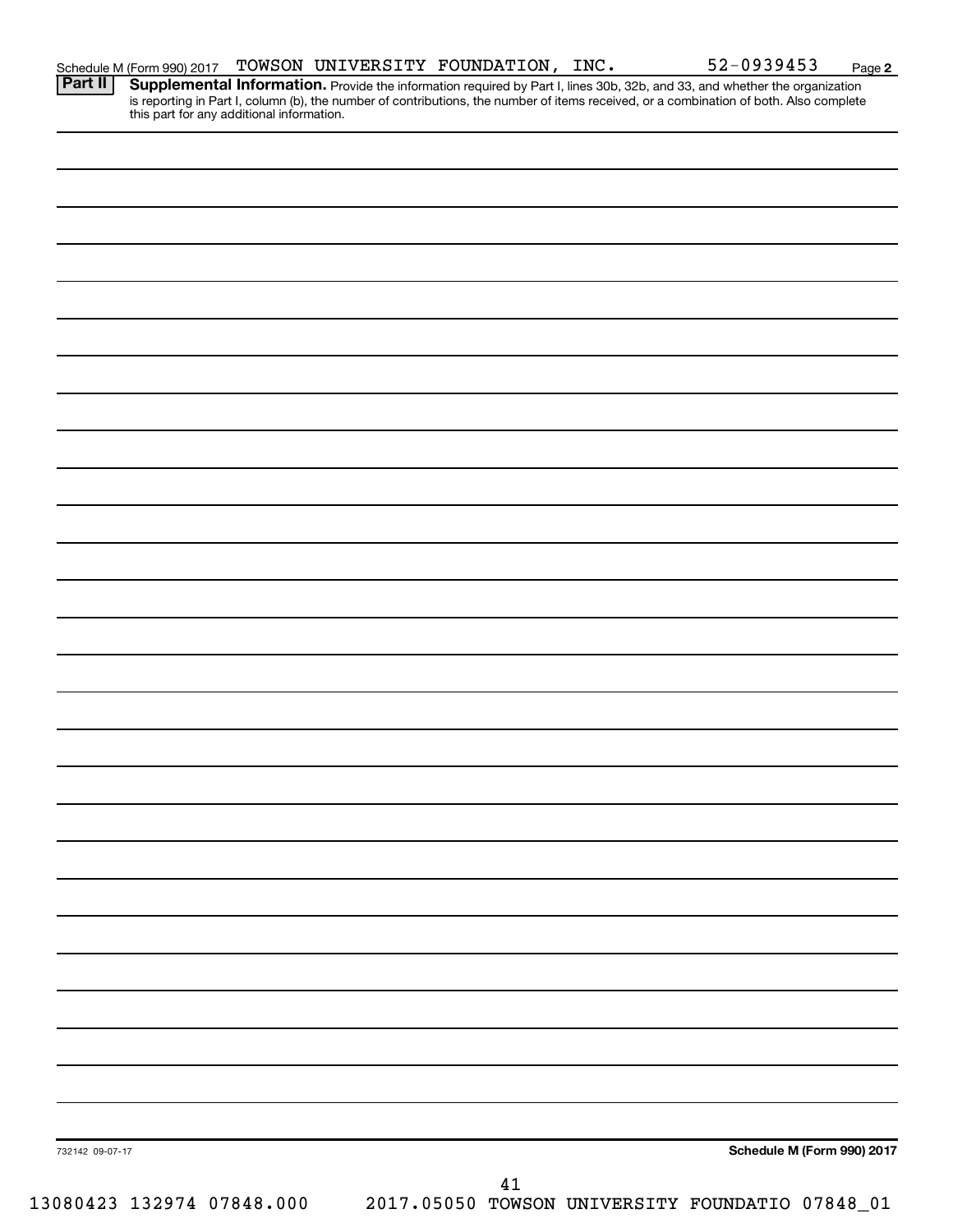Schedule M (Form 990) 2017 TOWSON UNIVERSITY FOUNDATION, INC. 52-0939453 Page 2

**Part II** **Supplemental Information.** Provide the information required by Part I, lines 30b, 32b, and 33, and whether the organization is reporting in Part I, column (b), the number of contributions, the number of items received, or a combination of both. Also complete this part for any additional information.

732142 09-07-17

**Schedule M (Form 990) 2017**

13080423 132974 07848.000 2017.05050 TOWSON UNIVERSITY FOUNDATIO 07848_01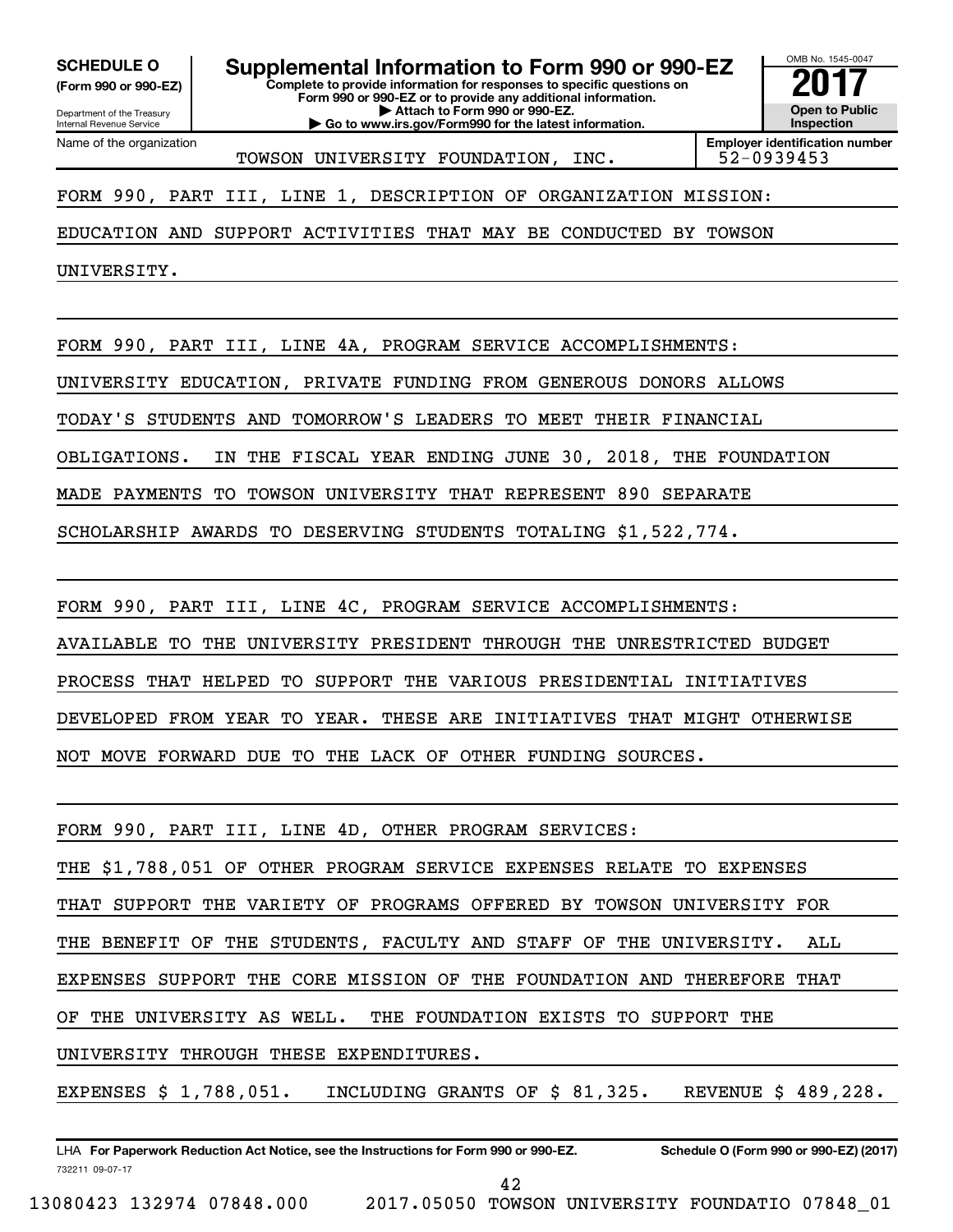**SCHEDULE O** (Form 990 or 990-EZ)

Department of the Treasury
Internal Revenue Service

# Supplemental Information to Form 990 or 990-EZ

**Complete to provide information for responses to specific questions on Form 990 or 990-EZ or to provide any additional information.**
**▶ Attach to Form 990 or 990-EZ.**
**▶ Go to www.irs.gov/Form990 for the latest information.**

OMB No. 1545-0047

**2017**

**Open to Public Inspection**

Name of the organization: TOWSON UNIVERSITY FOUNDATION, INC.

**Employer identification number:** 52-0939453

FORM 990, PART III, LINE 1, DESCRIPTION OF ORGANIZATION MISSION:

EDUCATION AND SUPPORT ACTIVITIES THAT MAY BE CONDUCTED BY TOWSON UNIVERSITY.

FORM 990, PART III, LINE 4A, PROGRAM SERVICE ACCOMPLISHMENTS:

UNIVERSITY EDUCATION, PRIVATE FUNDING FROM GENEROUS DONORS ALLOWS TODAY'S STUDENTS AND TOMORROW'S LEADERS TO MEET THEIR FINANCIAL OBLIGATIONS. IN THE FISCAL YEAR ENDING JUNE 30, 2018, THE FOUNDATION MADE PAYMENTS TO TOWSON UNIVERSITY THAT REPRESENT 890 SEPARATE SCHOLARSHIP AWARDS TO DESERVING STUDENTS TOTALING $1,522,774.

FORM 990, PART III, LINE 4C, PROGRAM SERVICE ACCOMPLISHMENTS:

AVAILABLE TO THE UNIVERSITY PRESIDENT THROUGH THE UNRESTRICTED BUDGET PROCESS THAT HELPED TO SUPPORT THE VARIOUS PRESIDENTIAL INITIATIVES DEVELOPED FROM YEAR TO YEAR. THESE ARE INITIATIVES THAT MIGHT OTHERWISE NOT MOVE FORWARD DUE TO THE LACK OF OTHER FUNDING SOURCES.

FORM 990, PART III, LINE 4D, OTHER PROGRAM SERVICES:

THE $1,788,051 OF OTHER PROGRAM SERVICE EXPENSES RELATE TO EXPENSES THAT SUPPORT THE VARIETY OF PROGRAMS OFFERED BY TOWSON UNIVERSITY FOR THE BENEFIT OF THE STUDENTS, FACULTY AND STAFF OF THE UNIVERSITY. ALL EXPENSES SUPPORT THE CORE MISSION OF THE FOUNDATION AND THEREFORE THAT OF THE UNIVERSITY AS WELL. THE FOUNDATION EXISTS TO SUPPORT THE UNIVERSITY THROUGH THESE EXPENDITURES.

EXPENSES $ 1,788,051. INCLUDING GRANTS OF $ 81,325. REVENUE $ 489,228.

LHA **For Paperwork Reduction Act Notice, see the Instructions for Form 990 or 990-EZ.** **Schedule O (Form 990 or 990-EZ) (2017)**

732211 09-07-17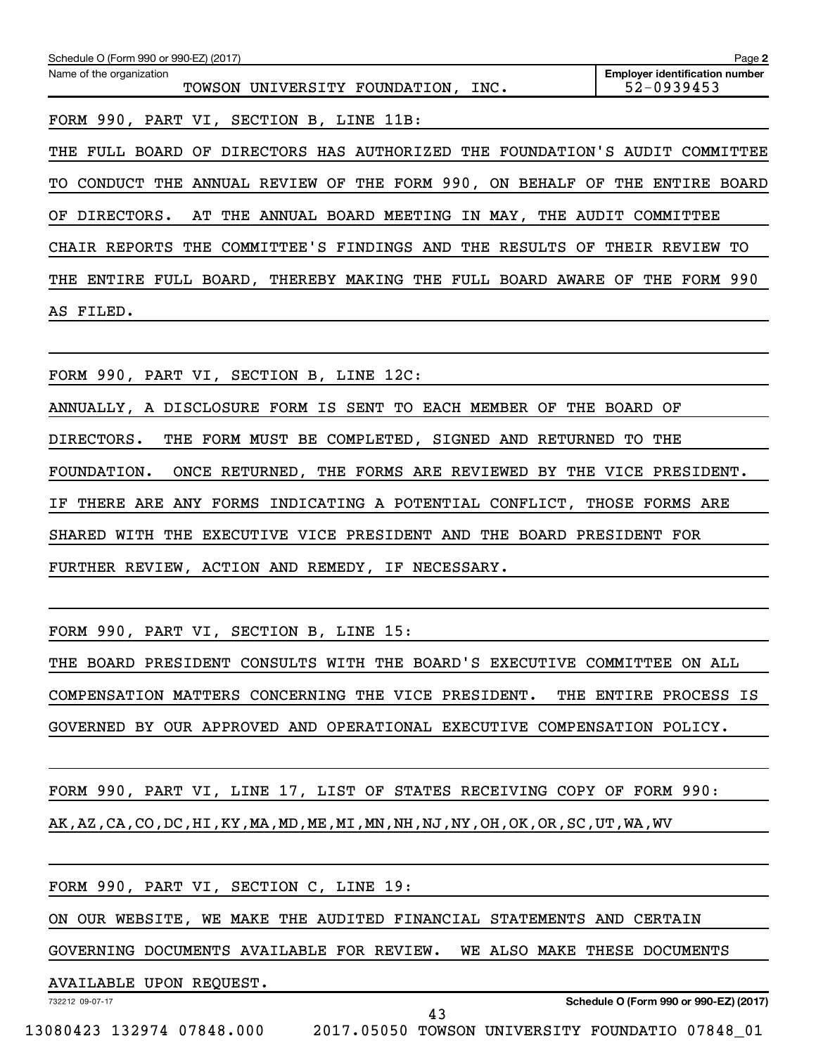Schedule O (Form 990 or 990-EZ) (2017) Page **2**

| Name of the organization | Employer identification number |
|---|---|
| TOWSON UNIVERSITY FOUNDATION, INC. | 52-0939453 |

FORM 990, PART VI, SECTION B, LINE 11B:

THE FULL BOARD OF DIRECTORS HAS AUTHORIZED THE FOUNDATION'S AUDIT COMMITTEE TO CONDUCT THE ANNUAL REVIEW OF THE FORM 990, ON BEHALF OF THE ENTIRE BOARD OF DIRECTORS. AT THE ANNUAL BOARD MEETING IN MAY, THE AUDIT COMMITTEE CHAIR REPORTS THE COMMITTEE'S FINDINGS AND THE RESULTS OF THEIR REVIEW TO THE ENTIRE FULL BOARD, THEREBY MAKING THE FULL BOARD AWARE OF THE FORM 990 AS FILED.

FORM 990, PART VI, SECTION B, LINE 12C:

ANNUALLY, A DISCLOSURE FORM IS SENT TO EACH MEMBER OF THE BOARD OF DIRECTORS. THE FORM MUST BE COMPLETED, SIGNED AND RETURNED TO THE FOUNDATION. ONCE RETURNED, THE FORMS ARE REVIEWED BY THE VICE PRESIDENT. IF THERE ARE ANY FORMS INDICATING A POTENTIAL CONFLICT, THOSE FORMS ARE SHARED WITH THE EXECUTIVE VICE PRESIDENT AND THE BOARD PRESIDENT FOR FURTHER REVIEW, ACTION AND REMEDY, IF NECESSARY.

FORM 990, PART VI, SECTION B, LINE 15:

THE BOARD PRESIDENT CONSULTS WITH THE BOARD'S EXECUTIVE COMMITTEE ON ALL COMPENSATION MATTERS CONCERNING THE VICE PRESIDENT. THE ENTIRE PROCESS IS GOVERNED BY OUR APPROVED AND OPERATIONAL EXECUTIVE COMPENSATION POLICY.

FORM 990, PART VI, LINE 17, LIST OF STATES RECEIVING COPY OF FORM 990:

AK,AZ,CA,CO,DC,HI,KY,MA,MD,ME,MI,MN,NH,NJ,NY,OH,OK,OR,SC,UT,WA,WV

FORM 990, PART VI, SECTION C, LINE 19:

ON OUR WEBSITE, WE MAKE THE AUDITED FINANCIAL STATEMENTS AND CERTAIN GOVERNING DOCUMENTS AVAILABLE FOR REVIEW. WE ALSO MAKE THESE DOCUMENTS AVAILABLE UPON REQUEST.

732212 09-07-17 **Schedule O (Form 990 or 990-EZ) (2017)**

13080423 132974 07848.000 2017.05050 TOWSON UNIVERSITY FOUNDATIO 07848_01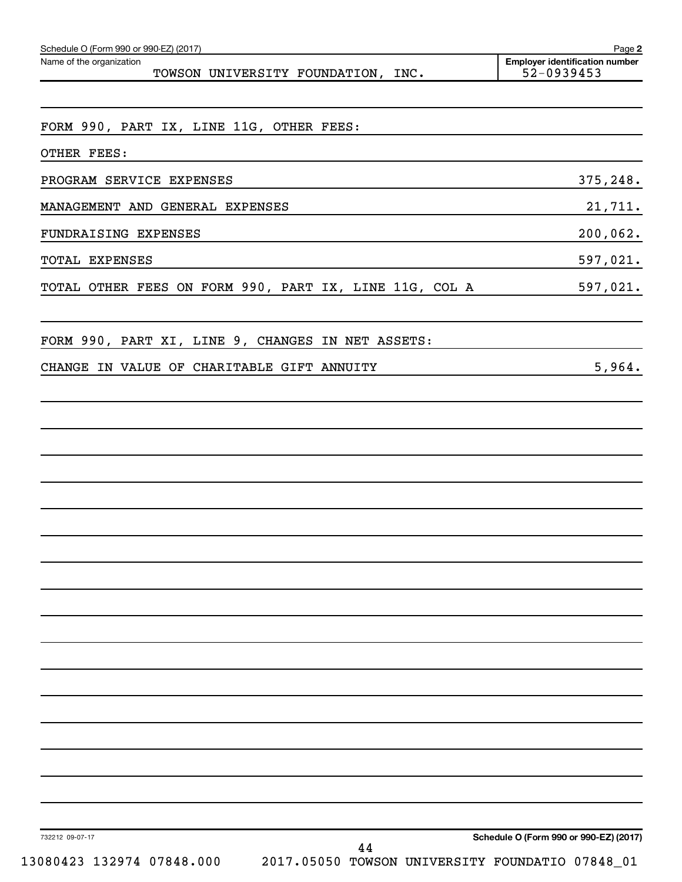Schedule O (Form 990 or 990-EZ) (2017)

Name of the organization: TOWSON UNIVERSITY FOUNDATION, INC.

Employer identification number: 52-0939453

FORM 990, PART IX, LINE 11G, OTHER FEES:

| | |
|---|---|
| OTHER FEES: | |
| PROGRAM SERVICE EXPENSES | 375,248. |
| MANAGEMENT AND GENERAL EXPENSES | 21,711. |
| FUNDRAISING EXPENSES | 200,062. |
| TOTAL EXPENSES | 597,021. |
| TOTAL OTHER FEES ON FORM 990, PART IX, LINE 11G, COL A | 597,021. |

FORM 990, PART XI, LINE 9, CHANGES IN NET ASSETS:

| | |
|---|---|
| CHANGE IN VALUE OF CHARITABLE GIFT ANNUITY | 5,964. |